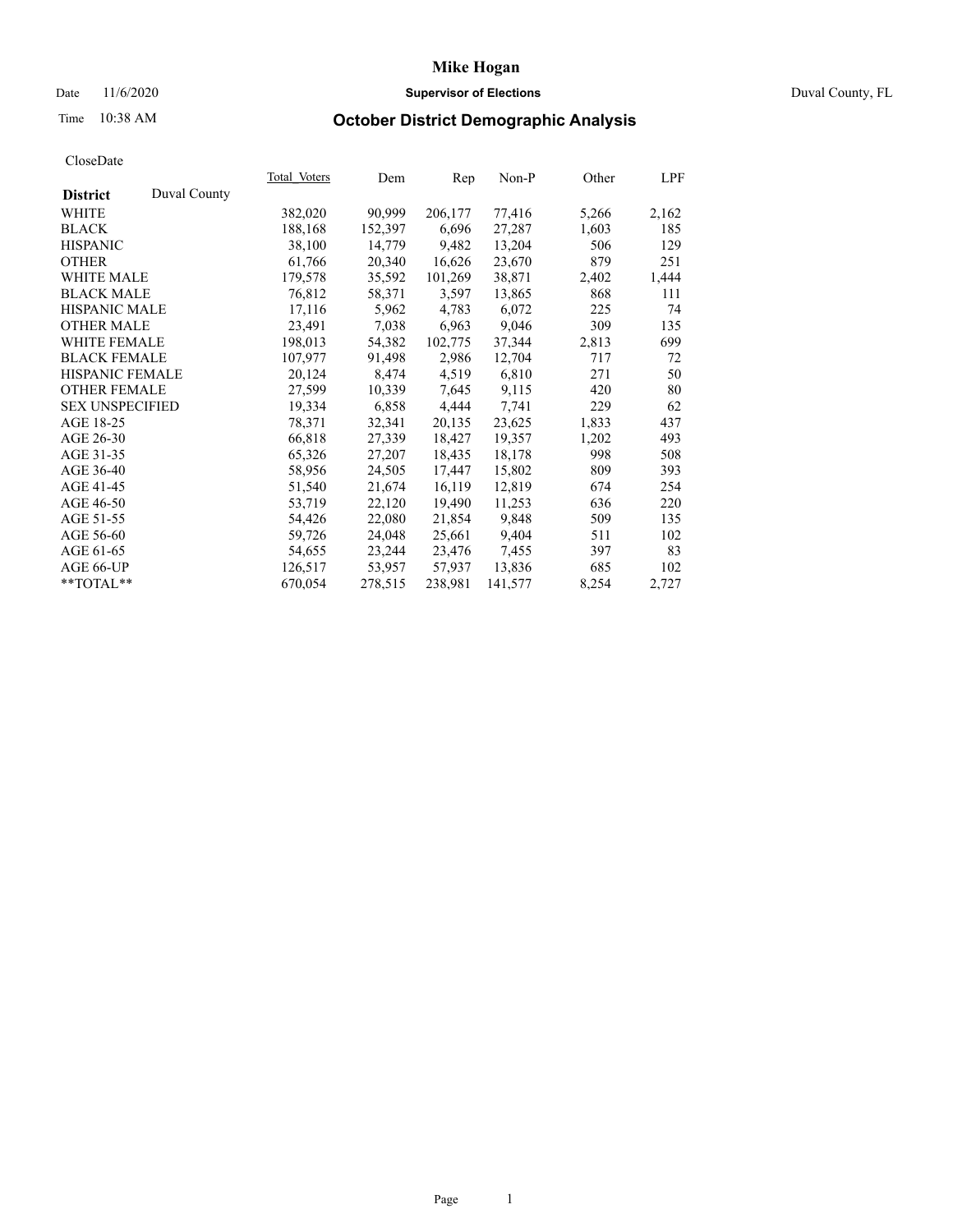# Mike Hogan

Date 11/6/2020 **Supervisor of Elections** Duval County, FL

Time 10:38 AM **October District Demographic Analysis**

CloseDate

| District | Duval County | Total_Voters | Dem | Rep | Non-P | Other | LPF |
|---|---|---|---|---|---|---|---|
| WHITE | | 382,020 | 90,999 | 206,177 | 77,416 | 5,266 | 2,162 |
| BLACK | | 188,168 | 152,397 | 6,696 | 27,287 | 1,603 | 185 |
| HISPANIC | | 38,100 | 14,779 | 9,482 | 13,204 | 506 | 129 |
| OTHER | | 61,766 | 20,340 | 16,626 | 23,670 | 879 | 251 |
| WHITE MALE | | 179,578 | 35,592 | 101,269 | 38,871 | 2,402 | 1,444 |
| BLACK MALE | | 76,812 | 58,371 | 3,597 | 13,865 | 868 | 111 |
| HISPANIC MALE | | 17,116 | 5,962 | 4,783 | 6,072 | 225 | 74 |
| OTHER MALE | | 23,491 | 7,038 | 6,963 | 9,046 | 309 | 135 |
| WHITE FEMALE | | 198,013 | 54,382 | 102,775 | 37,344 | 2,813 | 699 |
| BLACK FEMALE | | 107,977 | 91,498 | 2,986 | 12,704 | 717 | 72 |
| HISPANIC FEMALE | | 20,124 | 8,474 | 4,519 | 6,810 | 271 | 50 |
| OTHER FEMALE | | 27,599 | 10,339 | 7,645 | 9,115 | 420 | 80 |
| SEX UNSPECIFIED | | 19,334 | 6,858 | 4,444 | 7,741 | 229 | 62 |
| AGE 18-25 | | 78,371 | 32,341 | 20,135 | 23,625 | 1,833 | 437 |
| AGE 26-30 | | 66,818 | 27,339 | 18,427 | 19,357 | 1,202 | 493 |
| AGE 31-35 | | 65,326 | 27,207 | 18,435 | 18,178 | 998 | 508 |
| AGE 36-40 | | 58,956 | 24,505 | 17,447 | 15,802 | 809 | 393 |
| AGE 41-45 | | 51,540 | 21,674 | 16,119 | 12,819 | 674 | 254 |
| AGE 46-50 | | 53,719 | 22,120 | 19,490 | 11,253 | 636 | 220 |
| AGE 51-55 | | 54,426 | 22,080 | 21,854 | 9,848 | 509 | 135 |
| AGE 56-60 | | 59,726 | 24,048 | 25,661 | 9,404 | 511 | 102 |
| AGE 61-65 | | 54,655 | 23,244 | 23,476 | 7,455 | 397 | 83 |
| AGE 66-UP | | 126,517 | 53,957 | 57,937 | 13,836 | 685 | 102 |
| **TOTAL** | | 670,054 | 278,515 | 238,981 | 141,577 | 8,254 | 2,727 |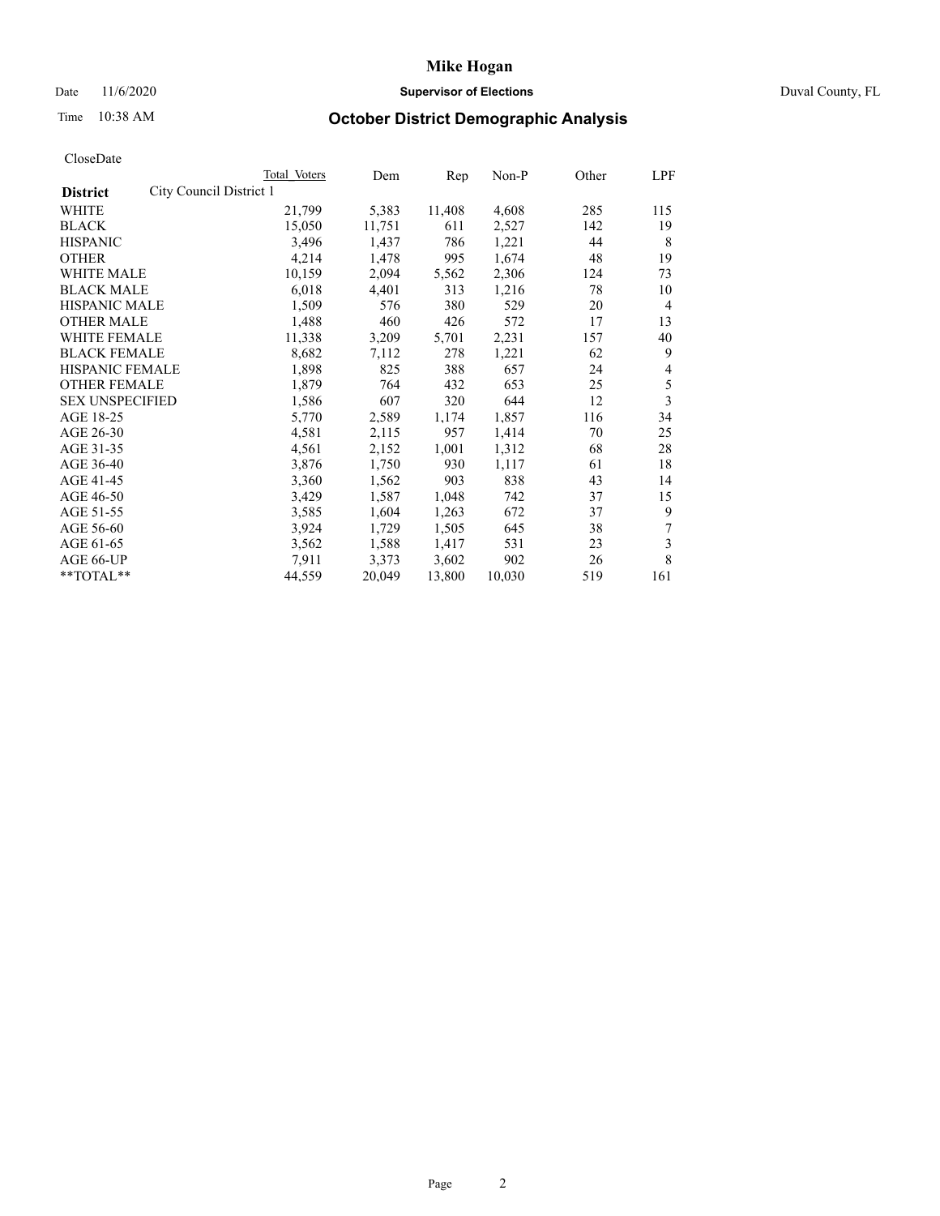# Mike Hogan

Date 11/6/2020 **Supervisor of Elections** Duval County, FL

Time 10:38 AM **October District Demographic Analysis**

CloseDate

| District | City Council District 1 | Total Voters | Dem | Rep | Non-P | Other | LPF |
|---|---|---|---|---|---|---|---|
| WHITE | | 21,799 | 5,383 | 11,408 | 4,608 | 285 | 115 |
| BLACK | | 15,050 | 11,751 | 611 | 2,527 | 142 | 19 |
| HISPANIC | | 3,496 | 1,437 | 786 | 1,221 | 44 | 8 |
| OTHER | | 4,214 | 1,478 | 995 | 1,674 | 48 | 19 |
| WHITE MALE | | 10,159 | 2,094 | 5,562 | 2,306 | 124 | 73 |
| BLACK MALE | | 6,018 | 4,401 | 313 | 1,216 | 78 | 10 |
| HISPANIC MALE | | 1,509 | 576 | 380 | 529 | 20 | 4 |
| OTHER MALE | | 1,488 | 460 | 426 | 572 | 17 | 13 |
| WHITE FEMALE | | 11,338 | 3,209 | 5,701 | 2,231 | 157 | 40 |
| BLACK FEMALE | | 8,682 | 7,112 | 278 | 1,221 | 62 | 9 |
| HISPANIC FEMALE | | 1,898 | 825 | 388 | 657 | 24 | 4 |
| OTHER FEMALE | | 1,879 | 764 | 432 | 653 | 25 | 5 |
| SEX UNSPECIFIED | | 1,586 | 607 | 320 | 644 | 12 | 3 |
| AGE 18-25 | | 5,770 | 2,589 | 1,174 | 1,857 | 116 | 34 |
| AGE 26-30 | | 4,581 | 2,115 | 957 | 1,414 | 70 | 25 |
| AGE 31-35 | | 4,561 | 2,152 | 1,001 | 1,312 | 68 | 28 |
| AGE 36-40 | | 3,876 | 1,750 | 930 | 1,117 | 61 | 18 |
| AGE 41-45 | | 3,360 | 1,562 | 903 | 838 | 43 | 14 |
| AGE 46-50 | | 3,429 | 1,587 | 1,048 | 742 | 37 | 15 |
| AGE 51-55 | | 3,585 | 1,604 | 1,263 | 672 | 37 | 9 |
| AGE 56-60 | | 3,924 | 1,729 | 1,505 | 645 | 38 | 7 |
| AGE 61-65 | | 3,562 | 1,588 | 1,417 | 531 | 23 | 3 |
| AGE 66-UP | | 7,911 | 3,373 | 3,602 | 902 | 26 | 8 |
| **TOTAL** | | 44,559 | 20,049 | 13,800 | 10,030 | 519 | 161 |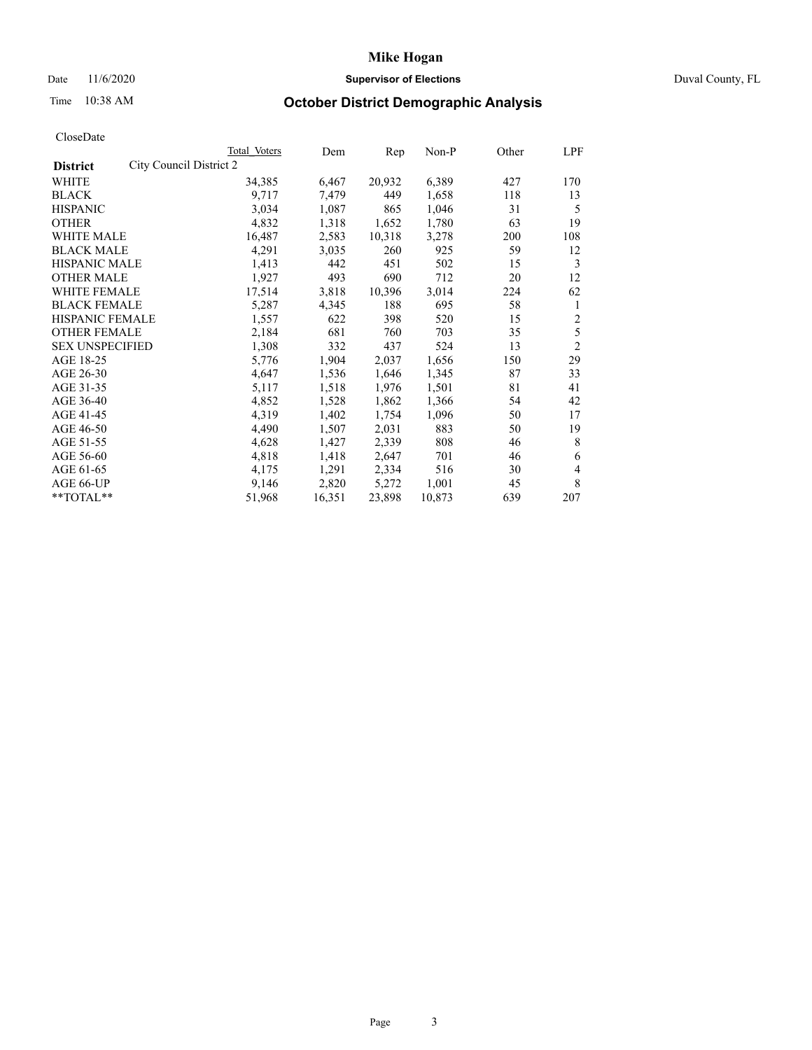# Mike Hogan

Date 11/6/2020 **Supervisor of Elections** Duval County, FL

Time 10:38 AM **October District Demographic Analysis**

CloseDate

| **District** | City Council District 2 | Total Voters | Dem | Rep | Non-P | Other | LPF |
|---|---|---|---|---|---|---|---|
| WHITE | | 34,385 | 6,467 | 20,932 | 6,389 | 427 | 170 |
| BLACK | | 9,717 | 7,479 | 449 | 1,658 | 118 | 13 |
| HISPANIC | | 3,034 | 1,087 | 865 | 1,046 | 31 | 5 |
| OTHER | | 4,832 | 1,318 | 1,652 | 1,780 | 63 | 19 |
| WHITE MALE | | 16,487 | 2,583 | 10,318 | 3,278 | 200 | 108 |
| BLACK MALE | | 4,291 | 3,035 | 260 | 925 | 59 | 12 |
| HISPANIC MALE | | 1,413 | 442 | 451 | 502 | 15 | 3 |
| OTHER MALE | | 1,927 | 493 | 690 | 712 | 20 | 12 |
| WHITE FEMALE | | 17,514 | 3,818 | 10,396 | 3,014 | 224 | 62 |
| BLACK FEMALE | | 5,287 | 4,345 | 188 | 695 | 58 | 1 |
| HISPANIC FEMALE | | 1,557 | 622 | 398 | 520 | 15 | 2 |
| OTHER FEMALE | | 2,184 | 681 | 760 | 703 | 35 | 5 |
| SEX UNSPECIFIED | | 1,308 | 332 | 437 | 524 | 13 | 2 |
| AGE 18-25 | | 5,776 | 1,904 | 2,037 | 1,656 | 150 | 29 |
| AGE 26-30 | | 4,647 | 1,536 | 1,646 | 1,345 | 87 | 33 |
| AGE 31-35 | | 5,117 | 1,518 | 1,976 | 1,501 | 81 | 41 |
| AGE 36-40 | | 4,852 | 1,528 | 1,862 | 1,366 | 54 | 42 |
| AGE 41-45 | | 4,319 | 1,402 | 1,754 | 1,096 | 50 | 17 |
| AGE 46-50 | | 4,490 | 1,507 | 2,031 | 883 | 50 | 19 |
| AGE 51-55 | | 4,628 | 1,427 | 2,339 | 808 | 46 | 8 |
| AGE 56-60 | | 4,818 | 1,418 | 2,647 | 701 | 46 | 6 |
| AGE 61-65 | | 4,175 | 1,291 | 2,334 | 516 | 30 | 4 |
| AGE 66-UP | | 9,146 | 2,820 | 5,272 | 1,001 | 45 | 8 |
| **TOTAL** | | 51,968 | 16,351 | 23,898 | 10,873 | 639 | 207 |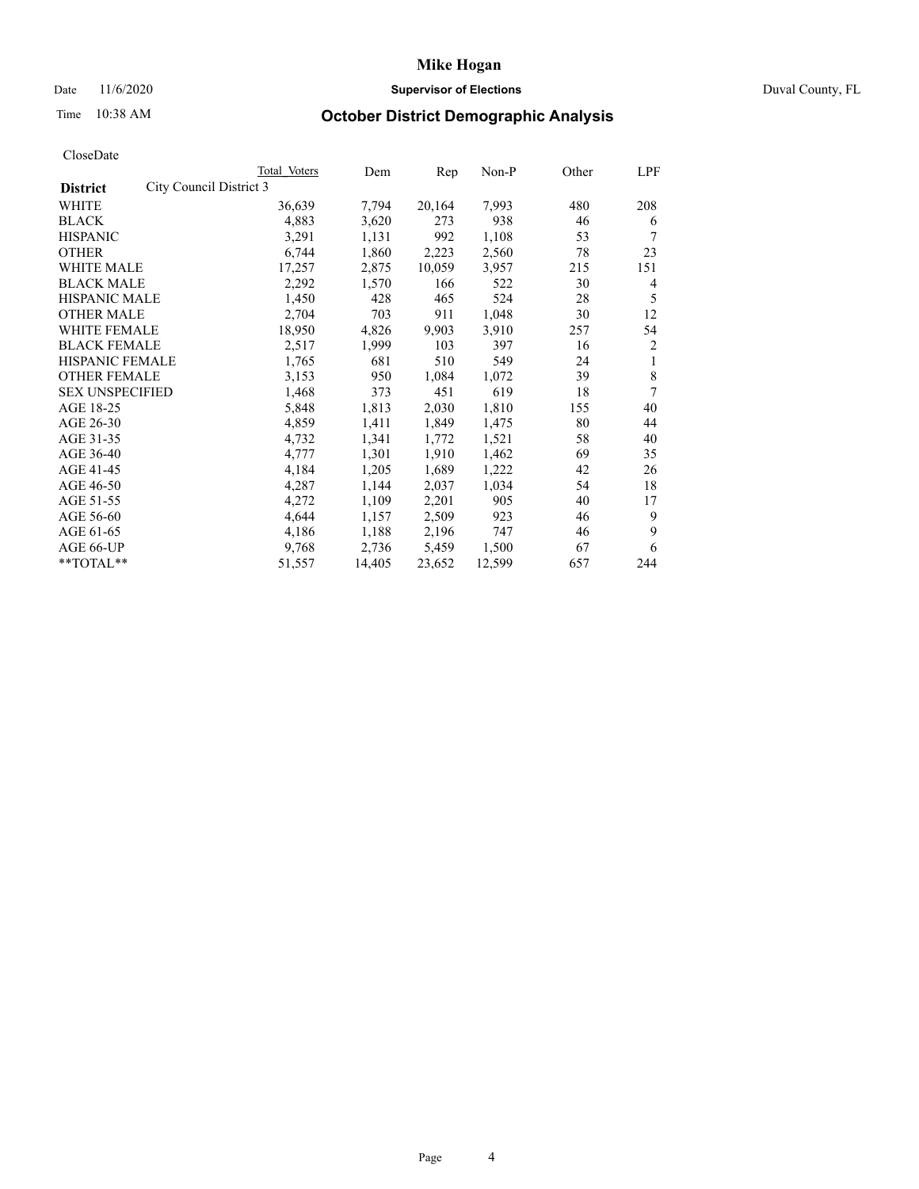# Mike Hogan

Date 11/6/2020 **Supervisor of Elections** Duval County, FL

Time 10:38 AM **October District Demographic Analysis**

CloseDate

| **District** | Total Voters | Dem | Rep | Non-P | Other | LPF |
|---|---|---|---|---|---|---|
| City Council District 3 | | | | | | |
| WHITE | 36,639 | 7,794 | 20,164 | 7,993 | 480 | 208 |
| BLACK | 4,883 | 3,620 | 273 | 938 | 46 | 6 |
| HISPANIC | 3,291 | 1,131 | 992 | 1,108 | 53 | 7 |
| OTHER | 6,744 | 1,860 | 2,223 | 2,560 | 78 | 23 |
| WHITE MALE | 17,257 | 2,875 | 10,059 | 3,957 | 215 | 151 |
| BLACK MALE | 2,292 | 1,570 | 166 | 522 | 30 | 4 |
| HISPANIC MALE | 1,450 | 428 | 465 | 524 | 28 | 5 |
| OTHER MALE | 2,704 | 703 | 911 | 1,048 | 30 | 12 |
| WHITE FEMALE | 18,950 | 4,826 | 9,903 | 3,910 | 257 | 54 |
| BLACK FEMALE | 2,517 | 1,999 | 103 | 397 | 16 | 2 |
| HISPANIC FEMALE | 1,765 | 681 | 510 | 549 | 24 | 1 |
| OTHER FEMALE | 3,153 | 950 | 1,084 | 1,072 | 39 | 8 |
| SEX UNSPECIFIED | 1,468 | 373 | 451 | 619 | 18 | 7 |
| AGE 18-25 | 5,848 | 1,813 | 2,030 | 1,810 | 155 | 40 |
| AGE 26-30 | 4,859 | 1,411 | 1,849 | 1,475 | 80 | 44 |
| AGE 31-35 | 4,732 | 1,341 | 1,772 | 1,521 | 58 | 40 |
| AGE 36-40 | 4,777 | 1,301 | 1,910 | 1,462 | 69 | 35 |
| AGE 41-45 | 4,184 | 1,205 | 1,689 | 1,222 | 42 | 26 |
| AGE 46-50 | 4,287 | 1,144 | 2,037 | 1,034 | 54 | 18 |
| AGE 51-55 | 4,272 | 1,109 | 2,201 | 905 | 40 | 17 |
| AGE 56-60 | 4,644 | 1,157 | 2,509 | 923 | 46 | 9 |
| AGE 61-65 | 4,186 | 1,188 | 2,196 | 747 | 46 | 9 |
| AGE 66-UP | 9,768 | 2,736 | 5,459 | 1,500 | 67 | 6 |
| **TOTAL** | 51,557 | 14,405 | 23,652 | 12,599 | 657 | 244 |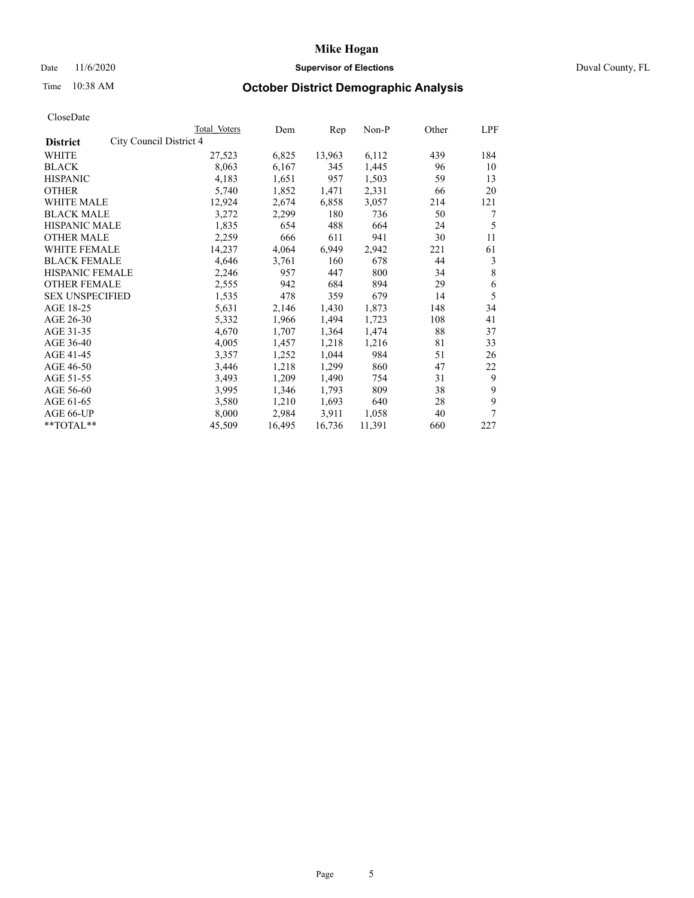Date 11/6/2020

Time 10:38 AM

# Mike Hogan

**Supervisor of Elections**

Duval County, FL

## October District Demographic Analysis

CloseDate

| **District** | City Council District 4 | Total Voters | Dem | Rep | Non-P | Other | LPF |
|---|---|---|---|---|---|---|---|
| WHITE | | 27,523 | 6,825 | 13,963 | 6,112 | 439 | 184 |
| BLACK | | 8,063 | 6,167 | 345 | 1,445 | 96 | 10 |
| HISPANIC | | 4,183 | 1,651 | 957 | 1,503 | 59 | 13 |
| OTHER | | 5,740 | 1,852 | 1,471 | 2,331 | 66 | 20 |
| WHITE MALE | | 12,924 | 2,674 | 6,858 | 3,057 | 214 | 121 |
| BLACK MALE | | 3,272 | 2,299 | 180 | 736 | 50 | 7 |
| HISPANIC MALE | | 1,835 | 654 | 488 | 664 | 24 | 5 |
| OTHER MALE | | 2,259 | 666 | 611 | 941 | 30 | 11 |
| WHITE FEMALE | | 14,237 | 4,064 | 6,949 | 2,942 | 221 | 61 |
| BLACK FEMALE | | 4,646 | 3,761 | 160 | 678 | 44 | 3 |
| HISPANIC FEMALE | | 2,246 | 957 | 447 | 800 | 34 | 8 |
| OTHER FEMALE | | 2,555 | 942 | 684 | 894 | 29 | 6 |
| SEX UNSPECIFIED | | 1,535 | 478 | 359 | 679 | 14 | 5 |
| AGE 18-25 | | 5,631 | 2,146 | 1,430 | 1,873 | 148 | 34 |
| AGE 26-30 | | 5,332 | 1,966 | 1,494 | 1,723 | 108 | 41 |
| AGE 31-35 | | 4,670 | 1,707 | 1,364 | 1,474 | 88 | 37 |
| AGE 36-40 | | 4,005 | 1,457 | 1,218 | 1,216 | 81 | 33 |
| AGE 41-45 | | 3,357 | 1,252 | 1,044 | 984 | 51 | 26 |
| AGE 46-50 | | 3,446 | 1,218 | 1,299 | 860 | 47 | 22 |
| AGE 51-55 | | 3,493 | 1,209 | 1,490 | 754 | 31 | 9 |
| AGE 56-60 | | 3,995 | 1,346 | 1,793 | 809 | 38 | 9 |
| AGE 61-65 | | 3,580 | 1,210 | 1,693 | 640 | 28 | 9 |
| AGE 66-UP | | 8,000 | 2,984 | 3,911 | 1,058 | 40 | 7 |
| **TOTAL** | | 45,509 | 16,495 | 16,736 | 11,391 | 660 | 227 |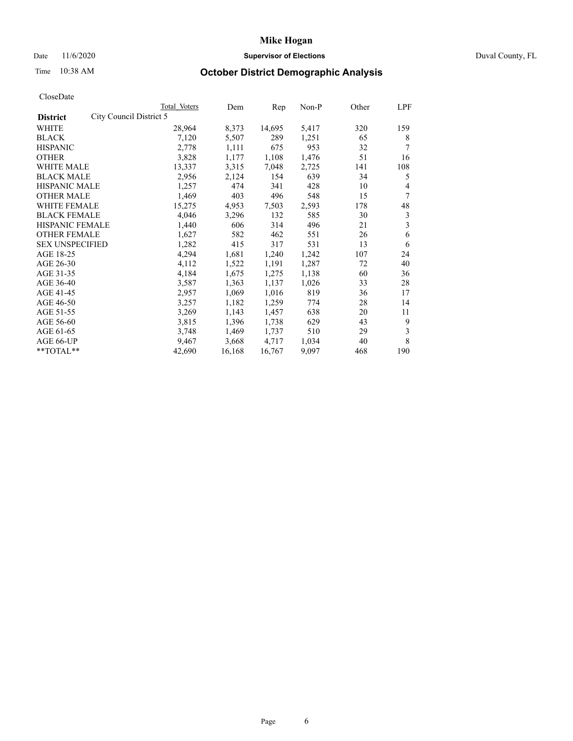# Mike Hogan

Date 11/6/2020 **Supervisor of Elections** Duval County, FL

Time 10:38 AM **October District Demographic Analysis**

CloseDate

| District | Total Voters | Dem | Rep | Non-P | Other | LPF |
|---|---|---|---|---|---|---|
| City Council District 5 | | | | | | |
| WHITE | 28,964 | 8,373 | 14,695 | 5,417 | 320 | 159 |
| BLACK | 7,120 | 5,507 | 289 | 1,251 | 65 | 8 |
| HISPANIC | 2,778 | 1,111 | 675 | 953 | 32 | 7 |
| OTHER | 3,828 | 1,177 | 1,108 | 1,476 | 51 | 16 |
| WHITE MALE | 13,337 | 3,315 | 7,048 | 2,725 | 141 | 108 |
| BLACK MALE | 2,956 | 2,124 | 154 | 639 | 34 | 5 |
| HISPANIC MALE | 1,257 | 474 | 341 | 428 | 10 | 4 |
| OTHER MALE | 1,469 | 403 | 496 | 548 | 15 | 7 |
| WHITE FEMALE | 15,275 | 4,953 | 7,503 | 2,593 | 178 | 48 |
| BLACK FEMALE | 4,046 | 3,296 | 132 | 585 | 30 | 3 |
| HISPANIC FEMALE | 1,440 | 606 | 314 | 496 | 21 | 3 |
| OTHER FEMALE | 1,627 | 582 | 462 | 551 | 26 | 6 |
| SEX UNSPECIFIED | 1,282 | 415 | 317 | 531 | 13 | 6 |
| AGE 18-25 | 4,294 | 1,681 | 1,240 | 1,242 | 107 | 24 |
| AGE 26-30 | 4,112 | 1,522 | 1,191 | 1,287 | 72 | 40 |
| AGE 31-35 | 4,184 | 1,675 | 1,275 | 1,138 | 60 | 36 |
| AGE 36-40 | 3,587 | 1,363 | 1,137 | 1,026 | 33 | 28 |
| AGE 41-45 | 2,957 | 1,069 | 1,016 | 819 | 36 | 17 |
| AGE 46-50 | 3,257 | 1,182 | 1,259 | 774 | 28 | 14 |
| AGE 51-55 | 3,269 | 1,143 | 1,457 | 638 | 20 | 11 |
| AGE 56-60 | 3,815 | 1,396 | 1,738 | 629 | 43 | 9 |
| AGE 61-65 | 3,748 | 1,469 | 1,737 | 510 | 29 | 3 |
| AGE 66-UP | 9,467 | 3,668 | 4,717 | 1,034 | 40 | 8 |
| **TOTAL** | 42,690 | 16,168 | 16,767 | 9,097 | 468 | 190 |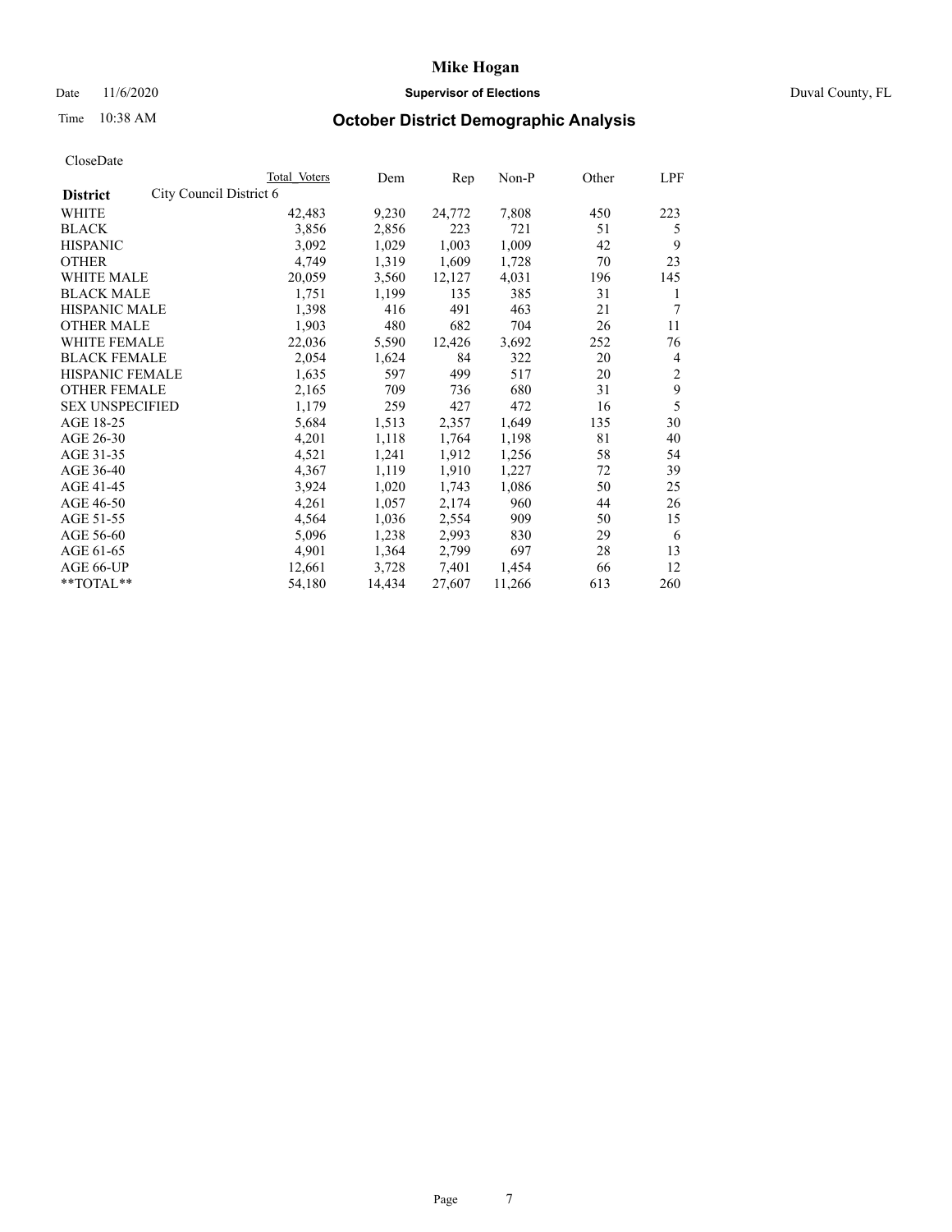# Mike Hogan

Date 11/6/2020 **Supervisor of Elections** Duval County, FL

Time 10:38 AM

## October District Demographic Analysis

CloseDate

| **District** | Total Voters | Dem | Rep | Non-P | Other | LPF |
|---|---|---|---|---|---|---|
| City Council District 6 | | | | | | |
| WHITE | 42,483 | 9,230 | 24,772 | 7,808 | 450 | 223 |
| BLACK | 3,856 | 2,856 | 223 | 721 | 51 | 5 |
| HISPANIC | 3,092 | 1,029 | 1,003 | 1,009 | 42 | 9 |
| OTHER | 4,749 | 1,319 | 1,609 | 1,728 | 70 | 23 |
| WHITE MALE | 20,059 | 3,560 | 12,127 | 4,031 | 196 | 145 |
| BLACK MALE | 1,751 | 1,199 | 135 | 385 | 31 | 1 |
| HISPANIC MALE | 1,398 | 416 | 491 | 463 | 21 | 7 |
| OTHER MALE | 1,903 | 480 | 682 | 704 | 26 | 11 |
| WHITE FEMALE | 22,036 | 5,590 | 12,426 | 3,692 | 252 | 76 |
| BLACK FEMALE | 2,054 | 1,624 | 84 | 322 | 20 | 4 |
| HISPANIC FEMALE | 1,635 | 597 | 499 | 517 | 20 | 2 |
| OTHER FEMALE | 2,165 | 709 | 736 | 680 | 31 | 9 |
| SEX UNSPECIFIED | 1,179 | 259 | 427 | 472 | 16 | 5 |
| AGE 18-25 | 5,684 | 1,513 | 2,357 | 1,649 | 135 | 30 |
| AGE 26-30 | 4,201 | 1,118 | 1,764 | 1,198 | 81 | 40 |
| AGE 31-35 | 4,521 | 1,241 | 1,912 | 1,256 | 58 | 54 |
| AGE 36-40 | 4,367 | 1,119 | 1,910 | 1,227 | 72 | 39 |
| AGE 41-45 | 3,924 | 1,020 | 1,743 | 1,086 | 50 | 25 |
| AGE 46-50 | 4,261 | 1,057 | 2,174 | 960 | 44 | 26 |
| AGE 51-55 | 4,564 | 1,036 | 2,554 | 909 | 50 | 15 |
| AGE 56-60 | 5,096 | 1,238 | 2,993 | 830 | 29 | 6 |
| AGE 61-65 | 4,901 | 1,364 | 2,799 | 697 | 28 | 13 |
| AGE 66-UP | 12,661 | 3,728 | 7,401 | 1,454 | 66 | 12 |
| **TOTAL** | 54,180 | 14,434 | 27,607 | 11,266 | 613 | 260 |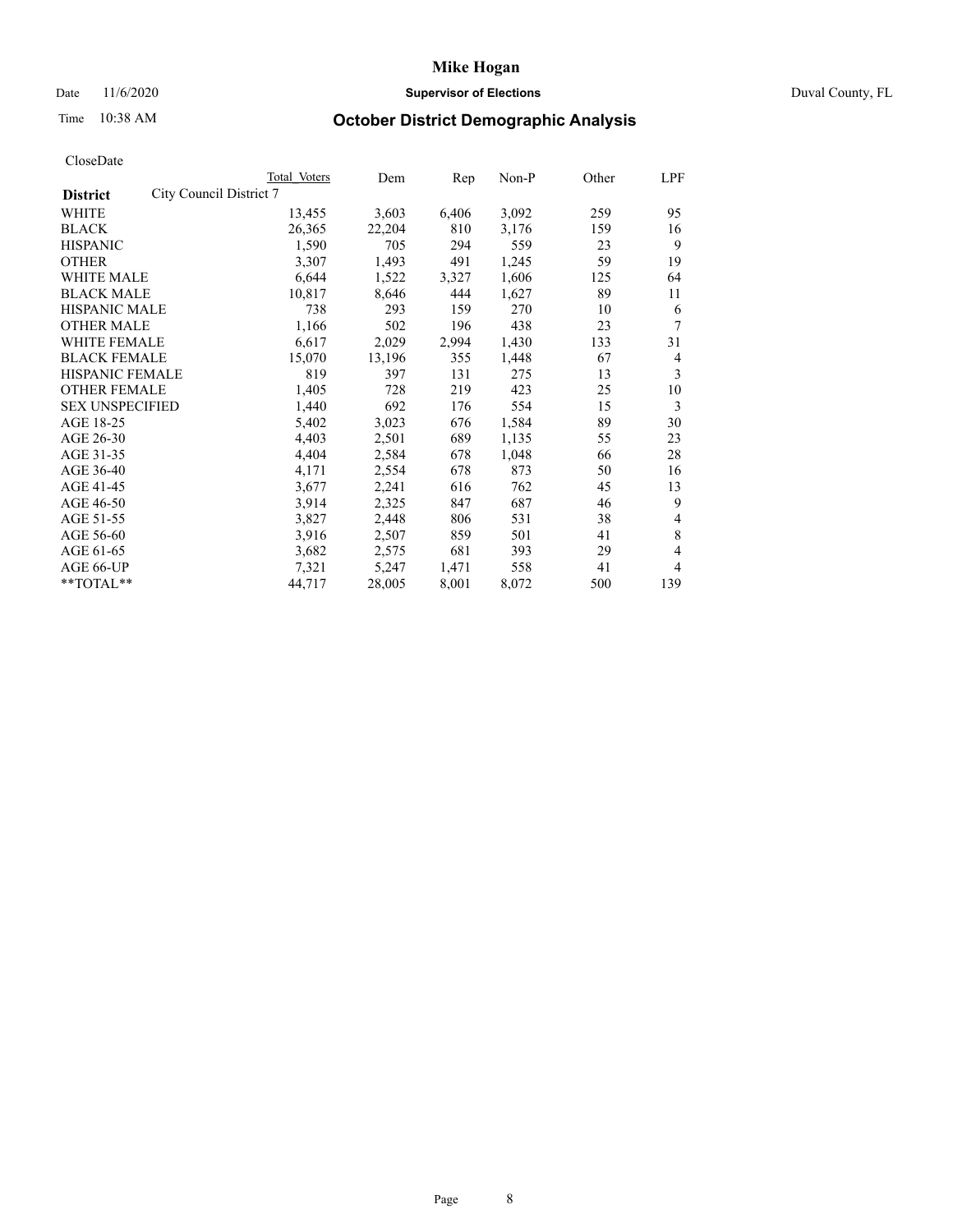# Mike Hogan

Date 11/6/2020 **Supervisor of Elections** Duval County, FL

Time 10:38 AM **October District Demographic Analysis**

CloseDate

| **District** | City Council District 7 | Total Voters | Dem | Rep | Non-P | Other | LPF |
|---|---|---|---|---|---|---|---|
| WHITE | | 13,455 | 3,603 | 6,406 | 3,092 | 259 | 95 |
| BLACK | | 26,365 | 22,204 | 810 | 3,176 | 159 | 16 |
| HISPANIC | | 1,590 | 705 | 294 | 559 | 23 | 9 |
| OTHER | | 3,307 | 1,493 | 491 | 1,245 | 59 | 19 |
| WHITE MALE | | 6,644 | 1,522 | 3,327 | 1,606 | 125 | 64 |
| BLACK MALE | | 10,817 | 8,646 | 444 | 1,627 | 89 | 11 |
| HISPANIC MALE | | 738 | 293 | 159 | 270 | 10 | 6 |
| OTHER MALE | | 1,166 | 502 | 196 | 438 | 23 | 7 |
| WHITE FEMALE | | 6,617 | 2,029 | 2,994 | 1,430 | 133 | 31 |
| BLACK FEMALE | | 15,070 | 13,196 | 355 | 1,448 | 67 | 4 |
| HISPANIC FEMALE | | 819 | 397 | 131 | 275 | 13 | 3 |
| OTHER FEMALE | | 1,405 | 728 | 219 | 423 | 25 | 10 |
| SEX UNSPECIFIED | | 1,440 | 692 | 176 | 554 | 15 | 3 |
| AGE 18-25 | | 5,402 | 3,023 | 676 | 1,584 | 89 | 30 |
| AGE 26-30 | | 4,403 | 2,501 | 689 | 1,135 | 55 | 23 |
| AGE 31-35 | | 4,404 | 2,584 | 678 | 1,048 | 66 | 28 |
| AGE 36-40 | | 4,171 | 2,554 | 678 | 873 | 50 | 16 |
| AGE 41-45 | | 3,677 | 2,241 | 616 | 762 | 45 | 13 |
| AGE 46-50 | | 3,914 | 2,325 | 847 | 687 | 46 | 9 |
| AGE 51-55 | | 3,827 | 2,448 | 806 | 531 | 38 | 4 |
| AGE 56-60 | | 3,916 | 2,507 | 859 | 501 | 41 | 8 |
| AGE 61-65 | | 3,682 | 2,575 | 681 | 393 | 29 | 4 |
| AGE 66-UP | | 7,321 | 5,247 | 1,471 | 558 | 41 | 4 |
| **TOTAL** | | 44,717 | 28,005 | 8,001 | 8,072 | 500 | 139 |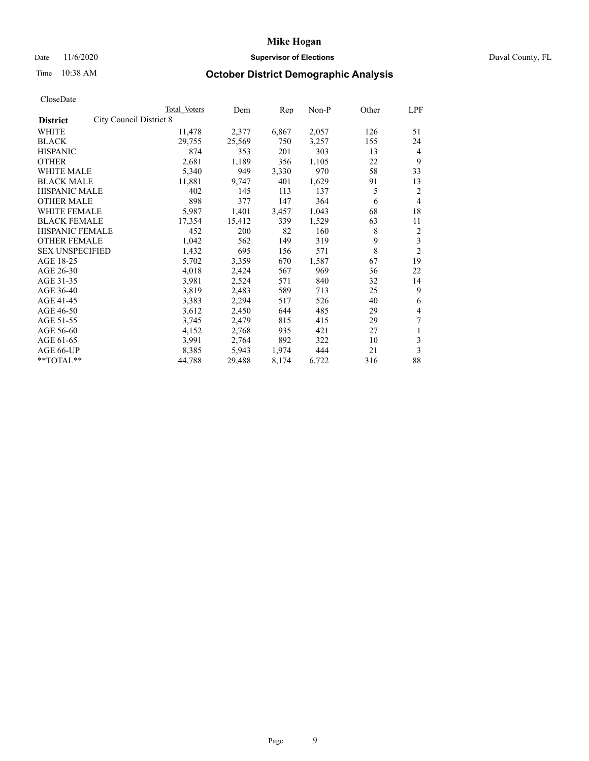# Mike Hogan

Date 11/6/2020 **Supervisor of Elections** Duval County, FL

Time 10:38 AM **October District Demographic Analysis**

CloseDate

| **District** City Council District 8 | Total Voters | Dem | Rep | Non-P | Other | LPF |
|---|---|---|---|---|---|---|
| WHITE | 11,478 | 2,377 | 6,867 | 2,057 | 126 | 51 |
| BLACK | 29,755 | 25,569 | 750 | 3,257 | 155 | 24 |
| HISPANIC | 874 | 353 | 201 | 303 | 13 | 4 |
| OTHER | 2,681 | 1,189 | 356 | 1,105 | 22 | 9 |
| WHITE MALE | 5,340 | 949 | 3,330 | 970 | 58 | 33 |
| BLACK MALE | 11,881 | 9,747 | 401 | 1,629 | 91 | 13 |
| HISPANIC MALE | 402 | 145 | 113 | 137 | 5 | 2 |
| OTHER MALE | 898 | 377 | 147 | 364 | 6 | 4 |
| WHITE FEMALE | 5,987 | 1,401 | 3,457 | 1,043 | 68 | 18 |
| BLACK FEMALE | 17,354 | 15,412 | 339 | 1,529 | 63 | 11 |
| HISPANIC FEMALE | 452 | 200 | 82 | 160 | 8 | 2 |
| OTHER FEMALE | 1,042 | 562 | 149 | 319 | 9 | 3 |
| SEX UNSPECIFIED | 1,432 | 695 | 156 | 571 | 8 | 2 |
| AGE 18-25 | 5,702 | 3,359 | 670 | 1,587 | 67 | 19 |
| AGE 26-30 | 4,018 | 2,424 | 567 | 969 | 36 | 22 |
| AGE 31-35 | 3,981 | 2,524 | 571 | 840 | 32 | 14 |
| AGE 36-40 | 3,819 | 2,483 | 589 | 713 | 25 | 9 |
| AGE 41-45 | 3,383 | 2,294 | 517 | 526 | 40 | 6 |
| AGE 46-50 | 3,612 | 2,450 | 644 | 485 | 29 | 4 |
| AGE 51-55 | 3,745 | 2,479 | 815 | 415 | 29 | 7 |
| AGE 56-60 | 4,152 | 2,768 | 935 | 421 | 27 | 1 |
| AGE 61-65 | 3,991 | 2,764 | 892 | 322 | 10 | 3 |
| AGE 66-UP | 8,385 | 5,943 | 1,974 | 444 | 21 | 3 |
| **TOTAL** | 44,788 | 29,488 | 8,174 | 6,722 | 316 | 88 |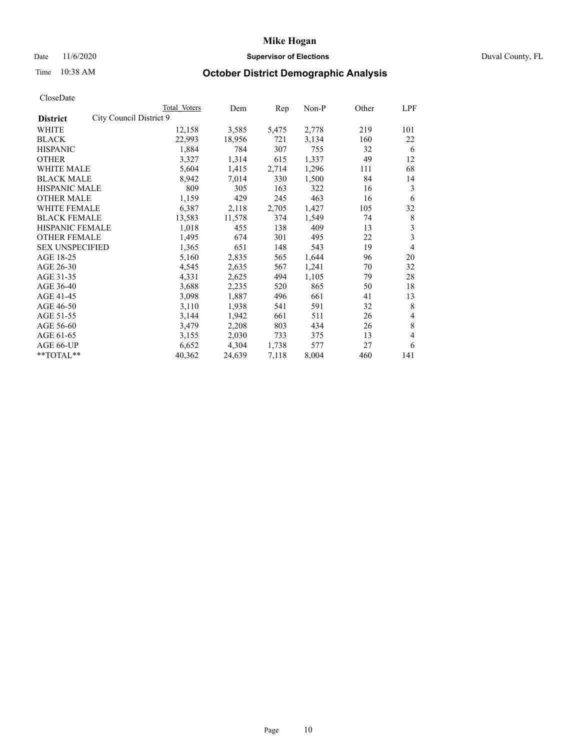# Mike Hogan

Date 11/6/2020 **Supervisor of Elections** Duval County, FL

Time 10:38 AM **October District Demographic Analysis**

CloseDate

| **District** City Council District 9 | Total Voters | Dem | Rep | Non-P | Other | LPF |
|---|---|---|---|---|---|---|
| WHITE | 12,158 | 3,585 | 5,475 | 2,778 | 219 | 101 |
| BLACK | 22,993 | 18,956 | 721 | 3,134 | 160 | 22 |
| HISPANIC | 1,884 | 784 | 307 | 755 | 32 | 6 |
| OTHER | 3,327 | 1,314 | 615 | 1,337 | 49 | 12 |
| WHITE MALE | 5,604 | 1,415 | 2,714 | 1,296 | 111 | 68 |
| BLACK MALE | 8,942 | 7,014 | 330 | 1,500 | 84 | 14 |
| HISPANIC MALE | 809 | 305 | 163 | 322 | 16 | 3 |
| OTHER MALE | 1,159 | 429 | 245 | 463 | 16 | 6 |
| WHITE FEMALE | 6,387 | 2,118 | 2,705 | 1,427 | 105 | 32 |
| BLACK FEMALE | 13,583 | 11,578 | 374 | 1,549 | 74 | 8 |
| HISPANIC FEMALE | 1,018 | 455 | 138 | 409 | 13 | 3 |
| OTHER FEMALE | 1,495 | 674 | 301 | 495 | 22 | 3 |
| SEX UNSPECIFIED | 1,365 | 651 | 148 | 543 | 19 | 4 |
| AGE 18-25 | 5,160 | 2,835 | 565 | 1,644 | 96 | 20 |
| AGE 26-30 | 4,545 | 2,635 | 567 | 1,241 | 70 | 32 |
| AGE 31-35 | 4,331 | 2,625 | 494 | 1,105 | 79 | 28 |
| AGE 36-40 | 3,688 | 2,235 | 520 | 865 | 50 | 18 |
| AGE 41-45 | 3,098 | 1,887 | 496 | 661 | 41 | 13 |
| AGE 46-50 | 3,110 | 1,938 | 541 | 591 | 32 | 8 |
| AGE 51-55 | 3,144 | 1,942 | 661 | 511 | 26 | 4 |
| AGE 56-60 | 3,479 | 2,208 | 803 | 434 | 26 | 8 |
| AGE 61-65 | 3,155 | 2,030 | 733 | 375 | 13 | 4 |
| AGE 66-UP | 6,652 | 4,304 | 1,738 | 577 | 27 | 6 |
| **TOTAL** | 40,362 | 24,639 | 7,118 | 8,004 | 460 | 141 |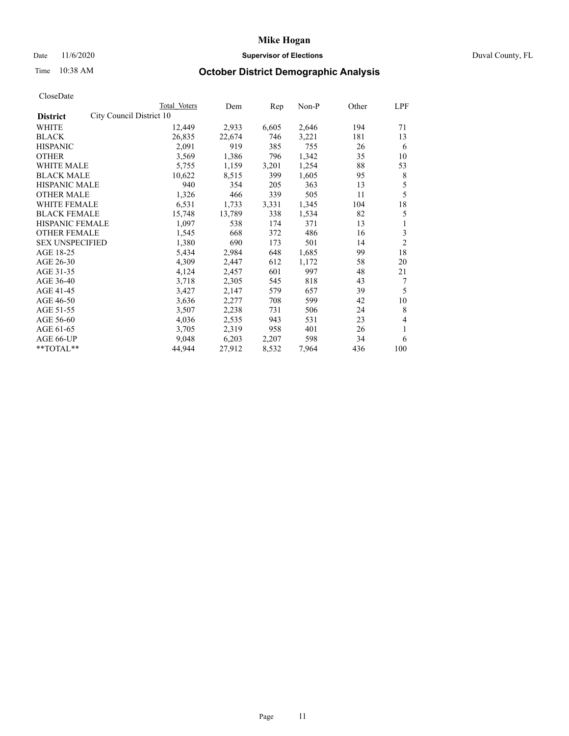# Mike Hogan

Date 11/6/2020 **Supervisor of Elections** Duval County, FL

Time 10:38 AM **October District Demographic Analysis**

CloseDate

| **District** City Council District 10 | Total Voters | Dem | Rep | Non-P | Other | LPF |
|---|---|---|---|---|---|---|
| WHITE | 12,449 | 2,933 | 6,605 | 2,646 | 194 | 71 |
| BLACK | 26,835 | 22,674 | 746 | 3,221 | 181 | 13 |
| HISPANIC | 2,091 | 919 | 385 | 755 | 26 | 6 |
| OTHER | 3,569 | 1,386 | 796 | 1,342 | 35 | 10 |
| WHITE MALE | 5,755 | 1,159 | 3,201 | 1,254 | 88 | 53 |
| BLACK MALE | 10,622 | 8,515 | 399 | 1,605 | 95 | 8 |
| HISPANIC MALE | 940 | 354 | 205 | 363 | 13 | 5 |
| OTHER MALE | 1,326 | 466 | 339 | 505 | 11 | 5 |
| WHITE FEMALE | 6,531 | 1,733 | 3,331 | 1,345 | 104 | 18 |
| BLACK FEMALE | 15,748 | 13,789 | 338 | 1,534 | 82 | 5 |
| HISPANIC FEMALE | 1,097 | 538 | 174 | 371 | 13 | 1 |
| OTHER FEMALE | 1,545 | 668 | 372 | 486 | 16 | 3 |
| SEX UNSPECIFIED | 1,380 | 690 | 173 | 501 | 14 | 2 |
| AGE 18-25 | 5,434 | 2,984 | 648 | 1,685 | 99 | 18 |
| AGE 26-30 | 4,309 | 2,447 | 612 | 1,172 | 58 | 20 |
| AGE 31-35 | 4,124 | 2,457 | 601 | 997 | 48 | 21 |
| AGE 36-40 | 3,718 | 2,305 | 545 | 818 | 43 | 7 |
| AGE 41-45 | 3,427 | 2,147 | 579 | 657 | 39 | 5 |
| AGE 46-50 | 3,636 | 2,277 | 708 | 599 | 42 | 10 |
| AGE 51-55 | 3,507 | 2,238 | 731 | 506 | 24 | 8 |
| AGE 56-60 | 4,036 | 2,535 | 943 | 531 | 23 | 4 |
| AGE 61-65 | 3,705 | 2,319 | 958 | 401 | 26 | 1 |
| AGE 66-UP | 9,048 | 6,203 | 2,207 | 598 | 34 | 6 |
| **TOTAL** | 44,944 | 27,912 | 8,532 | 7,964 | 436 | 100 |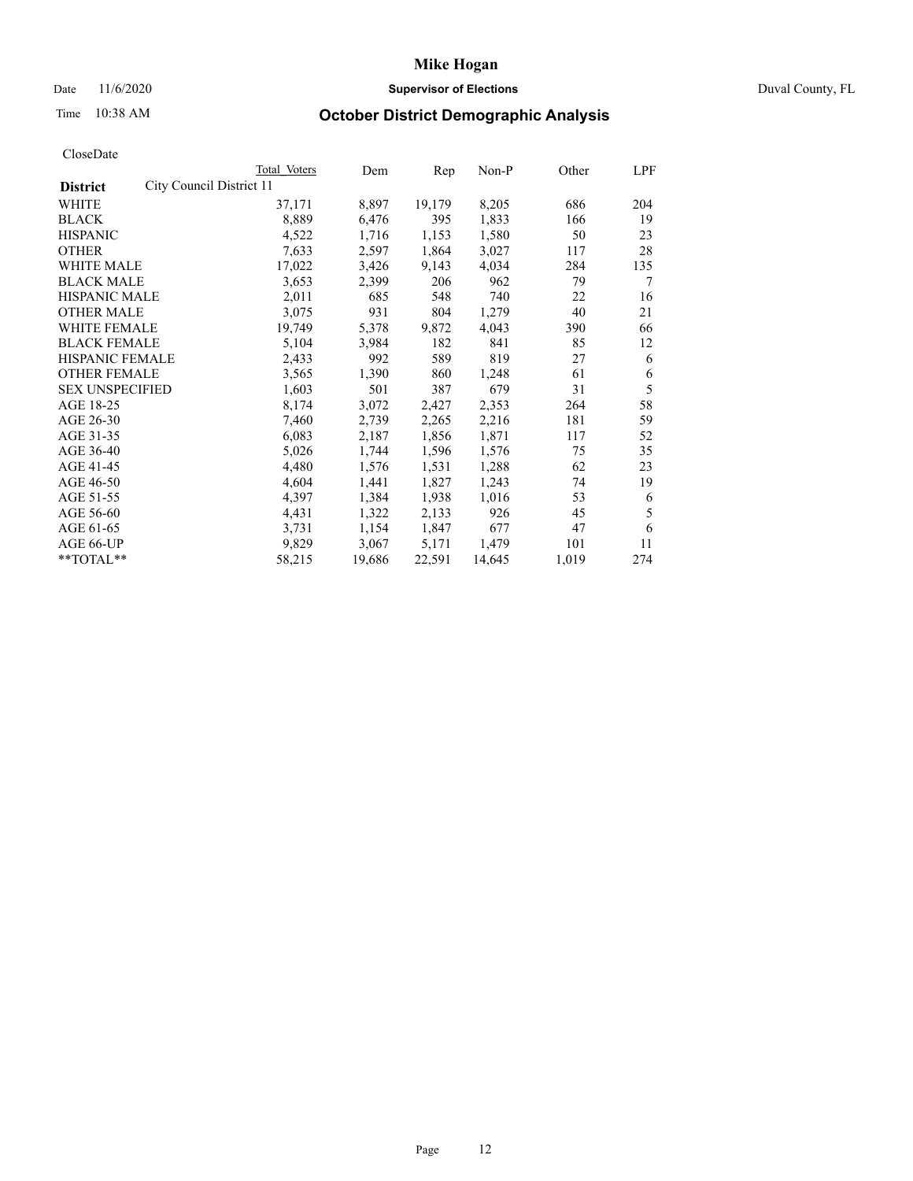# Mike Hogan

Date 11/6/2020 **Supervisor of Elections** Duval County, FL

Time 10:38 AM **October District Demographic Analysis**

CloseDate

| **District** City Council District 11 | Total Voters | Dem | Rep | Non-P | Other | LPF |
|---|---|---|---|---|---|---|
| WHITE | 37,171 | 8,897 | 19,179 | 8,205 | 686 | 204 |
| BLACK | 8,889 | 6,476 | 395 | 1,833 | 166 | 19 |
| HISPANIC | 4,522 | 1,716 | 1,153 | 1,580 | 50 | 23 |
| OTHER | 7,633 | 2,597 | 1,864 | 3,027 | 117 | 28 |
| WHITE MALE | 17,022 | 3,426 | 9,143 | 4,034 | 284 | 135 |
| BLACK MALE | 3,653 | 2,399 | 206 | 962 | 79 | 7 |
| HISPANIC MALE | 2,011 | 685 | 548 | 740 | 22 | 16 |
| OTHER MALE | 3,075 | 931 | 804 | 1,279 | 40 | 21 |
| WHITE FEMALE | 19,749 | 5,378 | 9,872 | 4,043 | 390 | 66 |
| BLACK FEMALE | 5,104 | 3,984 | 182 | 841 | 85 | 12 |
| HISPANIC FEMALE | 2,433 | 992 | 589 | 819 | 27 | 6 |
| OTHER FEMALE | 3,565 | 1,390 | 860 | 1,248 | 61 | 6 |
| SEX UNSPECIFIED | 1,603 | 501 | 387 | 679 | 31 | 5 |
| AGE 18-25 | 8,174 | 3,072 | 2,427 | 2,353 | 264 | 58 |
| AGE 26-30 | 7,460 | 2,739 | 2,265 | 2,216 | 181 | 59 |
| AGE 31-35 | 6,083 | 2,187 | 1,856 | 1,871 | 117 | 52 |
| AGE 36-40 | 5,026 | 1,744 | 1,596 | 1,576 | 75 | 35 |
| AGE 41-45 | 4,480 | 1,576 | 1,531 | 1,288 | 62 | 23 |
| AGE 46-50 | 4,604 | 1,441 | 1,827 | 1,243 | 74 | 19 |
| AGE 51-55 | 4,397 | 1,384 | 1,938 | 1,016 | 53 | 6 |
| AGE 56-60 | 4,431 | 1,322 | 2,133 | 926 | 45 | 5 |
| AGE 61-65 | 3,731 | 1,154 | 1,847 | 677 | 47 | 6 |
| AGE 66-UP | 9,829 | 3,067 | 5,171 | 1,479 | 101 | 11 |
| **TOTAL** | 58,215 | 19,686 | 22,591 | 14,645 | 1,019 | 274 |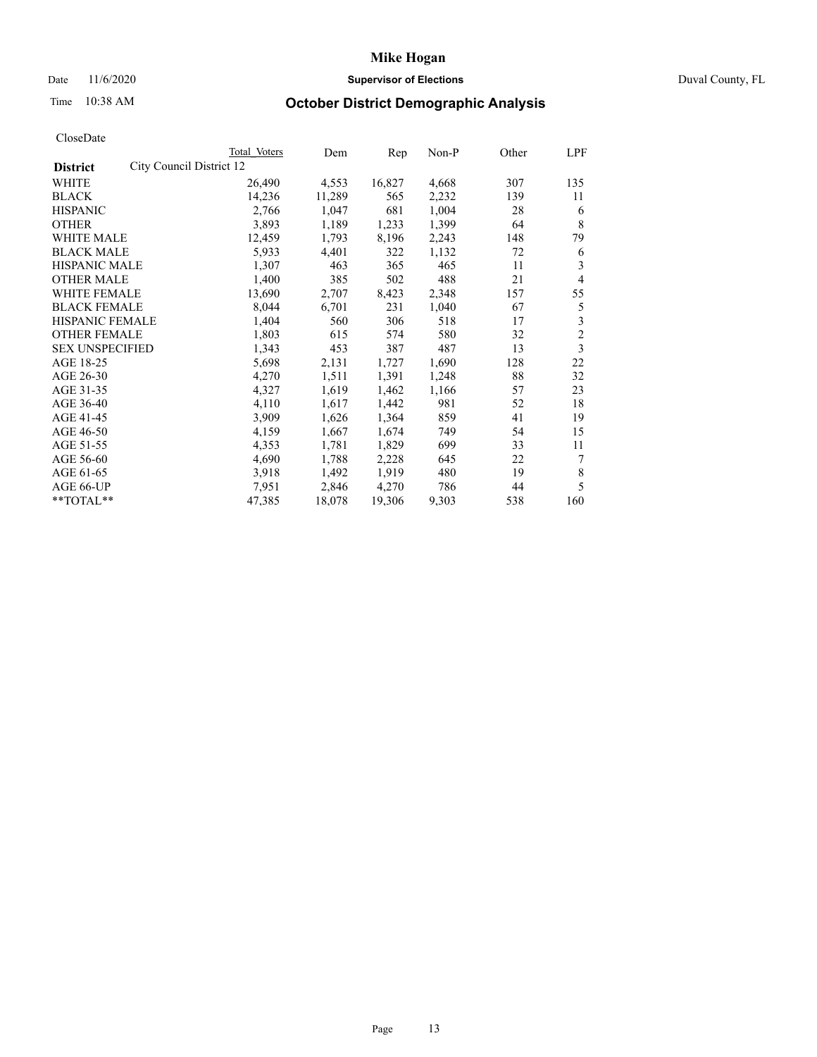# Mike Hogan

Date 11/6/2020 **Supervisor of Elections** Duval County, FL

Time 10:38 AM **October District Demographic Analysis**

CloseDate

| District | City Council District 12 | Total Voters | Dem | Rep | Non-P | Other | LPF |
|---|---|---|---|---|---|---|---|
| WHITE | | 26,490 | 4,553 | 16,827 | 4,668 | 307 | 135 |
| BLACK | | 14,236 | 11,289 | 565 | 2,232 | 139 | 11 |
| HISPANIC | | 2,766 | 1,047 | 681 | 1,004 | 28 | 6 |
| OTHER | | 3,893 | 1,189 | 1,233 | 1,399 | 64 | 8 |
| WHITE MALE | | 12,459 | 1,793 | 8,196 | 2,243 | 148 | 79 |
| BLACK MALE | | 5,933 | 4,401 | 322 | 1,132 | 72 | 6 |
| HISPANIC MALE | | 1,307 | 463 | 365 | 465 | 11 | 3 |
| OTHER MALE | | 1,400 | 385 | 502 | 488 | 21 | 4 |
| WHITE FEMALE | | 13,690 | 2,707 | 8,423 | 2,348 | 157 | 55 |
| BLACK FEMALE | | 8,044 | 6,701 | 231 | 1,040 | 67 | 5 |
| HISPANIC FEMALE | | 1,404 | 560 | 306 | 518 | 17 | 3 |
| OTHER FEMALE | | 1,803 | 615 | 574 | 580 | 32 | 2 |
| SEX UNSPECIFIED | | 1,343 | 453 | 387 | 487 | 13 | 3 |
| AGE 18-25 | | 5,698 | 2,131 | 1,727 | 1,690 | 128 | 22 |
| AGE 26-30 | | 4,270 | 1,511 | 1,391 | 1,248 | 88 | 32 |
| AGE 31-35 | | 4,327 | 1,619 | 1,462 | 1,166 | 57 | 23 |
| AGE 36-40 | | 4,110 | 1,617 | 1,442 | 981 | 52 | 18 |
| AGE 41-45 | | 3,909 | 1,626 | 1,364 | 859 | 41 | 19 |
| AGE 46-50 | | 4,159 | 1,667 | 1,674 | 749 | 54 | 15 |
| AGE 51-55 | | 4,353 | 1,781 | 1,829 | 699 | 33 | 11 |
| AGE 56-60 | | 4,690 | 1,788 | 2,228 | 645 | 22 | 7 |
| AGE 61-65 | | 3,918 | 1,492 | 1,919 | 480 | 19 | 8 |
| AGE 66-UP | | 7,951 | 2,846 | 4,270 | 786 | 44 | 5 |
| **TOTAL** | | 47,385 | 18,078 | 19,306 | 9,303 | 538 | 160 |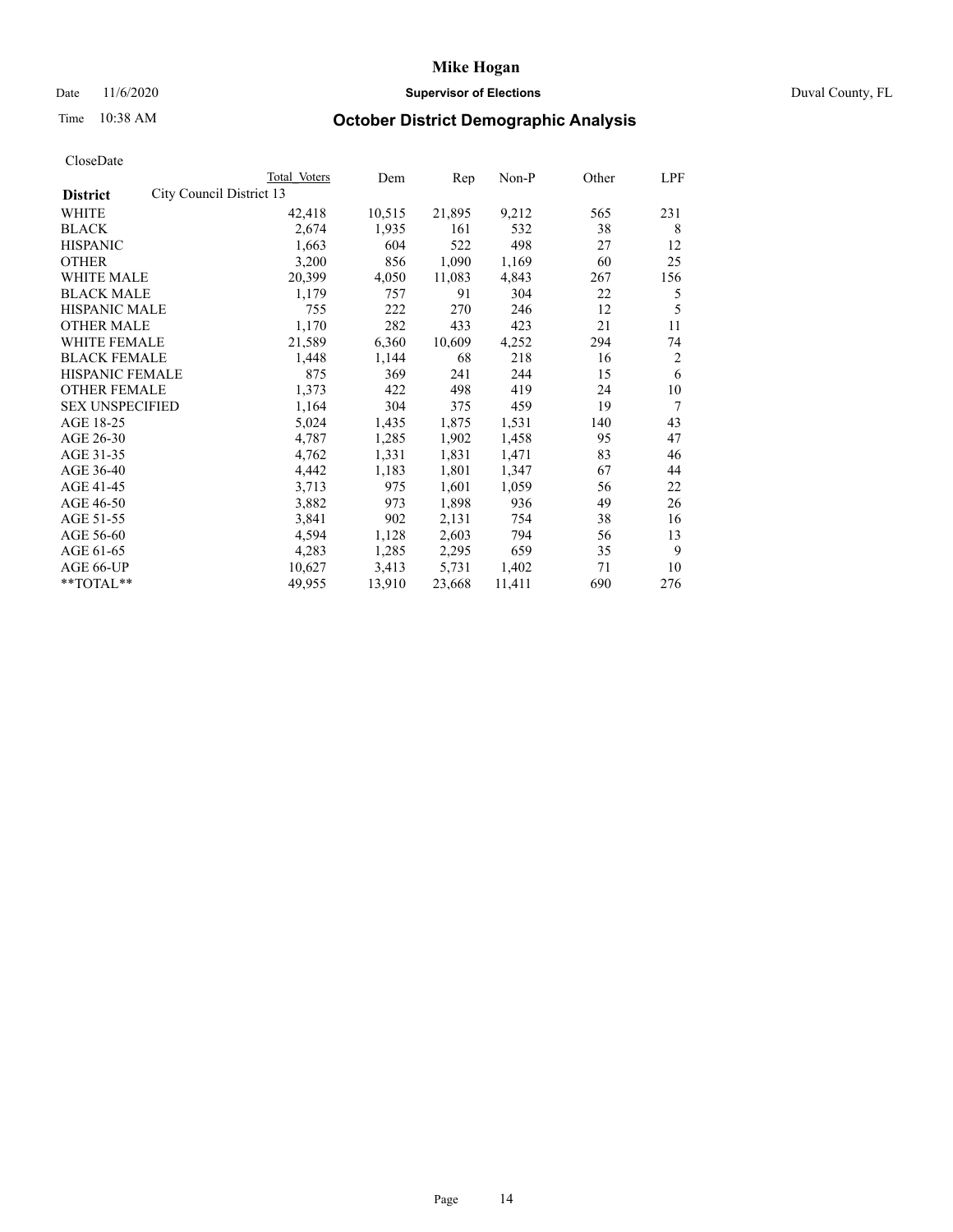# Mike Hogan

Date 11/6/2020 **Supervisor of Elections** Duval County, FL

Time 10:38 AM **October District Demographic Analysis**

CloseDate

| District | Total Voters | Dem | Rep | Non-P | Other | LPF |
|---|---|---|---|---|---|---|
| City Council District 13 | | | | | | |
| WHITE | 42,418 | 10,515 | 21,895 | 9,212 | 565 | 231 |
| BLACK | 2,674 | 1,935 | 161 | 532 | 38 | 8 |
| HISPANIC | 1,663 | 604 | 522 | 498 | 27 | 12 |
| OTHER | 3,200 | 856 | 1,090 | 1,169 | 60 | 25 |
| WHITE MALE | 20,399 | 4,050 | 11,083 | 4,843 | 267 | 156 |
| BLACK MALE | 1,179 | 757 | 91 | 304 | 22 | 5 |
| HISPANIC MALE | 755 | 222 | 270 | 246 | 12 | 5 |
| OTHER MALE | 1,170 | 282 | 433 | 423 | 21 | 11 |
| WHITE FEMALE | 21,589 | 6,360 | 10,609 | 4,252 | 294 | 74 |
| BLACK FEMALE | 1,448 | 1,144 | 68 | 218 | 16 | 2 |
| HISPANIC FEMALE | 875 | 369 | 241 | 244 | 15 | 6 |
| OTHER FEMALE | 1,373 | 422 | 498 | 419 | 24 | 10 |
| SEX UNSPECIFIED | 1,164 | 304 | 375 | 459 | 19 | 7 |
| AGE 18-25 | 5,024 | 1,435 | 1,875 | 1,531 | 140 | 43 |
| AGE 26-30 | 4,787 | 1,285 | 1,902 | 1,458 | 95 | 47 |
| AGE 31-35 | 4,762 | 1,331 | 1,831 | 1,471 | 83 | 46 |
| AGE 36-40 | 4,442 | 1,183 | 1,801 | 1,347 | 67 | 44 |
| AGE 41-45 | 3,713 | 975 | 1,601 | 1,059 | 56 | 22 |
| AGE 46-50 | 3,882 | 973 | 1,898 | 936 | 49 | 26 |
| AGE 51-55 | 3,841 | 902 | 2,131 | 754 | 38 | 16 |
| AGE 56-60 | 4,594 | 1,128 | 2,603 | 794 | 56 | 13 |
| AGE 61-65 | 4,283 | 1,285 | 2,295 | 659 | 35 | 9 |
| AGE 66-UP | 10,627 | 3,413 | 5,731 | 1,402 | 71 | 10 |
| **TOTAL** | 49,955 | 13,910 | 23,668 | 11,411 | 690 | 276 |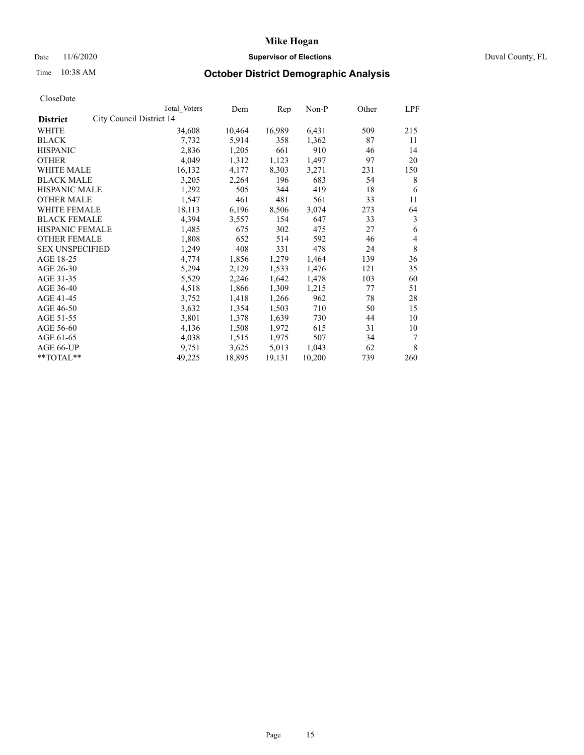# Mike Hogan

Date 11/6/2020 — **Supervisor of Elections** — Duval County, FL

Time 10:38 AM — **October District Demographic Analysis**

CloseDate

| District | Total Voters | Dem | Rep | Non-P | Other | LPF |
|---|---|---|---|---|---|---|
| City Council District 14 | | | | | | |
| WHITE | 34,608 | 10,464 | 16,989 | 6,431 | 509 | 215 |
| BLACK | 7,732 | 5,914 | 358 | 1,362 | 87 | 11 |
| HISPANIC | 2,836 | 1,205 | 661 | 910 | 46 | 14 |
| OTHER | 4,049 | 1,312 | 1,123 | 1,497 | 97 | 20 |
| WHITE MALE | 16,132 | 4,177 | 8,303 | 3,271 | 231 | 150 |
| BLACK MALE | 3,205 | 2,264 | 196 | 683 | 54 | 8 |
| HISPANIC MALE | 1,292 | 505 | 344 | 419 | 18 | 6 |
| OTHER MALE | 1,547 | 461 | 481 | 561 | 33 | 11 |
| WHITE FEMALE | 18,113 | 6,196 | 8,506 | 3,074 | 273 | 64 |
| BLACK FEMALE | 4,394 | 3,557 | 154 | 647 | 33 | 3 |
| HISPANIC FEMALE | 1,485 | 675 | 302 | 475 | 27 | 6 |
| OTHER FEMALE | 1,808 | 652 | 514 | 592 | 46 | 4 |
| SEX UNSPECIFIED | 1,249 | 408 | 331 | 478 | 24 | 8 |
| AGE 18-25 | 4,774 | 1,856 | 1,279 | 1,464 | 139 | 36 |
| AGE 26-30 | 5,294 | 2,129 | 1,533 | 1,476 | 121 | 35 |
| AGE 31-35 | 5,529 | 2,246 | 1,642 | 1,478 | 103 | 60 |
| AGE 36-40 | 4,518 | 1,866 | 1,309 | 1,215 | 77 | 51 |
| AGE 41-45 | 3,752 | 1,418 | 1,266 | 962 | 78 | 28 |
| AGE 46-50 | 3,632 | 1,354 | 1,503 | 710 | 50 | 15 |
| AGE 51-55 | 3,801 | 1,378 | 1,639 | 730 | 44 | 10 |
| AGE 56-60 | 4,136 | 1,508 | 1,972 | 615 | 31 | 10 |
| AGE 61-65 | 4,038 | 1,515 | 1,975 | 507 | 34 | 7 |
| AGE 66-UP | 9,751 | 3,625 | 5,013 | 1,043 | 62 | 8 |
| **TOTAL** | 49,225 | 18,895 | 19,131 | 10,200 | 739 | 260 |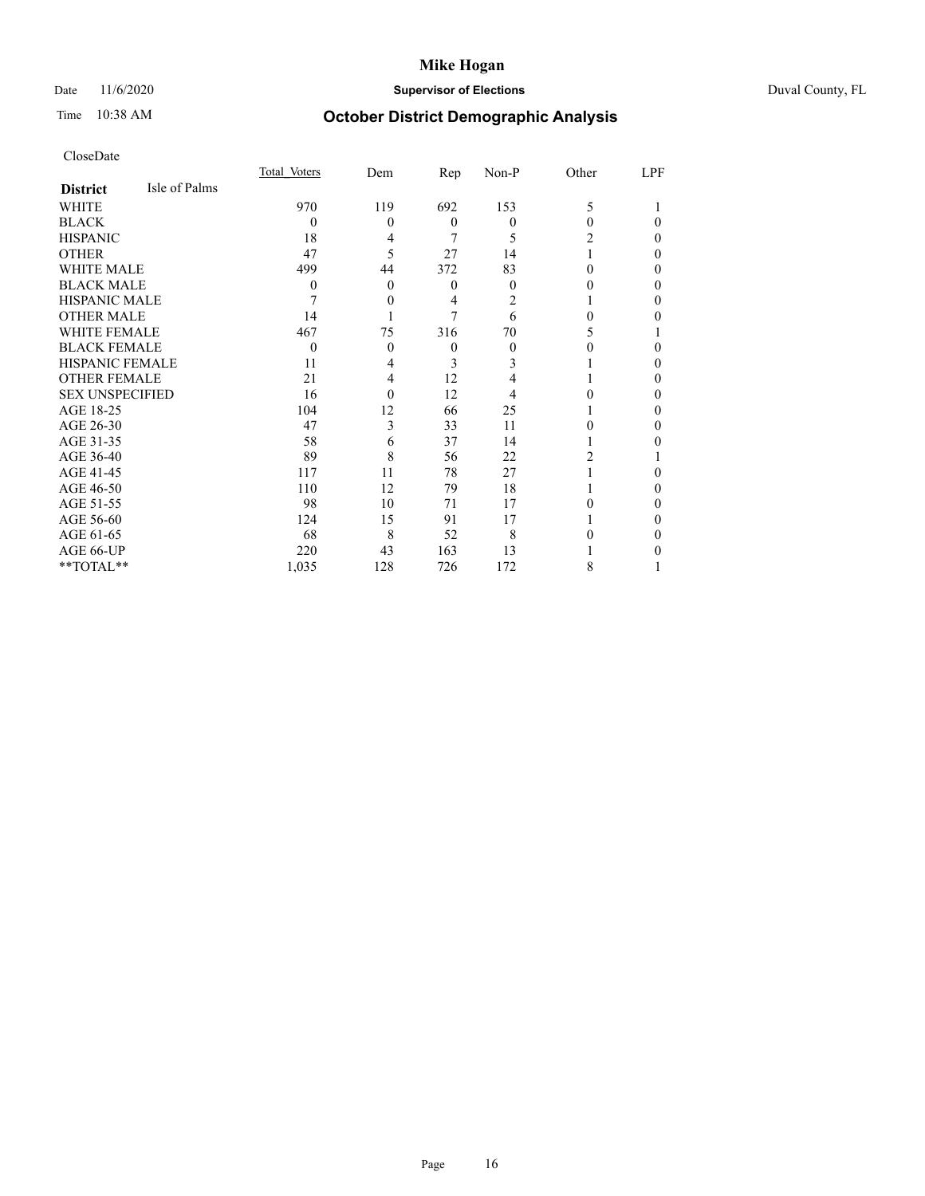# Mike Hogan

Date 11/6/2020 **Supervisor of Elections** Duval County, FL

Time 10:38 AM

## October District Demographic Analysis

CloseDate

| **District** Isle of Palms | Total Voters | Dem | Rep | Non-P | Other | LPF |
|---|---|---|---|---|---|---|
| WHITE | 970 | 119 | 692 | 153 | 5 | 1 |
| BLACK | 0 | 0 | 0 | 0 | 0 | 0 |
| HISPANIC | 18 | 4 | 7 | 5 | 2 | 0 |
| OTHER | 47 | 5 | 27 | 14 | 1 | 0 |
| WHITE MALE | 499 | 44 | 372 | 83 | 0 | 0 |
| BLACK MALE | 0 | 0 | 0 | 0 | 0 | 0 |
| HISPANIC MALE | 7 | 0 | 4 | 2 | 1 | 0 |
| OTHER MALE | 14 | 1 | 7 | 6 | 0 | 0 |
| WHITE FEMALE | 467 | 75 | 316 | 70 | 5 | 1 |
| BLACK FEMALE | 0 | 0 | 0 | 0 | 0 | 0 |
| HISPANIC FEMALE | 11 | 4 | 3 | 3 | 1 | 0 |
| OTHER FEMALE | 21 | 4 | 12 | 4 | 1 | 0 |
| SEX UNSPECIFIED | 16 | 0 | 12 | 4 | 0 | 0 |
| AGE 18-25 | 104 | 12 | 66 | 25 | 1 | 0 |
| AGE 26-30 | 47 | 3 | 33 | 11 | 0 | 0 |
| AGE 31-35 | 58 | 6 | 37 | 14 | 1 | 0 |
| AGE 36-40 | 89 | 8 | 56 | 22 | 2 | 1 |
| AGE 41-45 | 117 | 11 | 78 | 27 | 1 | 0 |
| AGE 46-50 | 110 | 12 | 79 | 18 | 1 | 0 |
| AGE 51-55 | 98 | 10 | 71 | 17 | 0 | 0 |
| AGE 56-60 | 124 | 15 | 91 | 17 | 1 | 0 |
| AGE 61-65 | 68 | 8 | 52 | 8 | 0 | 0 |
| AGE 66-UP | 220 | 43 | 163 | 13 | 1 | 0 |
| **TOTAL** | 1,035 | 128 | 726 | 172 | 8 | 1 |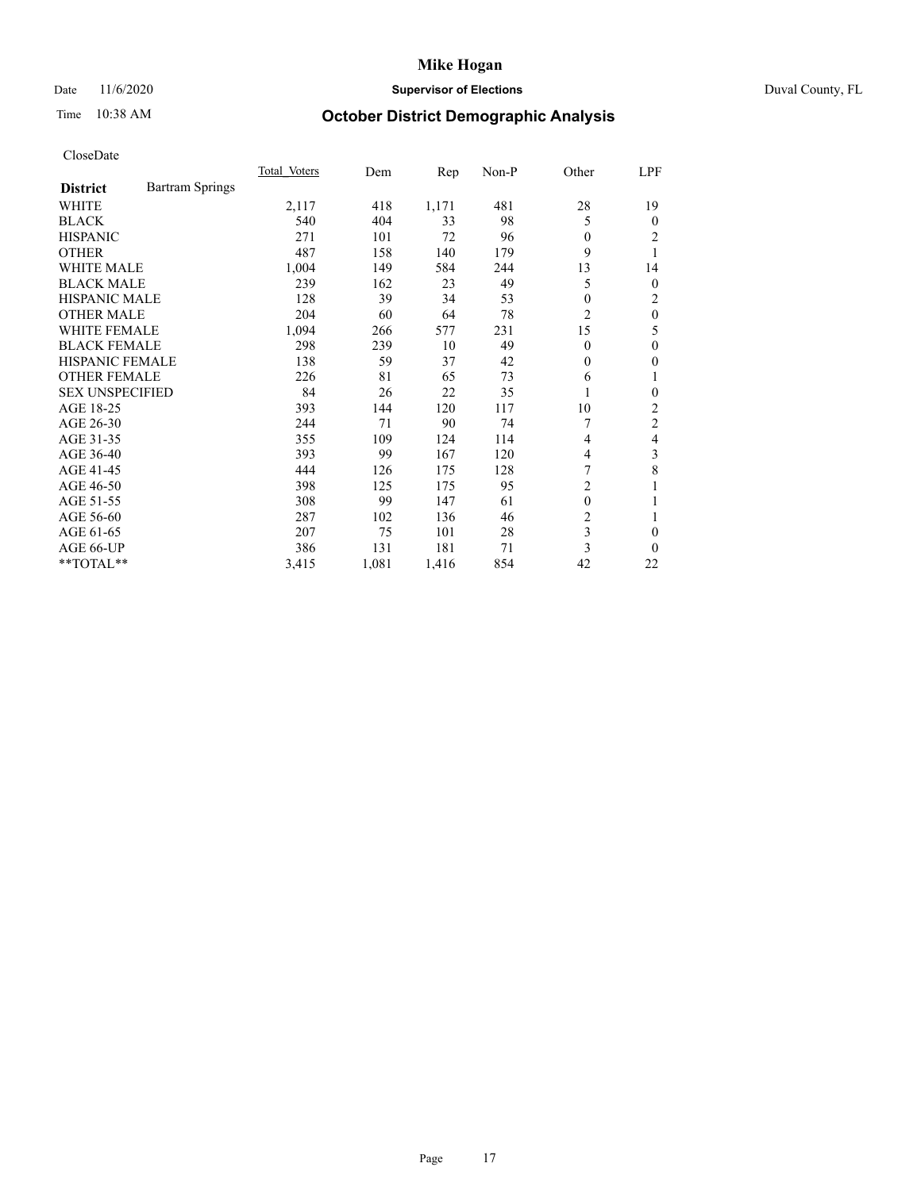# Mike Hogan

Date 11/6/2020 **Supervisor of Elections** Duval County, FL

Time 10:38 AM **October District Demographic Analysis**

CloseDate

| **District** Bartram Springs | Total Voters | Dem | Rep | Non-P | Other | LPF |
|---|---|---|---|---|---|---|
| WHITE | 2,117 | 418 | 1,171 | 481 | 28 | 19 |
| BLACK | 540 | 404 | 33 | 98 | 5 | 0 |
| HISPANIC | 271 | 101 | 72 | 96 | 0 | 2 |
| OTHER | 487 | 158 | 140 | 179 | 9 | 1 |
| WHITE MALE | 1,004 | 149 | 584 | 244 | 13 | 14 |
| BLACK MALE | 239 | 162 | 23 | 49 | 5 | 0 |
| HISPANIC MALE | 128 | 39 | 34 | 53 | 0 | 2 |
| OTHER MALE | 204 | 60 | 64 | 78 | 2 | 0 |
| WHITE FEMALE | 1,094 | 266 | 577 | 231 | 15 | 5 |
| BLACK FEMALE | 298 | 239 | 10 | 49 | 0 | 0 |
| HISPANIC FEMALE | 138 | 59 | 37 | 42 | 0 | 0 |
| OTHER FEMALE | 226 | 81 | 65 | 73 | 6 | 1 |
| SEX UNSPECIFIED | 84 | 26 | 22 | 35 | 1 | 0 |
| AGE 18-25 | 393 | 144 | 120 | 117 | 10 | 2 |
| AGE 26-30 | 244 | 71 | 90 | 74 | 7 | 2 |
| AGE 31-35 | 355 | 109 | 124 | 114 | 4 | 4 |
| AGE 36-40 | 393 | 99 | 167 | 120 | 4 | 3 |
| AGE 41-45 | 444 | 126 | 175 | 128 | 7 | 8 |
| AGE 46-50 | 398 | 125 | 175 | 95 | 2 | 1 |
| AGE 51-55 | 308 | 99 | 147 | 61 | 0 | 1 |
| AGE 56-60 | 287 | 102 | 136 | 46 | 2 | 1 |
| AGE 61-65 | 207 | 75 | 101 | 28 | 3 | 0 |
| AGE 66-UP | 386 | 131 | 181 | 71 | 3 | 0 |
| **TOTAL** | 3,415 | 1,081 | 1,416 | 854 | 42 | 22 |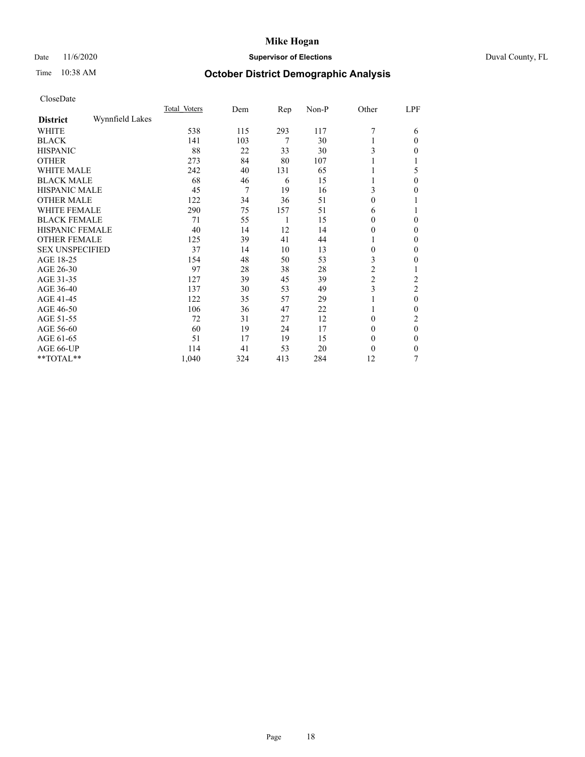# Mike Hogan

Date 11/6/2020 **Supervisor of Elections** Duval County, FL

Time 10:38 AM

## October District Demographic Analysis

CloseDate

| **District** Wynnfield Lakes | Total Voters | Dem | Rep | Non-P | Other | LPF |
|---|---|---|---|---|---|---|
| WHITE | 538 | 115 | 293 | 117 | 7 | 6 |
| BLACK | 141 | 103 | 7 | 30 | 1 | 0 |
| HISPANIC | 88 | 22 | 33 | 30 | 3 | 0 |
| OTHER | 273 | 84 | 80 | 107 | 1 | 1 |
| WHITE MALE | 242 | 40 | 131 | 65 | 1 | 5 |
| BLACK MALE | 68 | 46 | 6 | 15 | 1 | 0 |
| HISPANIC MALE | 45 | 7 | 19 | 16 | 3 | 0 |
| OTHER MALE | 122 | 34 | 36 | 51 | 0 | 1 |
| WHITE FEMALE | 290 | 75 | 157 | 51 | 6 | 1 |
| BLACK FEMALE | 71 | 55 | 1 | 15 | 0 | 0 |
| HISPANIC FEMALE | 40 | 14 | 12 | 14 | 0 | 0 |
| OTHER FEMALE | 125 | 39 | 41 | 44 | 1 | 0 |
| SEX UNSPECIFIED | 37 | 14 | 10 | 13 | 0 | 0 |
| AGE 18-25 | 154 | 48 | 50 | 53 | 3 | 0 |
| AGE 26-30 | 97 | 28 | 38 | 28 | 2 | 1 |
| AGE 31-35 | 127 | 39 | 45 | 39 | 2 | 2 |
| AGE 36-40 | 137 | 30 | 53 | 49 | 3 | 2 |
| AGE 41-45 | 122 | 35 | 57 | 29 | 1 | 0 |
| AGE 46-50 | 106 | 36 | 47 | 22 | 1 | 0 |
| AGE 51-55 | 72 | 31 | 27 | 12 | 0 | 2 |
| AGE 56-60 | 60 | 19 | 24 | 17 | 0 | 0 |
| AGE 61-65 | 51 | 17 | 19 | 15 | 0 | 0 |
| AGE 66-UP | 114 | 41 | 53 | 20 | 0 | 0 |
| **TOTAL** | 1,040 | 324 | 413 | 284 | 12 | 7 |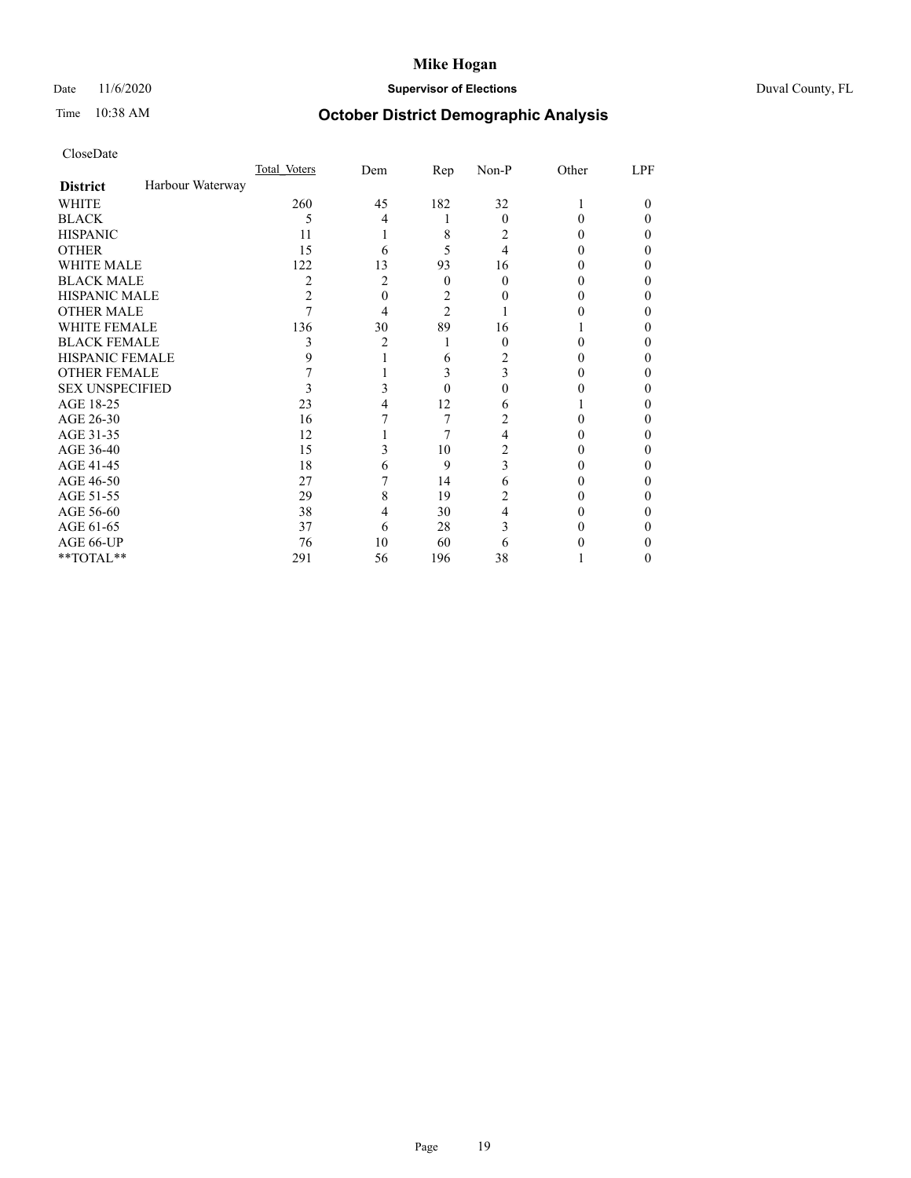# Mike Hogan

Date 11/6/2020 **Supervisor of Elections** Duval County, FL

Time 10:38 AM **October District Demographic Analysis**

CloseDate

| **District** Harbour Waterway | Total Voters | Dem | Rep | Non-P | Other | LPF |
|---|---|---|---|---|---|---|
| WHITE | 260 | 45 | 182 | 32 | 1 | 0 |
| BLACK | 5 | 4 | 1 | 0 | 0 | 0 |
| HISPANIC | 11 | 1 | 8 | 2 | 0 | 0 |
| OTHER | 15 | 6 | 5 | 4 | 0 | 0 |
| WHITE MALE | 122 | 13 | 93 | 16 | 0 | 0 |
| BLACK MALE | 2 | 2 | 0 | 0 | 0 | 0 |
| HISPANIC MALE | 2 | 0 | 2 | 0 | 0 | 0 |
| OTHER MALE | 7 | 4 | 2 | 1 | 0 | 0 |
| WHITE FEMALE | 136 | 30 | 89 | 16 | 1 | 0 |
| BLACK FEMALE | 3 | 2 | 1 | 0 | 0 | 0 |
| HISPANIC FEMALE | 9 | 1 | 6 | 2 | 0 | 0 |
| OTHER FEMALE | 7 | 1 | 3 | 3 | 0 | 0 |
| SEX UNSPECIFIED | 3 | 3 | 0 | 0 | 0 | 0 |
| AGE 18-25 | 23 | 4 | 12 | 6 | 1 | 0 |
| AGE 26-30 | 16 | 7 | 7 | 2 | 0 | 0 |
| AGE 31-35 | 12 | 1 | 7 | 4 | 0 | 0 |
| AGE 36-40 | 15 | 3 | 10 | 2 | 0 | 0 |
| AGE 41-45 | 18 | 6 | 9 | 3 | 0 | 0 |
| AGE 46-50 | 27 | 7 | 14 | 6 | 0 | 0 |
| AGE 51-55 | 29 | 8 | 19 | 2 | 0 | 0 |
| AGE 56-60 | 38 | 4 | 30 | 4 | 0 | 0 |
| AGE 61-65 | 37 | 6 | 28 | 3 | 0 | 0 |
| AGE 66-UP | 76 | 10 | 60 | 6 | 0 | 0 |
| **TOTAL** | 291 | 56 | 196 | 38 | 1 | 0 |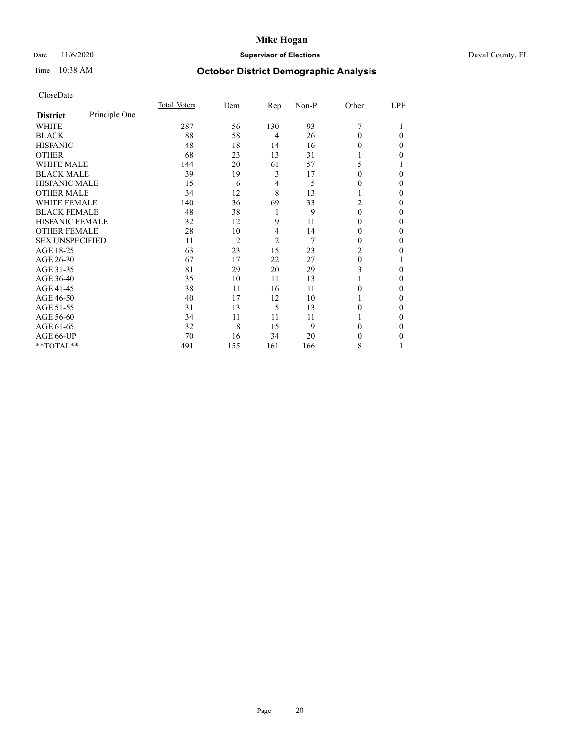# Mike Hogan

Date 11/6/2020 **Supervisor of Elections** Duval County, FL

Time 10:38 AM

## October District Demographic Analysis

CloseDate

| **District** Principle One | Total Voters | Dem | Rep | Non-P | Other | LPF |
|---|---|---|---|---|---|---|
| WHITE | 287 | 56 | 130 | 93 | 7 | 1 |
| BLACK | 88 | 58 | 4 | 26 | 0 | 0 |
| HISPANIC | 48 | 18 | 14 | 16 | 0 | 0 |
| OTHER | 68 | 23 | 13 | 31 | 1 | 0 |
| WHITE MALE | 144 | 20 | 61 | 57 | 5 | 1 |
| BLACK MALE | 39 | 19 | 3 | 17 | 0 | 0 |
| HISPANIC MALE | 15 | 6 | 4 | 5 | 0 | 0 |
| OTHER MALE | 34 | 12 | 8 | 13 | 1 | 0 |
| WHITE FEMALE | 140 | 36 | 69 | 33 | 2 | 0 |
| BLACK FEMALE | 48 | 38 | 1 | 9 | 0 | 0 |
| HISPANIC FEMALE | 32 | 12 | 9 | 11 | 0 | 0 |
| OTHER FEMALE | 28 | 10 | 4 | 14 | 0 | 0 |
| SEX UNSPECIFIED | 11 | 2 | 2 | 7 | 0 | 0 |
| AGE 18-25 | 63 | 23 | 15 | 23 | 2 | 0 |
| AGE 26-30 | 67 | 17 | 22 | 27 | 0 | 1 |
| AGE 31-35 | 81 | 29 | 20 | 29 | 3 | 0 |
| AGE 36-40 | 35 | 10 | 11 | 13 | 1 | 0 |
| AGE 41-45 | 38 | 11 | 16 | 11 | 0 | 0 |
| AGE 46-50 | 40 | 17 | 12 | 10 | 1 | 0 |
| AGE 51-55 | 31 | 13 | 5 | 13 | 0 | 0 |
| AGE 56-60 | 34 | 11 | 11 | 11 | 1 | 0 |
| AGE 61-65 | 32 | 8 | 15 | 9 | 0 | 0 |
| AGE 66-UP | 70 | 16 | 34 | 20 | 0 | 0 |
| **TOTAL** | 491 | 155 | 161 | 166 | 8 | 1 |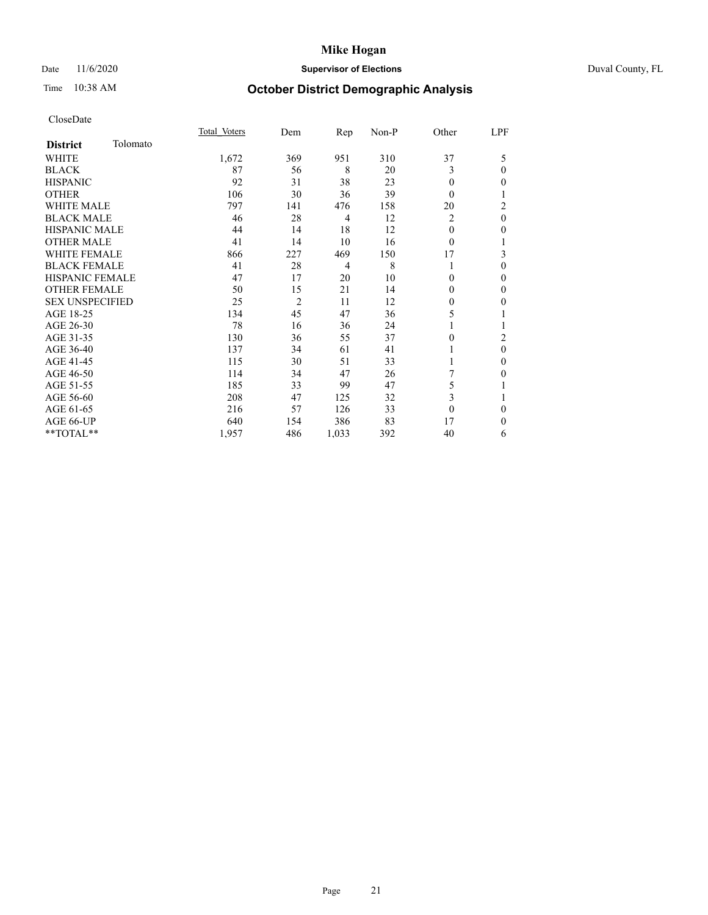# Mike Hogan

Date 11/6/2020 **Supervisor of Elections** Duval County, FL

Time 10:38 AM **October District Demographic Analysis**

CloseDate

| **District** Tolomato | Total Voters | Dem | Rep | Non-P | Other | LPF |
|---|---|---|---|---|---|---|
| WHITE | 1,672 | 369 | 951 | 310 | 37 | 5 |
| BLACK | 87 | 56 | 8 | 20 | 3 | 0 |
| HISPANIC | 92 | 31 | 38 | 23 | 0 | 0 |
| OTHER | 106 | 30 | 36 | 39 | 0 | 1 |
| WHITE MALE | 797 | 141 | 476 | 158 | 20 | 2 |
| BLACK MALE | 46 | 28 | 4 | 12 | 2 | 0 |
| HISPANIC MALE | 44 | 14 | 18 | 12 | 0 | 0 |
| OTHER MALE | 41 | 14 | 10 | 16 | 0 | 1 |
| WHITE FEMALE | 866 | 227 | 469 | 150 | 17 | 3 |
| BLACK FEMALE | 41 | 28 | 4 | 8 | 1 | 0 |
| HISPANIC FEMALE | 47 | 17 | 20 | 10 | 0 | 0 |
| OTHER FEMALE | 50 | 15 | 21 | 14 | 0 | 0 |
| SEX UNSPECIFIED | 25 | 2 | 11 | 12 | 0 | 0 |
| AGE 18-25 | 134 | 45 | 47 | 36 | 5 | 1 |
| AGE 26-30 | 78 | 16 | 36 | 24 | 1 | 1 |
| AGE 31-35 | 130 | 36 | 55 | 37 | 0 | 2 |
| AGE 36-40 | 137 | 34 | 61 | 41 | 1 | 0 |
| AGE 41-45 | 115 | 30 | 51 | 33 | 1 | 0 |
| AGE 46-50 | 114 | 34 | 47 | 26 | 7 | 0 |
| AGE 51-55 | 185 | 33 | 99 | 47 | 5 | 1 |
| AGE 56-60 | 208 | 47 | 125 | 32 | 3 | 1 |
| AGE 61-65 | 216 | 57 | 126 | 33 | 0 | 0 |
| AGE 66-UP | 640 | 154 | 386 | 83 | 17 | 0 |
| **TOTAL** | 1,957 | 486 | 1,033 | 392 | 40 | 6 |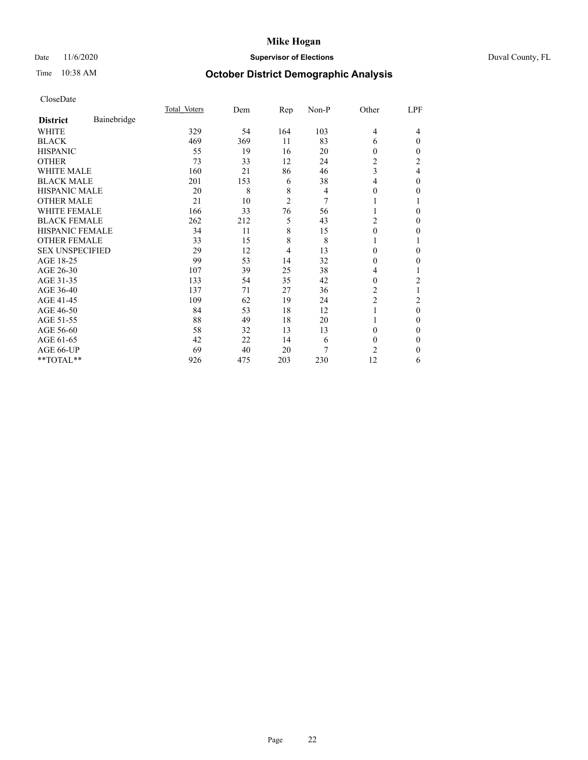# Mike Hogan

Date 11/6/2020 **Supervisor of Elections** Duval County, FL

Time 10:38 AM **October District Demographic Analysis**

CloseDate

| District Bainebridge | Total Voters | Dem | Rep | Non-P | Other | LPF |
|---|---|---|---|---|---|---|
| WHITE | 329 | 54 | 164 | 103 | 4 | 4 |
| BLACK | 469 | 369 | 11 | 83 | 6 | 0 |
| HISPANIC | 55 | 19 | 16 | 20 | 0 | 0 |
| OTHER | 73 | 33 | 12 | 24 | 2 | 2 |
| WHITE MALE | 160 | 21 | 86 | 46 | 3 | 4 |
| BLACK MALE | 201 | 153 | 6 | 38 | 4 | 0 |
| HISPANIC MALE | 20 | 8 | 8 | 4 | 0 | 0 |
| OTHER MALE | 21 | 10 | 2 | 7 | 1 | 1 |
| WHITE FEMALE | 166 | 33 | 76 | 56 | 1 | 0 |
| BLACK FEMALE | 262 | 212 | 5 | 43 | 2 | 0 |
| HISPANIC FEMALE | 34 | 11 | 8 | 15 | 0 | 0 |
| OTHER FEMALE | 33 | 15 | 8 | 8 | 1 | 1 |
| SEX UNSPECIFIED | 29 | 12 | 4 | 13 | 0 | 0 |
| AGE 18-25 | 99 | 53 | 14 | 32 | 0 | 0 |
| AGE 26-30 | 107 | 39 | 25 | 38 | 4 | 1 |
| AGE 31-35 | 133 | 54 | 35 | 42 | 0 | 2 |
| AGE 36-40 | 137 | 71 | 27 | 36 | 2 | 1 |
| AGE 41-45 | 109 | 62 | 19 | 24 | 2 | 2 |
| AGE 46-50 | 84 | 53 | 18 | 12 | 1 | 0 |
| AGE 51-55 | 88 | 49 | 18 | 20 | 1 | 0 |
| AGE 56-60 | 58 | 32 | 13 | 13 | 0 | 0 |
| AGE 61-65 | 42 | 22 | 14 | 6 | 0 | 0 |
| AGE 66-UP | 69 | 40 | 20 | 7 | 2 | 0 |
| **TOTAL** | 926 | 475 | 203 | 230 | 12 | 6 |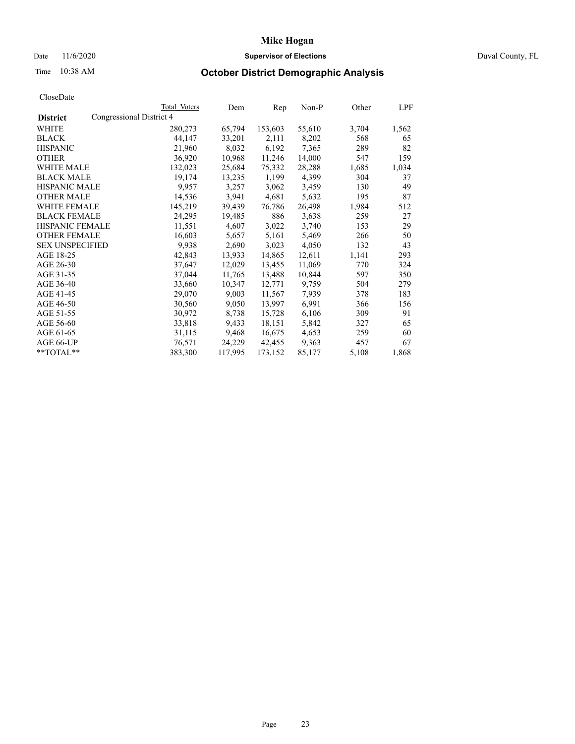# Mike Hogan

Date 11/6/2020 **Supervisor of Elections** Duval County, FL

Time 10:38 AM **October District Demographic Analysis**

CloseDate

| District | Total Voters | Dem | Rep | Non-P | Other | LPF |
|---|---|---|---|---|---|---|
| Congressional District 4 | | | | | | |
| WHITE | 280,273 | 65,794 | 153,603 | 55,610 | 3,704 | 1,562 |
| BLACK | 44,147 | 33,201 | 2,111 | 8,202 | 568 | 65 |
| HISPANIC | 21,960 | 8,032 | 6,192 | 7,365 | 289 | 82 |
| OTHER | 36,920 | 10,968 | 11,246 | 14,000 | 547 | 159 |
| WHITE MALE | 132,023 | 25,684 | 75,332 | 28,288 | 1,685 | 1,034 |
| BLACK MALE | 19,174 | 13,235 | 1,199 | 4,399 | 304 | 37 |
| HISPANIC MALE | 9,957 | 3,257 | 3,062 | 3,459 | 130 | 49 |
| OTHER MALE | 14,536 | 3,941 | 4,681 | 5,632 | 195 | 87 |
| WHITE FEMALE | 145,219 | 39,439 | 76,786 | 26,498 | 1,984 | 512 |
| BLACK FEMALE | 24,295 | 19,485 | 886 | 3,638 | 259 | 27 |
| HISPANIC FEMALE | 11,551 | 4,607 | 3,022 | 3,740 | 153 | 29 |
| OTHER FEMALE | 16,603 | 5,657 | 5,161 | 5,469 | 266 | 50 |
| SEX UNSPECIFIED | 9,938 | 2,690 | 3,023 | 4,050 | 132 | 43 |
| AGE 18-25 | 42,843 | 13,933 | 14,865 | 12,611 | 1,141 | 293 |
| AGE 26-30 | 37,647 | 12,029 | 13,455 | 11,069 | 770 | 324 |
| AGE 31-35 | 37,044 | 11,765 | 13,488 | 10,844 | 597 | 350 |
| AGE 36-40 | 33,660 | 10,347 | 12,771 | 9,759 | 504 | 279 |
| AGE 41-45 | 29,070 | 9,003 | 11,567 | 7,939 | 378 | 183 |
| AGE 46-50 | 30,560 | 9,050 | 13,997 | 6,991 | 366 | 156 |
| AGE 51-55 | 30,972 | 8,738 | 15,728 | 6,106 | 309 | 91 |
| AGE 56-60 | 33,818 | 9,433 | 18,151 | 5,842 | 327 | 65 |
| AGE 61-65 | 31,115 | 9,468 | 16,675 | 4,653 | 259 | 60 |
| AGE 66-UP | 76,571 | 24,229 | 42,455 | 9,363 | 457 | 67 |
| **TOTAL** | 383,300 | 117,995 | 173,152 | 85,177 | 5,108 | 1,868 |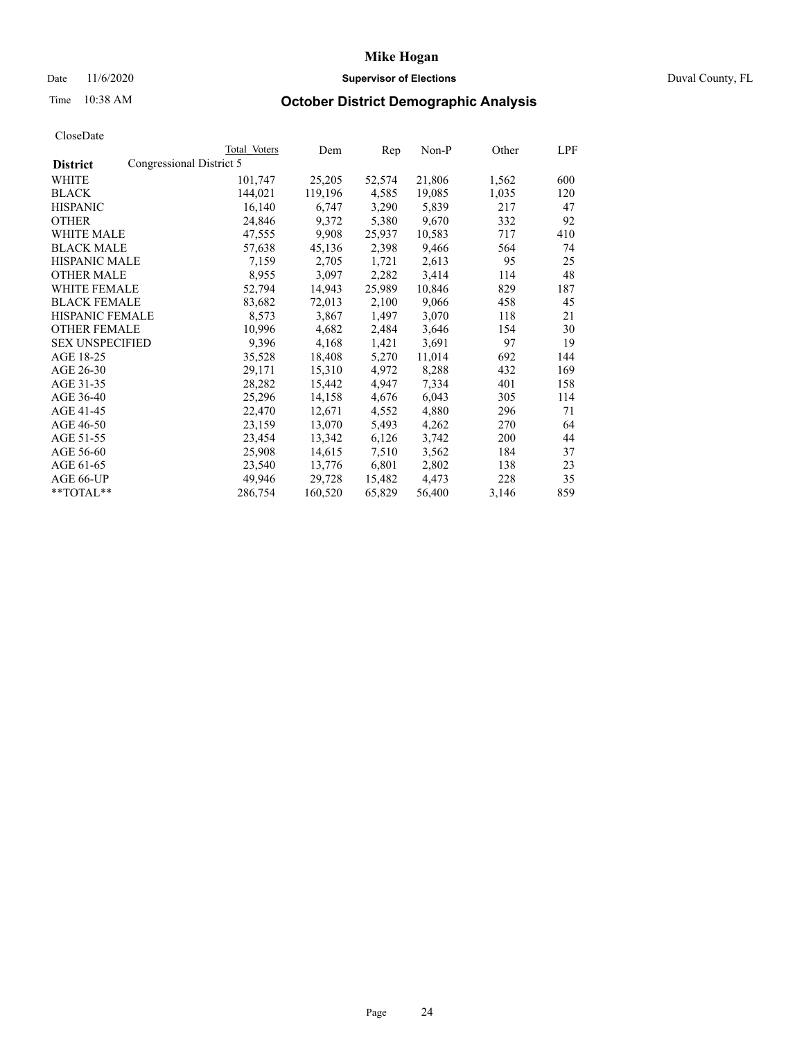# Mike Hogan

Date 11/6/2020 **Supervisor of Elections** Duval County, FL

Time 10:38 AM **October District Demographic Analysis**

CloseDate

| District | Total Voters | Dem | Rep | Non-P | Other | LPF |
|---|---|---|---|---|---|---|
| Congressional District 5 | | | | | | |
| WHITE | 101,747 | 25,205 | 52,574 | 21,806 | 1,562 | 600 |
| BLACK | 144,021 | 119,196 | 4,585 | 19,085 | 1,035 | 120 |
| HISPANIC | 16,140 | 6,747 | 3,290 | 5,839 | 217 | 47 |
| OTHER | 24,846 | 9,372 | 5,380 | 9,670 | 332 | 92 |
| WHITE MALE | 47,555 | 9,908 | 25,937 | 10,583 | 717 | 410 |
| BLACK MALE | 57,638 | 45,136 | 2,398 | 9,466 | 564 | 74 |
| HISPANIC MALE | 7,159 | 2,705 | 1,721 | 2,613 | 95 | 25 |
| OTHER MALE | 8,955 | 3,097 | 2,282 | 3,414 | 114 | 48 |
| WHITE FEMALE | 52,794 | 14,943 | 25,989 | 10,846 | 829 | 187 |
| BLACK FEMALE | 83,682 | 72,013 | 2,100 | 9,066 | 458 | 45 |
| HISPANIC FEMALE | 8,573 | 3,867 | 1,497 | 3,070 | 118 | 21 |
| OTHER FEMALE | 10,996 | 4,682 | 2,484 | 3,646 | 154 | 30 |
| SEX UNSPECIFIED | 9,396 | 4,168 | 1,421 | 3,691 | 97 | 19 |
| AGE 18-25 | 35,528 | 18,408 | 5,270 | 11,014 | 692 | 144 |
| AGE 26-30 | 29,171 | 15,310 | 4,972 | 8,288 | 432 | 169 |
| AGE 31-35 | 28,282 | 15,442 | 4,947 | 7,334 | 401 | 158 |
| AGE 36-40 | 25,296 | 14,158 | 4,676 | 6,043 | 305 | 114 |
| AGE 41-45 | 22,470 | 12,671 | 4,552 | 4,880 | 296 | 71 |
| AGE 46-50 | 23,159 | 13,070 | 5,493 | 4,262 | 270 | 64 |
| AGE 51-55 | 23,454 | 13,342 | 6,126 | 3,742 | 200 | 44 |
| AGE 56-60 | 25,908 | 14,615 | 7,510 | 3,562 | 184 | 37 |
| AGE 61-65 | 23,540 | 13,776 | 6,801 | 2,802 | 138 | 23 |
| AGE 66-UP | 49,946 | 29,728 | 15,482 | 4,473 | 228 | 35 |
| **TOTAL** | 286,754 | 160,520 | 65,829 | 56,400 | 3,146 | 859 |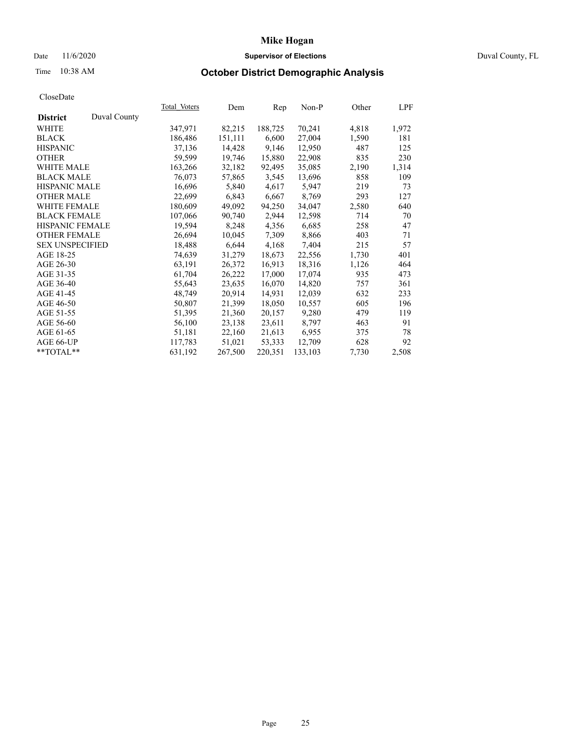CloseDate

| District | Duval County | Total_Voters | Dem | Rep | Non-P | Other | LPF |
|---|---|---|---|---|---|---|---|
| WHITE | | 347,971 | 82,215 | 188,725 | 70,241 | 4,818 | 1,972 |
| BLACK | | 186,486 | 151,111 | 6,600 | 27,004 | 1,590 | 181 |
| HISPANIC | | 37,136 | 14,428 | 9,146 | 12,950 | 487 | 125 |
| OTHER | | 59,599 | 19,746 | 15,880 | 22,908 | 835 | 230 |
| WHITE MALE | | 163,266 | 32,182 | 92,495 | 35,085 | 2,190 | 1,314 |
| BLACK MALE | | 76,073 | 57,865 | 3,545 | 13,696 | 858 | 109 |
| HISPANIC MALE | | 16,696 | 5,840 | 4,617 | 5,947 | 219 | 73 |
| OTHER MALE | | 22,699 | 6,843 | 6,667 | 8,769 | 293 | 127 |
| WHITE FEMALE | | 180,609 | 49,092 | 94,250 | 34,047 | 2,580 | 640 |
| BLACK FEMALE | | 107,066 | 90,740 | 2,944 | 12,598 | 714 | 70 |
| HISPANIC FEMALE | | 19,594 | 8,248 | 4,356 | 6,685 | 258 | 47 |
| OTHER FEMALE | | 26,694 | 10,045 | 7,309 | 8,866 | 403 | 71 |
| SEX UNSPECIFIED | | 18,488 | 6,644 | 4,168 | 7,404 | 215 | 57 |
| AGE 18-25 | | 74,639 | 31,279 | 18,673 | 22,556 | 1,730 | 401 |
| AGE 26-30 | | 63,191 | 26,372 | 16,913 | 18,316 | 1,126 | 464 |
| AGE 31-35 | | 61,704 | 26,222 | 17,000 | 17,074 | 935 | 473 |
| AGE 36-40 | | 55,643 | 23,635 | 16,070 | 14,820 | 757 | 361 |
| AGE 41-45 | | 48,749 | 20,914 | 14,931 | 12,039 | 632 | 233 |
| AGE 46-50 | | 50,807 | 21,399 | 18,050 | 10,557 | 605 | 196 |
| AGE 51-55 | | 51,395 | 21,360 | 20,157 | 9,280 | 479 | 119 |
| AGE 56-60 | | 56,100 | 23,138 | 23,611 | 8,797 | 463 | 91 |
| AGE 61-65 | | 51,181 | 22,160 | 21,613 | 6,955 | 375 | 78 |
| AGE 66-UP | | 117,783 | 51,021 | 53,333 | 12,709 | 628 | 92 |
| **TOTAL** | | 631,192 | 267,500 | 220,351 | 133,103 | 7,730 | 2,508 |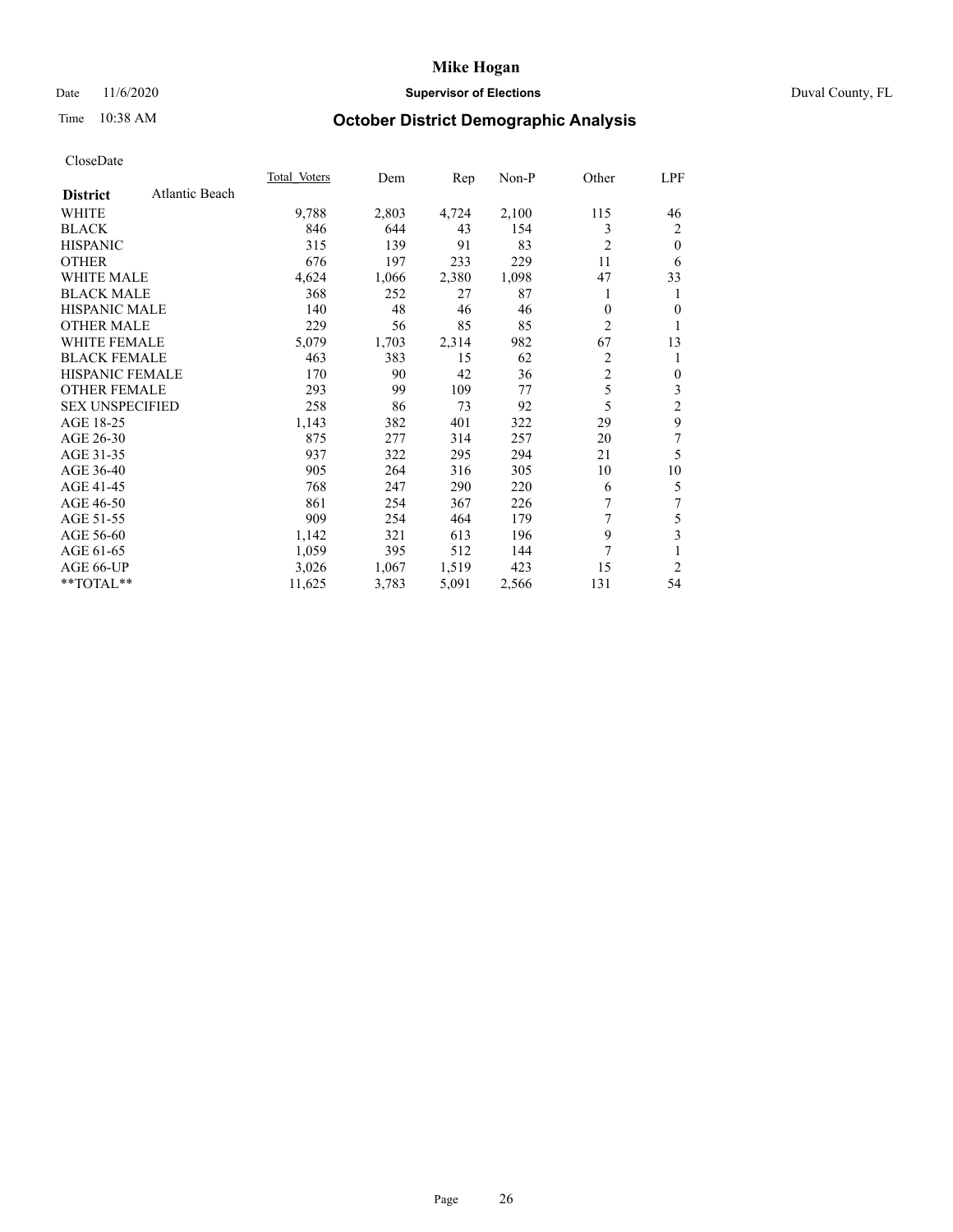# Mike Hogan

Date 11/6/2020 **Supervisor of Elections** Duval County, FL

Time 10:38 AM **October District Demographic Analysis**

CloseDate

| **District** Atlantic Beach | Total Voters | Dem | Rep | Non-P | Other | LPF |
|---|---|---|---|---|---|---|
| WHITE | 9,788 | 2,803 | 4,724 | 2,100 | 115 | 46 |
| BLACK | 846 | 644 | 43 | 154 | 3 | 2 |
| HISPANIC | 315 | 139 | 91 | 83 | 2 | 0 |
| OTHER | 676 | 197 | 233 | 229 | 11 | 6 |
| WHITE MALE | 4,624 | 1,066 | 2,380 | 1,098 | 47 | 33 |
| BLACK MALE | 368 | 252 | 27 | 87 | 1 | 1 |
| HISPANIC MALE | 140 | 48 | 46 | 46 | 0 | 0 |
| OTHER MALE | 229 | 56 | 85 | 85 | 2 | 1 |
| WHITE FEMALE | 5,079 | 1,703 | 2,314 | 982 | 67 | 13 |
| BLACK FEMALE | 463 | 383 | 15 | 62 | 2 | 1 |
| HISPANIC FEMALE | 170 | 90 | 42 | 36 | 2 | 0 |
| OTHER FEMALE | 293 | 99 | 109 | 77 | 5 | 3 |
| SEX UNSPECIFIED | 258 | 86 | 73 | 92 | 5 | 2 |
| AGE 18-25 | 1,143 | 382 | 401 | 322 | 29 | 9 |
| AGE 26-30 | 875 | 277 | 314 | 257 | 20 | 7 |
| AGE 31-35 | 937 | 322 | 295 | 294 | 21 | 5 |
| AGE 36-40 | 905 | 264 | 316 | 305 | 10 | 10 |
| AGE 41-45 | 768 | 247 | 290 | 220 | 6 | 5 |
| AGE 46-50 | 861 | 254 | 367 | 226 | 7 | 7 |
| AGE 51-55 | 909 | 254 | 464 | 179 | 7 | 5 |
| AGE 56-60 | 1,142 | 321 | 613 | 196 | 9 | 3 |
| AGE 61-65 | 1,059 | 395 | 512 | 144 | 7 | 1 |
| AGE 66-UP | 3,026 | 1,067 | 1,519 | 423 | 15 | 2 |
| **TOTAL** | 11,625 | 3,783 | 5,091 | 2,566 | 131 | 54 |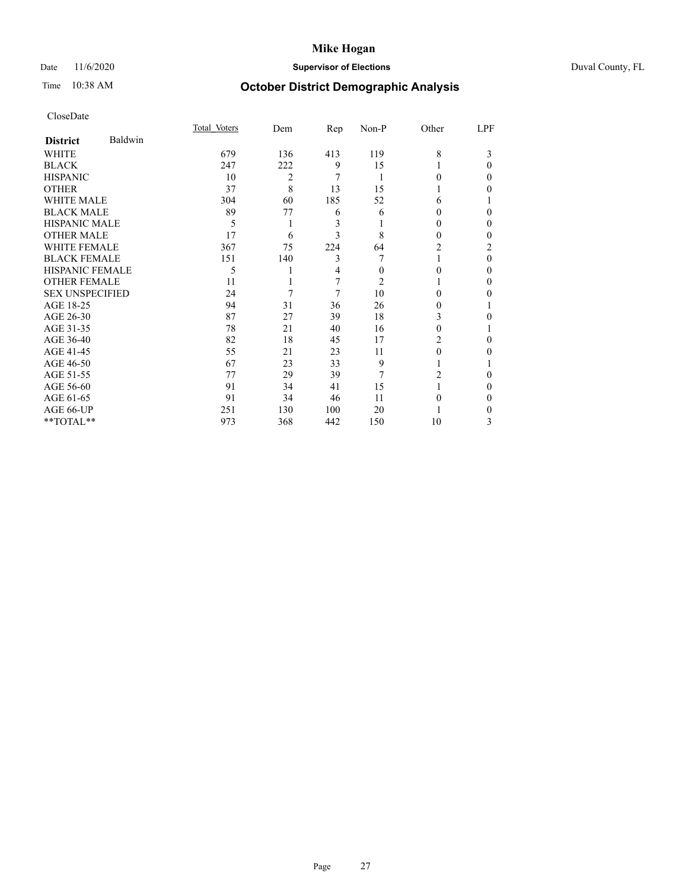# Mike Hogan

Date 11/6/2020 **Supervisor of Elections** Duval County, FL

Time 10:38 AM **October District Demographic Analysis**

CloseDate

| **District** Baldwin | Total Voters | Dem | Rep | Non-P | Other | LPF |
|---|---|---|---|---|---|---|
| WHITE | 679 | 136 | 413 | 119 | 8 | 3 |
| BLACK | 247 | 222 | 9 | 15 | 1 | 0 |
| HISPANIC | 10 | 2 | 7 | 1 | 0 | 0 |
| OTHER | 37 | 8 | 13 | 15 | 1 | 0 |
| WHITE MALE | 304 | 60 | 185 | 52 | 6 | 1 |
| BLACK MALE | 89 | 77 | 6 | 6 | 0 | 0 |
| HISPANIC MALE | 5 | 1 | 3 | 1 | 0 | 0 |
| OTHER MALE | 17 | 6 | 3 | 8 | 0 | 0 |
| WHITE FEMALE | 367 | 75 | 224 | 64 | 2 | 2 |
| BLACK FEMALE | 151 | 140 | 3 | 7 | 1 | 0 |
| HISPANIC FEMALE | 5 | 1 | 4 | 0 | 0 | 0 |
| OTHER FEMALE | 11 | 1 | 7 | 2 | 1 | 0 |
| SEX UNSPECIFIED | 24 | 7 | 7 | 10 | 0 | 0 |
| AGE 18-25 | 94 | 31 | 36 | 26 | 0 | 1 |
| AGE 26-30 | 87 | 27 | 39 | 18 | 3 | 0 |
| AGE 31-35 | 78 | 21 | 40 | 16 | 0 | 1 |
| AGE 36-40 | 82 | 18 | 45 | 17 | 2 | 0 |
| AGE 41-45 | 55 | 21 | 23 | 11 | 0 | 0 |
| AGE 46-50 | 67 | 23 | 33 | 9 | 1 | 1 |
| AGE 51-55 | 77 | 29 | 39 | 7 | 2 | 0 |
| AGE 56-60 | 91 | 34 | 41 | 15 | 1 | 0 |
| AGE 61-65 | 91 | 34 | 46 | 11 | 0 | 0 |
| AGE 66-UP | 251 | 130 | 100 | 20 | 1 | 0 |
| **TOTAL** | 973 | 368 | 442 | 150 | 10 | 3 |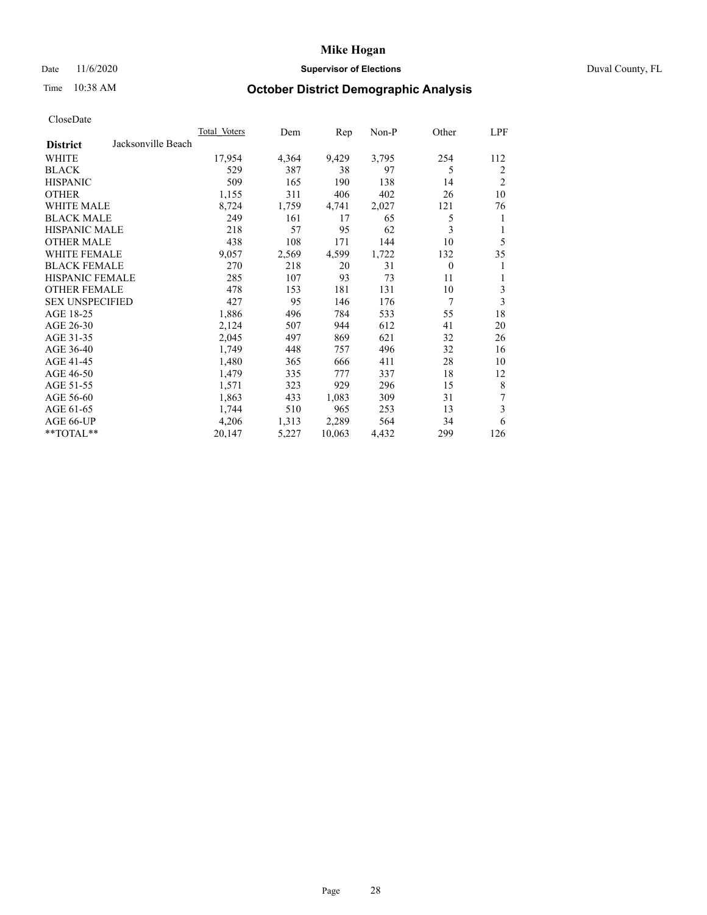# Mike Hogan

Date 11/6/2020 **Supervisor of Elections** Duval County, FL

Time 10:38 AM **October District Demographic Analysis**

CloseDate

| **District** Jacksonville Beach | Total Voters | Dem | Rep | Non-P | Other | LPF |
|---|---|---|---|---|---|---|
| WHITE | 17,954 | 4,364 | 9,429 | 3,795 | 254 | 112 |
| BLACK | 529 | 387 | 38 | 97 | 5 | 2 |
| HISPANIC | 509 | 165 | 190 | 138 | 14 | 2 |
| OTHER | 1,155 | 311 | 406 | 402 | 26 | 10 |
| WHITE MALE | 8,724 | 1,759 | 4,741 | 2,027 | 121 | 76 |
| BLACK MALE | 249 | 161 | 17 | 65 | 5 | 1 |
| HISPANIC MALE | 218 | 57 | 95 | 62 | 3 | 1 |
| OTHER MALE | 438 | 108 | 171 | 144 | 10 | 5 |
| WHITE FEMALE | 9,057 | 2,569 | 4,599 | 1,722 | 132 | 35 |
| BLACK FEMALE | 270 | 218 | 20 | 31 | 0 | 1 |
| HISPANIC FEMALE | 285 | 107 | 93 | 73 | 11 | 1 |
| OTHER FEMALE | 478 | 153 | 181 | 131 | 10 | 3 |
| SEX UNSPECIFIED | 427 | 95 | 146 | 176 | 7 | 3 |
| AGE 18-25 | 1,886 | 496 | 784 | 533 | 55 | 18 |
| AGE 26-30 | 2,124 | 507 | 944 | 612 | 41 | 20 |
| AGE 31-35 | 2,045 | 497 | 869 | 621 | 32 | 26 |
| AGE 36-40 | 1,749 | 448 | 757 | 496 | 32 | 16 |
| AGE 41-45 | 1,480 | 365 | 666 | 411 | 28 | 10 |
| AGE 46-50 | 1,479 | 335 | 777 | 337 | 18 | 12 |
| AGE 51-55 | 1,571 | 323 | 929 | 296 | 15 | 8 |
| AGE 56-60 | 1,863 | 433 | 1,083 | 309 | 31 | 7 |
| AGE 61-65 | 1,744 | 510 | 965 | 253 | 13 | 3 |
| AGE 66-UP | 4,206 | 1,313 | 2,289 | 564 | 34 | 6 |
| **TOTAL** | 20,147 | 5,227 | 10,063 | 4,432 | 299 | 126 |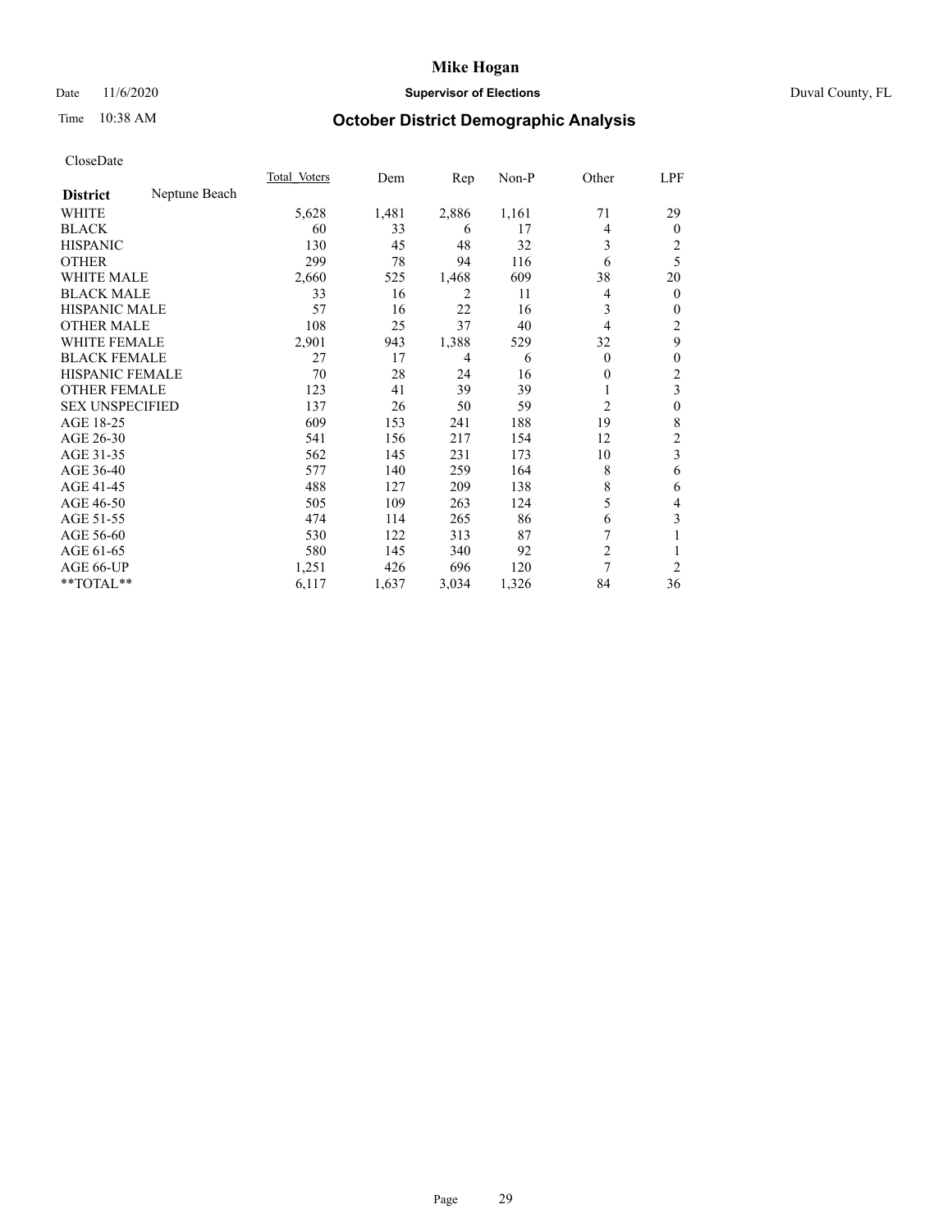# Mike Hogan

Date 11/6/2020 | **Supervisor of Elections** | Duval County, FL

Time 10:38 AM | **October District Demographic Analysis**

CloseDate

| **District** Neptune Beach | Total Voters | Dem | Rep | Non-P | Other | LPF |
|---|---|---|---|---|---|---|
| WHITE | 5,628 | 1,481 | 2,886 | 1,161 | 71 | 29 |
| BLACK | 60 | 33 | 6 | 17 | 4 | 0 |
| HISPANIC | 130 | 45 | 48 | 32 | 3 | 2 |
| OTHER | 299 | 78 | 94 | 116 | 6 | 5 |
| WHITE MALE | 2,660 | 525 | 1,468 | 609 | 38 | 20 |
| BLACK MALE | 33 | 16 | 2 | 11 | 4 | 0 |
| HISPANIC MALE | 57 | 16 | 22 | 16 | 3 | 0 |
| OTHER MALE | 108 | 25 | 37 | 40 | 4 | 2 |
| WHITE FEMALE | 2,901 | 943 | 1,388 | 529 | 32 | 9 |
| BLACK FEMALE | 27 | 17 | 4 | 6 | 0 | 0 |
| HISPANIC FEMALE | 70 | 28 | 24 | 16 | 0 | 2 |
| OTHER FEMALE | 123 | 41 | 39 | 39 | 1 | 3 |
| SEX UNSPECIFIED | 137 | 26 | 50 | 59 | 2 | 0 |
| AGE 18-25 | 609 | 153 | 241 | 188 | 19 | 8 |
| AGE 26-30 | 541 | 156 | 217 | 154 | 12 | 2 |
| AGE 31-35 | 562 | 145 | 231 | 173 | 10 | 3 |
| AGE 36-40 | 577 | 140 | 259 | 164 | 8 | 6 |
| AGE 41-45 | 488 | 127 | 209 | 138 | 8 | 6 |
| AGE 46-50 | 505 | 109 | 263 | 124 | 5 | 4 |
| AGE 51-55 | 474 | 114 | 265 | 86 | 6 | 3 |
| AGE 56-60 | 530 | 122 | 313 | 87 | 7 | 1 |
| AGE 61-65 | 580 | 145 | 340 | 92 | 2 | 1 |
| AGE 66-UP | 1,251 | 426 | 696 | 120 | 7 | 2 |
| **TOTAL** | 6,117 | 1,637 | 3,034 | 1,326 | 84 | 36 |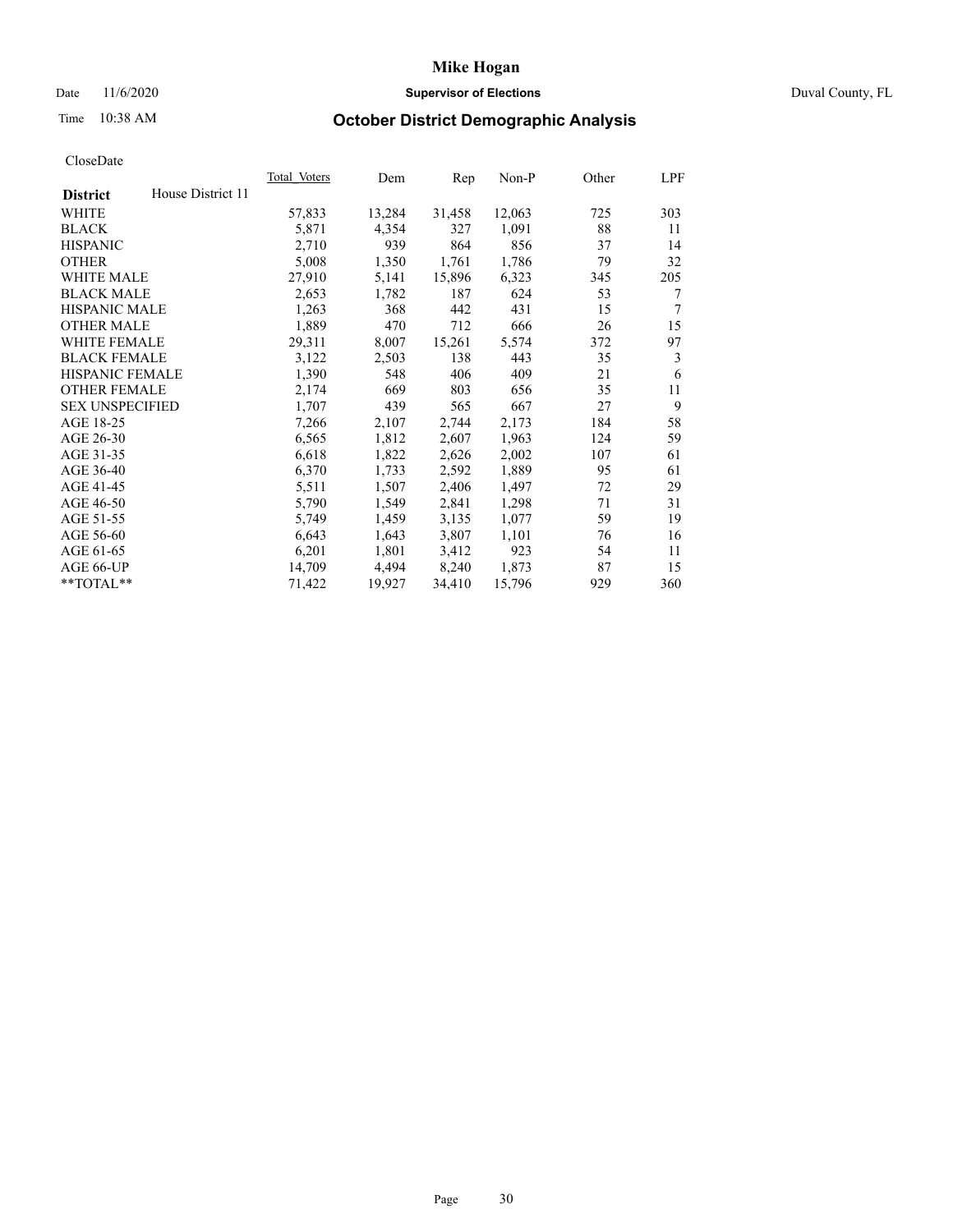# Mike Hogan

Date 11/6/2020 **Supervisor of Elections** Duval County, FL

Time 10:38 AM **October District Demographic Analysis**

CloseDate

| **District** House District 11 | Total Voters | Dem | Rep | Non-P | Other | LPF |
|---|---|---|---|---|---|---|
| WHITE | 57,833 | 13,284 | 31,458 | 12,063 | 725 | 303 |
| BLACK | 5,871 | 4,354 | 327 | 1,091 | 88 | 11 |
| HISPANIC | 2,710 | 939 | 864 | 856 | 37 | 14 |
| OTHER | 5,008 | 1,350 | 1,761 | 1,786 | 79 | 32 |
| WHITE MALE | 27,910 | 5,141 | 15,896 | 6,323 | 345 | 205 |
| BLACK MALE | 2,653 | 1,782 | 187 | 624 | 53 | 7 |
| HISPANIC MALE | 1,263 | 368 | 442 | 431 | 15 | 7 |
| OTHER MALE | 1,889 | 470 | 712 | 666 | 26 | 15 |
| WHITE FEMALE | 29,311 | 8,007 | 15,261 | 5,574 | 372 | 97 |
| BLACK FEMALE | 3,122 | 2,503 | 138 | 443 | 35 | 3 |
| HISPANIC FEMALE | 1,390 | 548 | 406 | 409 | 21 | 6 |
| OTHER FEMALE | 2,174 | 669 | 803 | 656 | 35 | 11 |
| SEX UNSPECIFIED | 1,707 | 439 | 565 | 667 | 27 | 9 |
| AGE 18-25 | 7,266 | 2,107 | 2,744 | 2,173 | 184 | 58 |
| AGE 26-30 | 6,565 | 1,812 | 2,607 | 1,963 | 124 | 59 |
| AGE 31-35 | 6,618 | 1,822 | 2,626 | 2,002 | 107 | 61 |
| AGE 36-40 | 6,370 | 1,733 | 2,592 | 1,889 | 95 | 61 |
| AGE 41-45 | 5,511 | 1,507 | 2,406 | 1,497 | 72 | 29 |
| AGE 46-50 | 5,790 | 1,549 | 2,841 | 1,298 | 71 | 31 |
| AGE 51-55 | 5,749 | 1,459 | 3,135 | 1,077 | 59 | 19 |
| AGE 56-60 | 6,643 | 1,643 | 3,807 | 1,101 | 76 | 16 |
| AGE 61-65 | 6,201 | 1,801 | 3,412 | 923 | 54 | 11 |
| AGE 66-UP | 14,709 | 4,494 | 8,240 | 1,873 | 87 | 15 |
| **TOTAL** | 71,422 | 19,927 | 34,410 | 15,796 | 929 | 360 |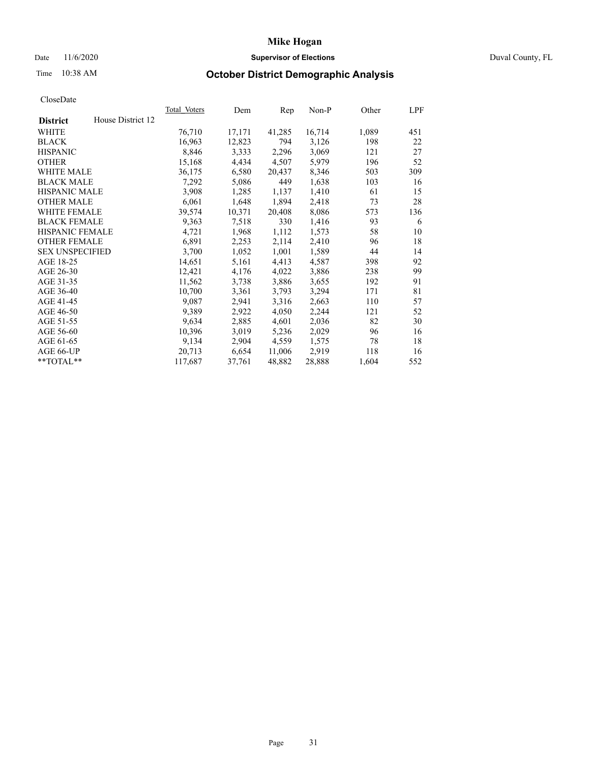# Mike Hogan

Date 11/6/2020 **Supervisor of Elections** Duval County, FL

Time 10:38 AM **October District Demographic Analysis**

CloseDate

| **District** House District 12 | Total Voters | Dem | Rep | Non-P | Other | LPF |
|---|---|---|---|---|---|---|
| WHITE | 76,710 | 17,171 | 41,285 | 16,714 | 1,089 | 451 |
| BLACK | 16,963 | 12,823 | 794 | 3,126 | 198 | 22 |
| HISPANIC | 8,846 | 3,333 | 2,296 | 3,069 | 121 | 27 |
| OTHER | 15,168 | 4,434 | 4,507 | 5,979 | 196 | 52 |
| WHITE MALE | 36,175 | 6,580 | 20,437 | 8,346 | 503 | 309 |
| BLACK MALE | 7,292 | 5,086 | 449 | 1,638 | 103 | 16 |
| HISPANIC MALE | 3,908 | 1,285 | 1,137 | 1,410 | 61 | 15 |
| OTHER MALE | 6,061 | 1,648 | 1,894 | 2,418 | 73 | 28 |
| WHITE FEMALE | 39,574 | 10,371 | 20,408 | 8,086 | 573 | 136 |
| BLACK FEMALE | 9,363 | 7,518 | 330 | 1,416 | 93 | 6 |
| HISPANIC FEMALE | 4,721 | 1,968 | 1,112 | 1,573 | 58 | 10 |
| OTHER FEMALE | 6,891 | 2,253 | 2,114 | 2,410 | 96 | 18 |
| SEX UNSPECIFIED | 3,700 | 1,052 | 1,001 | 1,589 | 44 | 14 |
| AGE 18-25 | 14,651 | 5,161 | 4,413 | 4,587 | 398 | 92 |
| AGE 26-30 | 12,421 | 4,176 | 4,022 | 3,886 | 238 | 99 |
| AGE 31-35 | 11,562 | 3,738 | 3,886 | 3,655 | 192 | 91 |
| AGE 36-40 | 10,700 | 3,361 | 3,793 | 3,294 | 171 | 81 |
| AGE 41-45 | 9,087 | 2,941 | 3,316 | 2,663 | 110 | 57 |
| AGE 46-50 | 9,389 | 2,922 | 4,050 | 2,244 | 121 | 52 |
| AGE 51-55 | 9,634 | 2,885 | 4,601 | 2,036 | 82 | 30 |
| AGE 56-60 | 10,396 | 3,019 | 5,236 | 2,029 | 96 | 16 |
| AGE 61-65 | 9,134 | 2,904 | 4,559 | 1,575 | 78 | 18 |
| AGE 66-UP | 20,713 | 6,654 | 11,006 | 2,919 | 118 | 16 |
| **TOTAL** | 117,687 | 37,761 | 48,882 | 28,888 | 1,604 | 552 |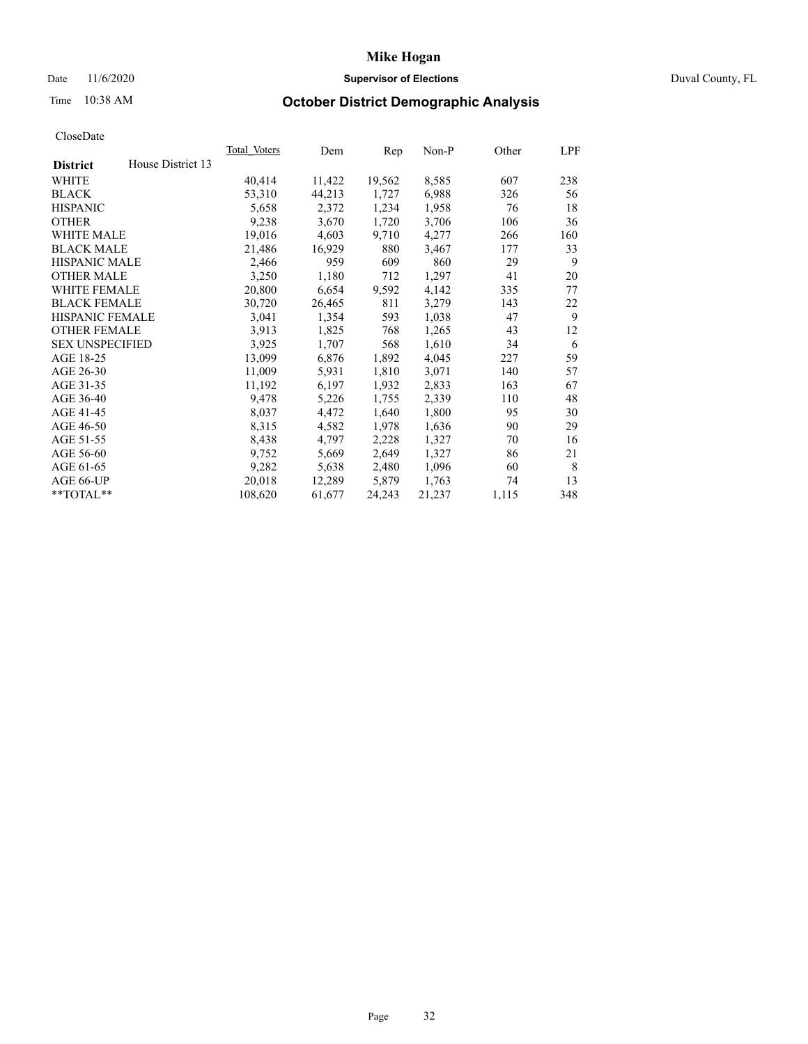CloseDate

| District | House District 13 | Total Voters | Dem | Rep | Non-P | Other | LPF |
|---|---|---|---|---|---|---|---|
| WHITE | | 40,414 | 11,422 | 19,562 | 8,585 | 607 | 238 |
| BLACK | | 53,310 | 44,213 | 1,727 | 6,988 | 326 | 56 |
| HISPANIC | | 5,658 | 2,372 | 1,234 | 1,958 | 76 | 18 |
| OTHER | | 9,238 | 3,670 | 1,720 | 3,706 | 106 | 36 |
| WHITE MALE | | 19,016 | 4,603 | 9,710 | 4,277 | 266 | 160 |
| BLACK MALE | | 21,486 | 16,929 | 880 | 3,467 | 177 | 33 |
| HISPANIC MALE | | 2,466 | 959 | 609 | 860 | 29 | 9 |
| OTHER MALE | | 3,250 | 1,180 | 712 | 1,297 | 41 | 20 |
| WHITE FEMALE | | 20,800 | 6,654 | 9,592 | 4,142 | 335 | 77 |
| BLACK FEMALE | | 30,720 | 26,465 | 811 | 3,279 | 143 | 22 |
| HISPANIC FEMALE | | 3,041 | 1,354 | 593 | 1,038 | 47 | 9 |
| OTHER FEMALE | | 3,913 | 1,825 | 768 | 1,265 | 43 | 12 |
| SEX UNSPECIFIED | | 3,925 | 1,707 | 568 | 1,610 | 34 | 6 |
| AGE 18-25 | | 13,099 | 6,876 | 1,892 | 4,045 | 227 | 59 |
| AGE 26-30 | | 11,009 | 5,931 | 1,810 | 3,071 | 140 | 57 |
| AGE 31-35 | | 11,192 | 6,197 | 1,932 | 2,833 | 163 | 67 |
| AGE 36-40 | | 9,478 | 5,226 | 1,755 | 2,339 | 110 | 48 |
| AGE 41-45 | | 8,037 | 4,472 | 1,640 | 1,800 | 95 | 30 |
| AGE 46-50 | | 8,315 | 4,582 | 1,978 | 1,636 | 90 | 29 |
| AGE 51-55 | | 8,438 | 4,797 | 2,228 | 1,327 | 70 | 16 |
| AGE 56-60 | | 9,752 | 5,669 | 2,649 | 1,327 | 86 | 21 |
| AGE 61-65 | | 9,282 | 5,638 | 2,480 | 1,096 | 60 | 8 |
| AGE 66-UP | | 20,018 | 12,289 | 5,879 | 1,763 | 74 | 13 |
| **TOTAL** | | 108,620 | 61,677 | 24,243 | 21,237 | 1,115 | 348 |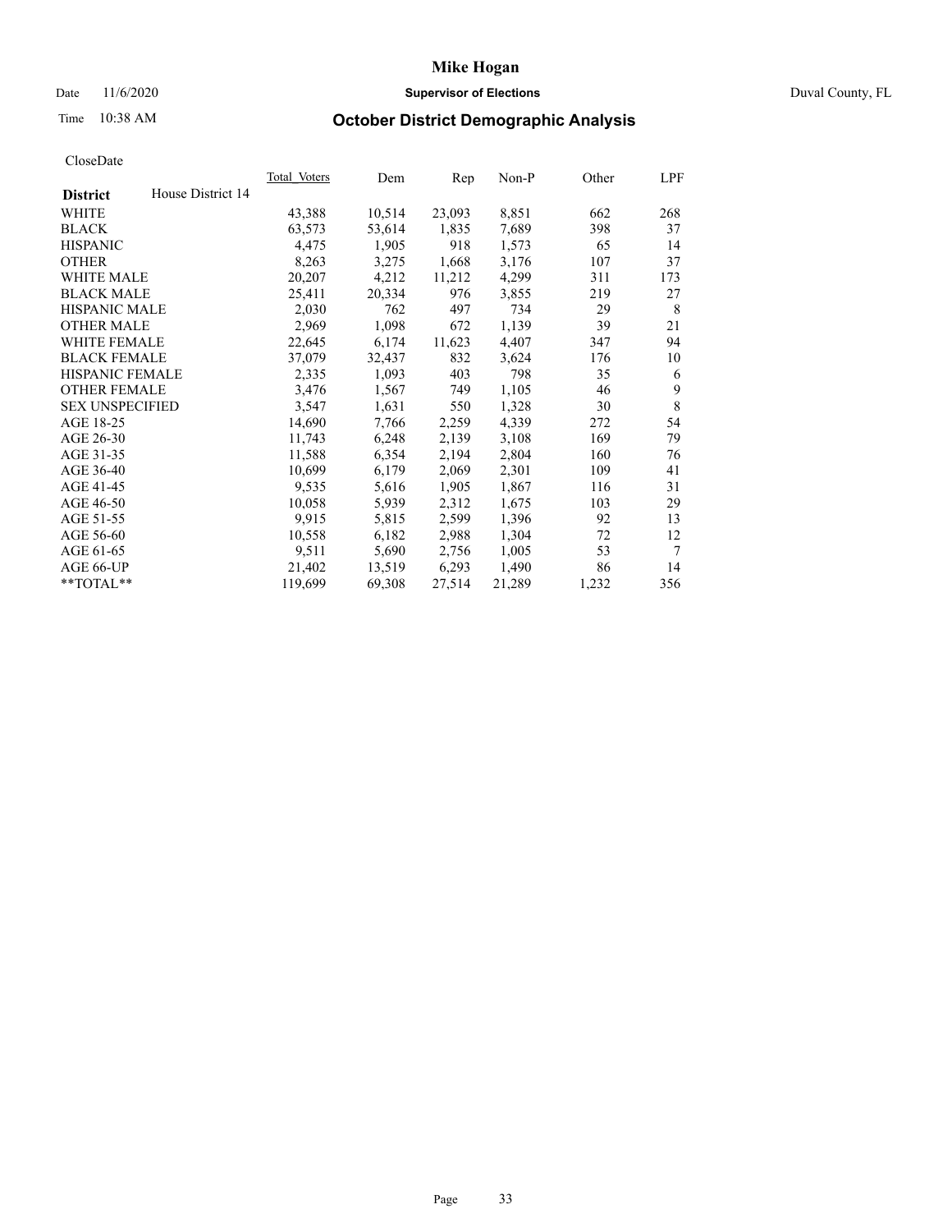# Mike Hogan

Date 11/6/2020 **Supervisor of Elections** Duval County, FL

Time 10:38 AM **October District Demographic Analysis**

CloseDate

| **District** House District 14 | Total Voters | Dem | Rep | Non-P | Other | LPF |
|---|---|---|---|---|---|---|
| WHITE | 43,388 | 10,514 | 23,093 | 8,851 | 662 | 268 |
| BLACK | 63,573 | 53,614 | 1,835 | 7,689 | 398 | 37 |
| HISPANIC | 4,475 | 1,905 | 918 | 1,573 | 65 | 14 |
| OTHER | 8,263 | 3,275 | 1,668 | 3,176 | 107 | 37 |
| WHITE MALE | 20,207 | 4,212 | 11,212 | 4,299 | 311 | 173 |
| BLACK MALE | 25,411 | 20,334 | 976 | 3,855 | 219 | 27 |
| HISPANIC MALE | 2,030 | 762 | 497 | 734 | 29 | 8 |
| OTHER MALE | 2,969 | 1,098 | 672 | 1,139 | 39 | 21 |
| WHITE FEMALE | 22,645 | 6,174 | 11,623 | 4,407 | 347 | 94 |
| BLACK FEMALE | 37,079 | 32,437 | 832 | 3,624 | 176 | 10 |
| HISPANIC FEMALE | 2,335 | 1,093 | 403 | 798 | 35 | 6 |
| OTHER FEMALE | 3,476 | 1,567 | 749 | 1,105 | 46 | 9 |
| SEX UNSPECIFIED | 3,547 | 1,631 | 550 | 1,328 | 30 | 8 |
| AGE 18-25 | 14,690 | 7,766 | 2,259 | 4,339 | 272 | 54 |
| AGE 26-30 | 11,743 | 6,248 | 2,139 | 3,108 | 169 | 79 |
| AGE 31-35 | 11,588 | 6,354 | 2,194 | 2,804 | 160 | 76 |
| AGE 36-40 | 10,699 | 6,179 | 2,069 | 2,301 | 109 | 41 |
| AGE 41-45 | 9,535 | 5,616 | 1,905 | 1,867 | 116 | 31 |
| AGE 46-50 | 10,058 | 5,939 | 2,312 | 1,675 | 103 | 29 |
| AGE 51-55 | 9,915 | 5,815 | 2,599 | 1,396 | 92 | 13 |
| AGE 56-60 | 10,558 | 6,182 | 2,988 | 1,304 | 72 | 12 |
| AGE 61-65 | 9,511 | 5,690 | 2,756 | 1,005 | 53 | 7 |
| AGE 66-UP | 21,402 | 13,519 | 6,293 | 1,490 | 86 | 14 |
| **TOTAL** | 119,699 | 69,308 | 27,514 | 21,289 | 1,232 | 356 |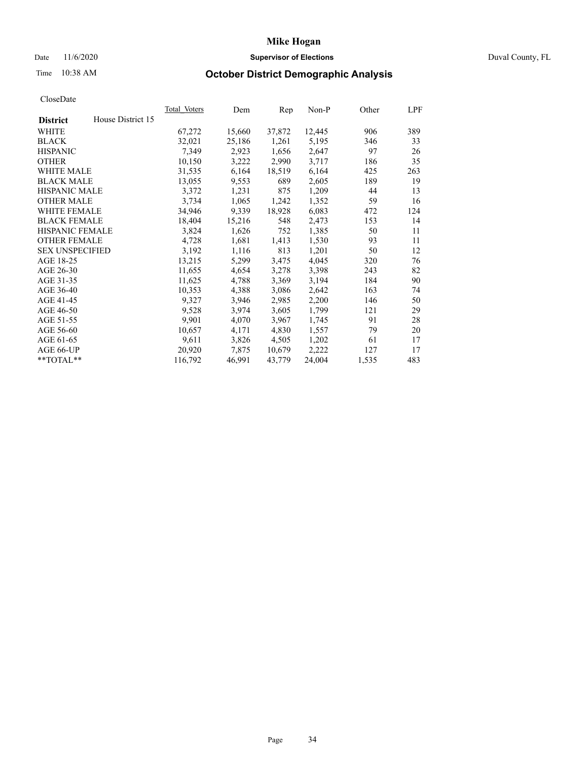# Mike Hogan

Date 11/6/2020 **Supervisor of Elections** Duval County, FL

Time 10:38 AM

## October District Demographic Analysis

CloseDate

| **District** House District 15 | Total Voters | Dem | Rep | Non-P | Other | LPF |
|---|---|---|---|---|---|---|
| WHITE | 67,272 | 15,660 | 37,872 | 12,445 | 906 | 389 |
| BLACK | 32,021 | 25,186 | 1,261 | 5,195 | 346 | 33 |
| HISPANIC | 7,349 | 2,923 | 1,656 | 2,647 | 97 | 26 |
| OTHER | 10,150 | 3,222 | 2,990 | 3,717 | 186 | 35 |
| WHITE MALE | 31,535 | 6,164 | 18,519 | 6,164 | 425 | 263 |
| BLACK MALE | 13,055 | 9,553 | 689 | 2,605 | 189 | 19 |
| HISPANIC MALE | 3,372 | 1,231 | 875 | 1,209 | 44 | 13 |
| OTHER MALE | 3,734 | 1,065 | 1,242 | 1,352 | 59 | 16 |
| WHITE FEMALE | 34,946 | 9,339 | 18,928 | 6,083 | 472 | 124 |
| BLACK FEMALE | 18,404 | 15,216 | 548 | 2,473 | 153 | 14 |
| HISPANIC FEMALE | 3,824 | 1,626 | 752 | 1,385 | 50 | 11 |
| OTHER FEMALE | 4,728 | 1,681 | 1,413 | 1,530 | 93 | 11 |
| SEX UNSPECIFIED | 3,192 | 1,116 | 813 | 1,201 | 50 | 12 |
| AGE 18-25 | 13,215 | 5,299 | 3,475 | 4,045 | 320 | 76 |
| AGE 26-30 | 11,655 | 4,654 | 3,278 | 3,398 | 243 | 82 |
| AGE 31-35 | 11,625 | 4,788 | 3,369 | 3,194 | 184 | 90 |
| AGE 36-40 | 10,353 | 4,388 | 3,086 | 2,642 | 163 | 74 |
| AGE 41-45 | 9,327 | 3,946 | 2,985 | 2,200 | 146 | 50 |
| AGE 46-50 | 9,528 | 3,974 | 3,605 | 1,799 | 121 | 29 |
| AGE 51-55 | 9,901 | 4,070 | 3,967 | 1,745 | 91 | 28 |
| AGE 56-60 | 10,657 | 4,171 | 4,830 | 1,557 | 79 | 20 |
| AGE 61-65 | 9,611 | 3,826 | 4,505 | 1,202 | 61 | 17 |
| AGE 66-UP | 20,920 | 7,875 | 10,679 | 2,222 | 127 | 17 |
| **TOTAL** | 116,792 | 46,991 | 43,779 | 24,004 | 1,535 | 483 |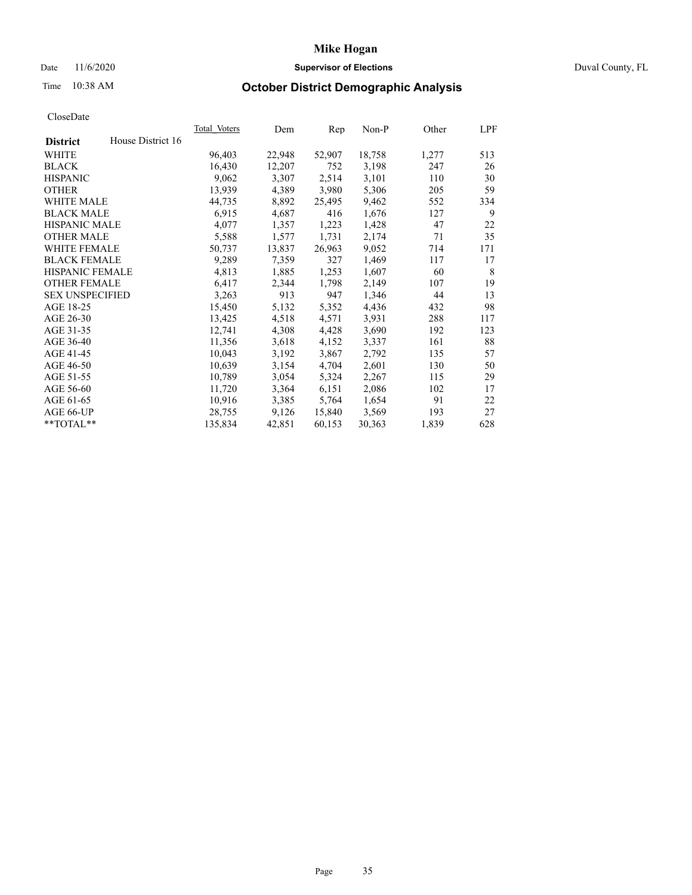Mike Hogan

Date 11/6/2020 **Supervisor of Elections** Duval County, FL

Time 10:38 AM

## October District Demographic Analysis

CloseDate

| **District** House District 16 | Total Voters | Dem | Rep | Non-P | Other | LPF |
|---|---|---|---|---|---|---|
| WHITE | 96,403 | 22,948 | 52,907 | 18,758 | 1,277 | 513 |
| BLACK | 16,430 | 12,207 | 752 | 3,198 | 247 | 26 |
| HISPANIC | 9,062 | 3,307 | 2,514 | 3,101 | 110 | 30 |
| OTHER | 13,939 | 4,389 | 3,980 | 5,306 | 205 | 59 |
| WHITE MALE | 44,735 | 8,892 | 25,495 | 9,462 | 552 | 334 |
| BLACK MALE | 6,915 | 4,687 | 416 | 1,676 | 127 | 9 |
| HISPANIC MALE | 4,077 | 1,357 | 1,223 | 1,428 | 47 | 22 |
| OTHER MALE | 5,588 | 1,577 | 1,731 | 2,174 | 71 | 35 |
| WHITE FEMALE | 50,737 | 13,837 | 26,963 | 9,052 | 714 | 171 |
| BLACK FEMALE | 9,289 | 7,359 | 327 | 1,469 | 117 | 17 |
| HISPANIC FEMALE | 4,813 | 1,885 | 1,253 | 1,607 | 60 | 8 |
| OTHER FEMALE | 6,417 | 2,344 | 1,798 | 2,149 | 107 | 19 |
| SEX UNSPECIFIED | 3,263 | 913 | 947 | 1,346 | 44 | 13 |
| AGE 18-25 | 15,450 | 5,132 | 5,352 | 4,436 | 432 | 98 |
| AGE 26-30 | 13,425 | 4,518 | 4,571 | 3,931 | 288 | 117 |
| AGE 31-35 | 12,741 | 4,308 | 4,428 | 3,690 | 192 | 123 |
| AGE 36-40 | 11,356 | 3,618 | 4,152 | 3,337 | 161 | 88 |
| AGE 41-45 | 10,043 | 3,192 | 3,867 | 2,792 | 135 | 57 |
| AGE 46-50 | 10,639 | 3,154 | 4,704 | 2,601 | 130 | 50 |
| AGE 51-55 | 10,789 | 3,054 | 5,324 | 2,267 | 115 | 29 |
| AGE 56-60 | 11,720 | 3,364 | 6,151 | 2,086 | 102 | 17 |
| AGE 61-65 | 10,916 | 3,385 | 5,764 | 1,654 | 91 | 22 |
| AGE 66-UP | 28,755 | 9,126 | 15,840 | 3,569 | 193 | 27 |
| **TOTAL** | 135,834 | 42,851 | 60,153 | 30,363 | 1,839 | 628 |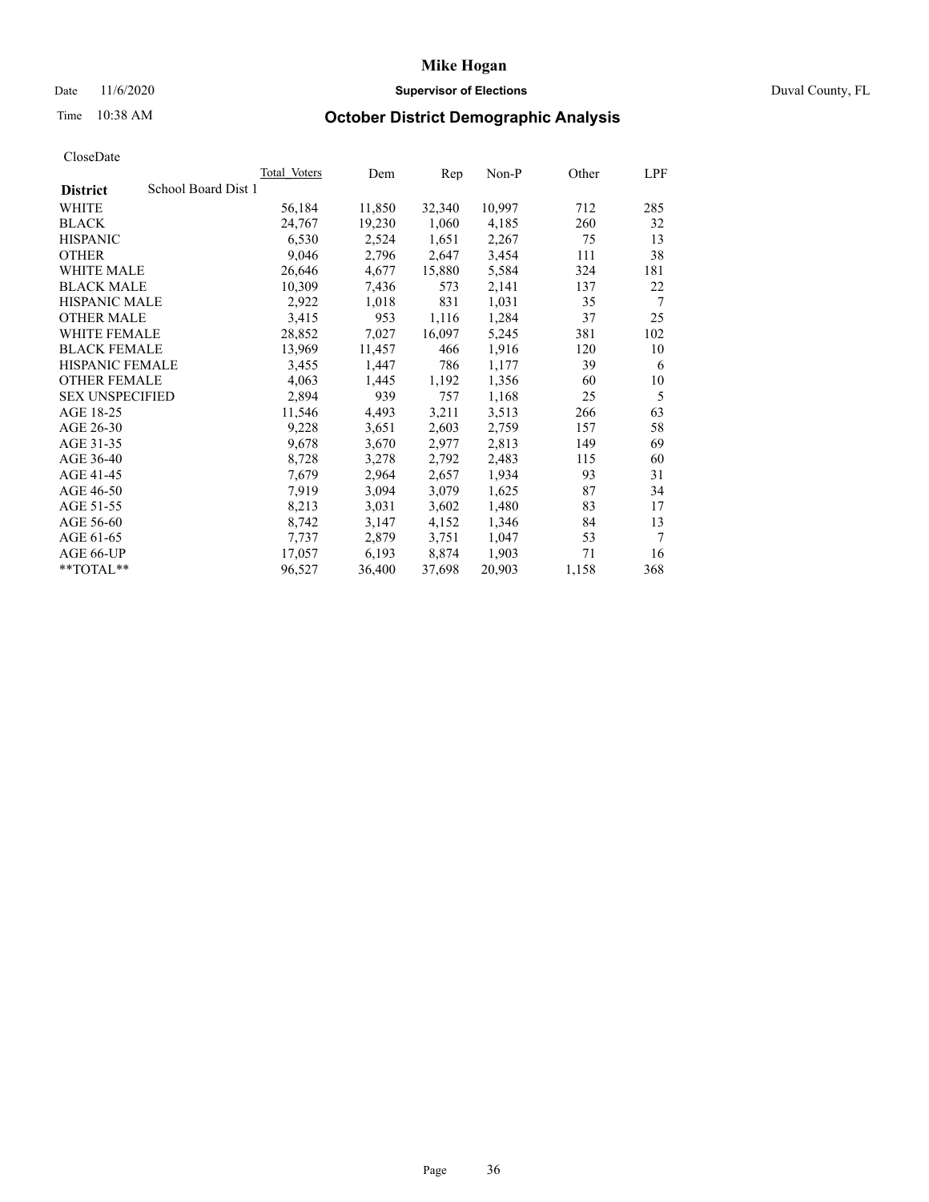# Mike Hogan

Date 11/6/2020 **Supervisor of Elections** Duval County, FL

Time 10:38 AM **October District Demographic Analysis**

CloseDate

| **District** School Board Dist 1 | Total Voters | Dem | Rep | Non-P | Other | LPF |
|---|---|---|---|---|---|---|
| WHITE | 56,184 | 11,850 | 32,340 | 10,997 | 712 | 285 |
| BLACK | 24,767 | 19,230 | 1,060 | 4,185 | 260 | 32 |
| HISPANIC | 6,530 | 2,524 | 1,651 | 2,267 | 75 | 13 |
| OTHER | 9,046 | 2,796 | 2,647 | 3,454 | 111 | 38 |
| WHITE MALE | 26,646 | 4,677 | 15,880 | 5,584 | 324 | 181 |
| BLACK MALE | 10,309 | 7,436 | 573 | 2,141 | 137 | 22 |
| HISPANIC MALE | 2,922 | 1,018 | 831 | 1,031 | 35 | 7 |
| OTHER MALE | 3,415 | 953 | 1,116 | 1,284 | 37 | 25 |
| WHITE FEMALE | 28,852 | 7,027 | 16,097 | 5,245 | 381 | 102 |
| BLACK FEMALE | 13,969 | 11,457 | 466 | 1,916 | 120 | 10 |
| HISPANIC FEMALE | 3,455 | 1,447 | 786 | 1,177 | 39 | 6 |
| OTHER FEMALE | 4,063 | 1,445 | 1,192 | 1,356 | 60 | 10 |
| SEX UNSPECIFIED | 2,894 | 939 | 757 | 1,168 | 25 | 5 |
| AGE 18-25 | 11,546 | 4,493 | 3,211 | 3,513 | 266 | 63 |
| AGE 26-30 | 9,228 | 3,651 | 2,603 | 2,759 | 157 | 58 |
| AGE 31-35 | 9,678 | 3,670 | 2,977 | 2,813 | 149 | 69 |
| AGE 36-40 | 8,728 | 3,278 | 2,792 | 2,483 | 115 | 60 |
| AGE 41-45 | 7,679 | 2,964 | 2,657 | 1,934 | 93 | 31 |
| AGE 46-50 | 7,919 | 3,094 | 3,079 | 1,625 | 87 | 34 |
| AGE 51-55 | 8,213 | 3,031 | 3,602 | 1,480 | 83 | 17 |
| AGE 56-60 | 8,742 | 3,147 | 4,152 | 1,346 | 84 | 13 |
| AGE 61-65 | 7,737 | 2,879 | 3,751 | 1,047 | 53 | 7 |
| AGE 66-UP | 17,057 | 6,193 | 8,874 | 1,903 | 71 | 16 |
| **TOTAL** | 96,527 | 36,400 | 37,698 | 20,903 | 1,158 | 368 |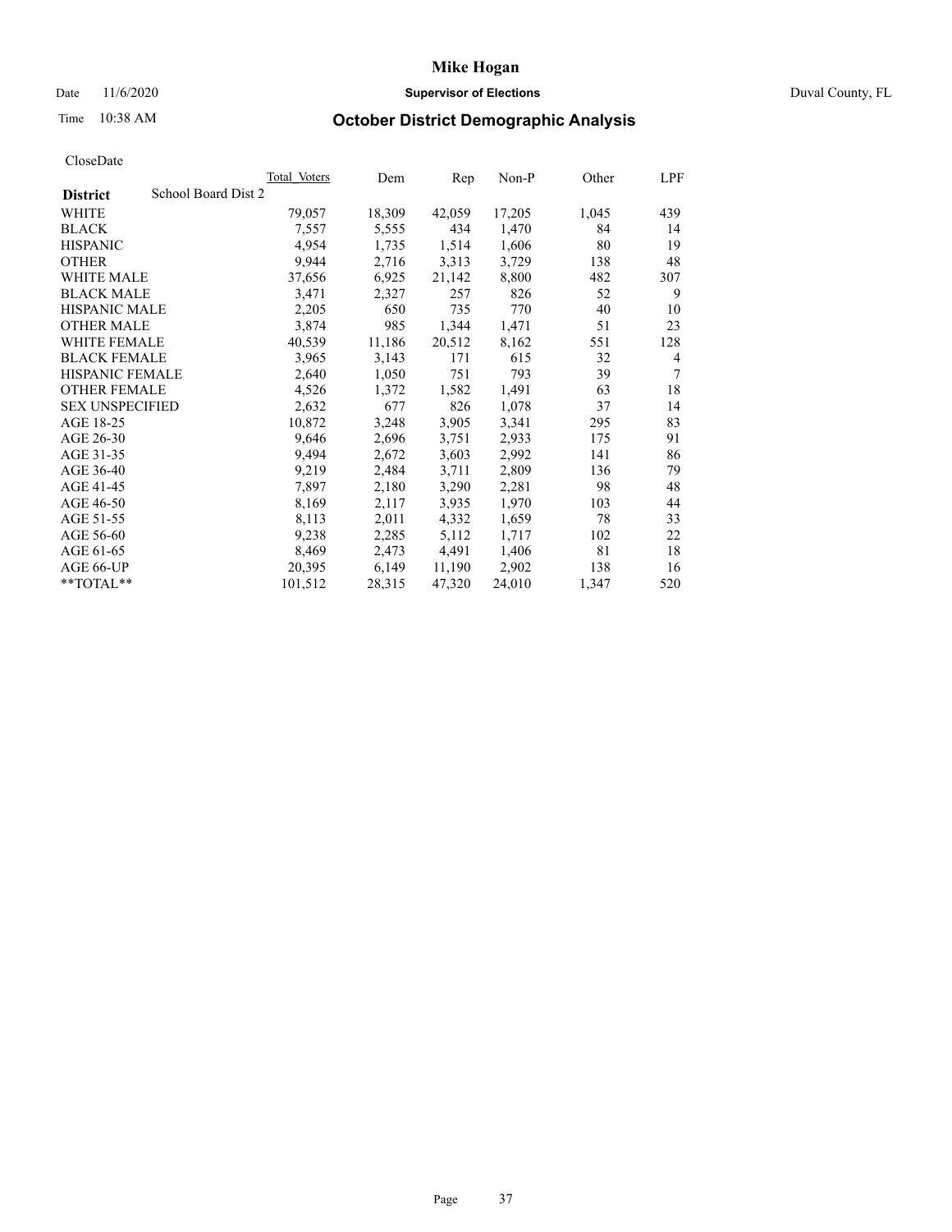CloseDate

| District | School Board Dist 2 | Total_Voters | Dem | Rep | Non-P | Other | LPF |
|---|---|---|---|---|---|---|---|
| WHITE | | 79,057 | 18,309 | 42,059 | 17,205 | 1,045 | 439 |
| BLACK | | 7,557 | 5,555 | 434 | 1,470 | 84 | 14 |
| HISPANIC | | 4,954 | 1,735 | 1,514 | 1,606 | 80 | 19 |
| OTHER | | 9,944 | 2,716 | 3,313 | 3,729 | 138 | 48 |
| WHITE MALE | | 37,656 | 6,925 | 21,142 | 8,800 | 482 | 307 |
| BLACK MALE | | 3,471 | 2,327 | 257 | 826 | 52 | 9 |
| HISPANIC MALE | | 2,205 | 650 | 735 | 770 | 40 | 10 |
| OTHER MALE | | 3,874 | 985 | 1,344 | 1,471 | 51 | 23 |
| WHITE FEMALE | | 40,539 | 11,186 | 20,512 | 8,162 | 551 | 128 |
| BLACK FEMALE | | 3,965 | 3,143 | 171 | 615 | 32 | 4 |
| HISPANIC FEMALE | | 2,640 | 1,050 | 751 | 793 | 39 | 7 |
| OTHER FEMALE | | 4,526 | 1,372 | 1,582 | 1,491 | 63 | 18 |
| SEX UNSPECIFIED | | 2,632 | 677 | 826 | 1,078 | 37 | 14 |
| AGE 18-25 | | 10,872 | 3,248 | 3,905 | 3,341 | 295 | 83 |
| AGE 26-30 | | 9,646 | 2,696 | 3,751 | 2,933 | 175 | 91 |
| AGE 31-35 | | 9,494 | 2,672 | 3,603 | 2,992 | 141 | 86 |
| AGE 36-40 | | 9,219 | 2,484 | 3,711 | 2,809 | 136 | 79 |
| AGE 41-45 | | 7,897 | 2,180 | 3,290 | 2,281 | 98 | 48 |
| AGE 46-50 | | 8,169 | 2,117 | 3,935 | 1,970 | 103 | 44 |
| AGE 51-55 | | 8,113 | 2,011 | 4,332 | 1,659 | 78 | 33 |
| AGE 56-60 | | 9,238 | 2,285 | 5,112 | 1,717 | 102 | 22 |
| AGE 61-65 | | 8,469 | 2,473 | 4,491 | 1,406 | 81 | 18 |
| AGE 66-UP | | 20,395 | 6,149 | 11,190 | 2,902 | 138 | 16 |
| **TOTAL** | | 101,512 | 28,315 | 47,320 | 24,010 | 1,347 | 520 |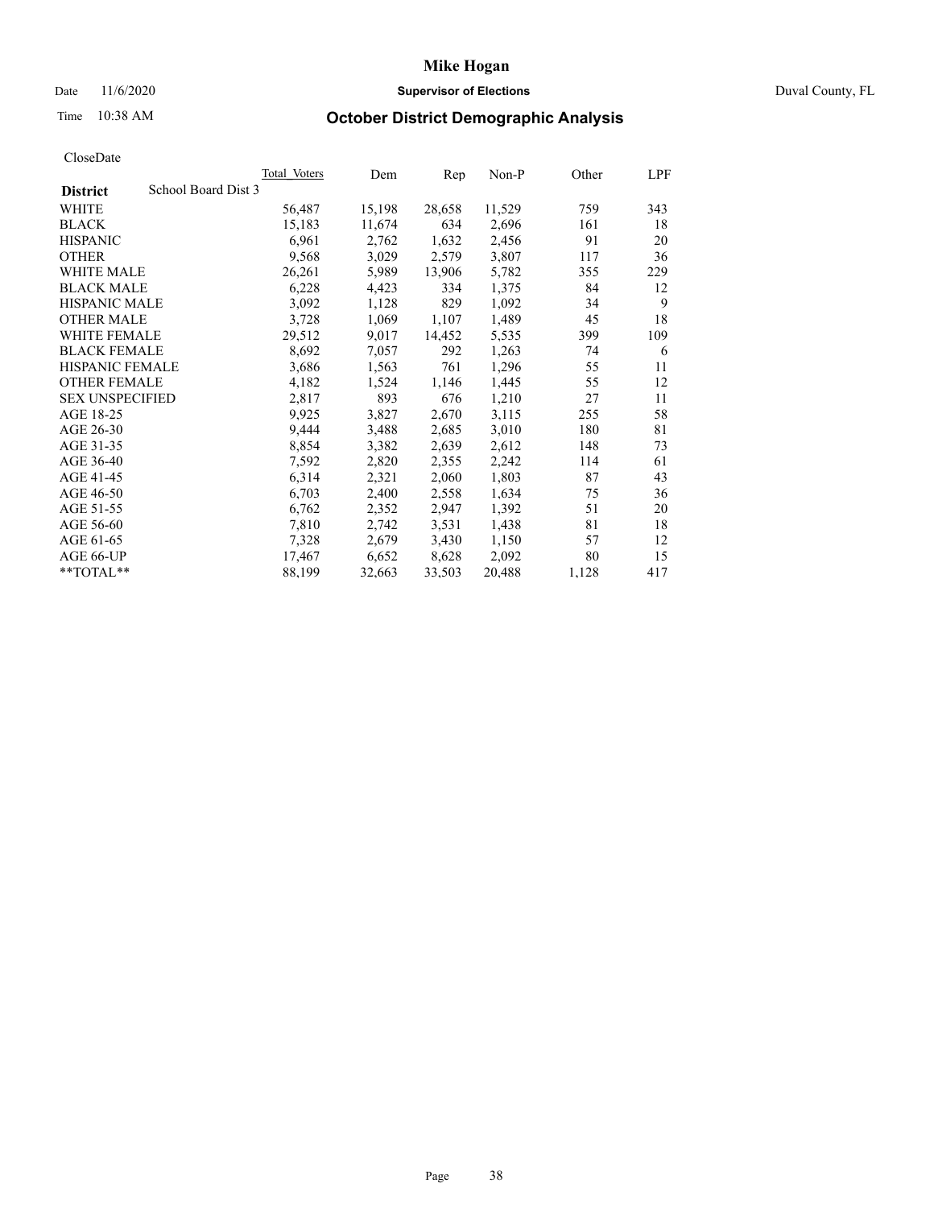# Mike Hogan

Date 11/6/2020 **Supervisor of Elections** Duval County, FL

Time 10:38 AM **October District Demographic Analysis**

CloseDate

| District | Total Voters | Dem | Rep | Non-P | Other | LPF |
|---|---|---|---|---|---|---|
| School Board Dist 3 | | | | | | |
| WHITE | 56,487 | 15,198 | 28,658 | 11,529 | 759 | 343 |
| BLACK | 15,183 | 11,674 | 634 | 2,696 | 161 | 18 |
| HISPANIC | 6,961 | 2,762 | 1,632 | 2,456 | 91 | 20 |
| OTHER | 9,568 | 3,029 | 2,579 | 3,807 | 117 | 36 |
| WHITE MALE | 26,261 | 5,989 | 13,906 | 5,782 | 355 | 229 |
| BLACK MALE | 6,228 | 4,423 | 334 | 1,375 | 84 | 12 |
| HISPANIC MALE | 3,092 | 1,128 | 829 | 1,092 | 34 | 9 |
| OTHER MALE | 3,728 | 1,069 | 1,107 | 1,489 | 45 | 18 |
| WHITE FEMALE | 29,512 | 9,017 | 14,452 | 5,535 | 399 | 109 |
| BLACK FEMALE | 8,692 | 7,057 | 292 | 1,263 | 74 | 6 |
| HISPANIC FEMALE | 3,686 | 1,563 | 761 | 1,296 | 55 | 11 |
| OTHER FEMALE | 4,182 | 1,524 | 1,146 | 1,445 | 55 | 12 |
| SEX UNSPECIFIED | 2,817 | 893 | 676 | 1,210 | 27 | 11 |
| AGE 18-25 | 9,925 | 3,827 | 2,670 | 3,115 | 255 | 58 |
| AGE 26-30 | 9,444 | 3,488 | 2,685 | 3,010 | 180 | 81 |
| AGE 31-35 | 8,854 | 3,382 | 2,639 | 2,612 | 148 | 73 |
| AGE 36-40 | 7,592 | 2,820 | 2,355 | 2,242 | 114 | 61 |
| AGE 41-45 | 6,314 | 2,321 | 2,060 | 1,803 | 87 | 43 |
| AGE 46-50 | 6,703 | 2,400 | 2,558 | 1,634 | 75 | 36 |
| AGE 51-55 | 6,762 | 2,352 | 2,947 | 1,392 | 51 | 20 |
| AGE 56-60 | 7,810 | 2,742 | 3,531 | 1,438 | 81 | 18 |
| AGE 61-65 | 7,328 | 2,679 | 3,430 | 1,150 | 57 | 12 |
| AGE 66-UP | 17,467 | 6,652 | 8,628 | 2,092 | 80 | 15 |
| **TOTAL** | 88,199 | 32,663 | 33,503 | 20,488 | 1,128 | 417 |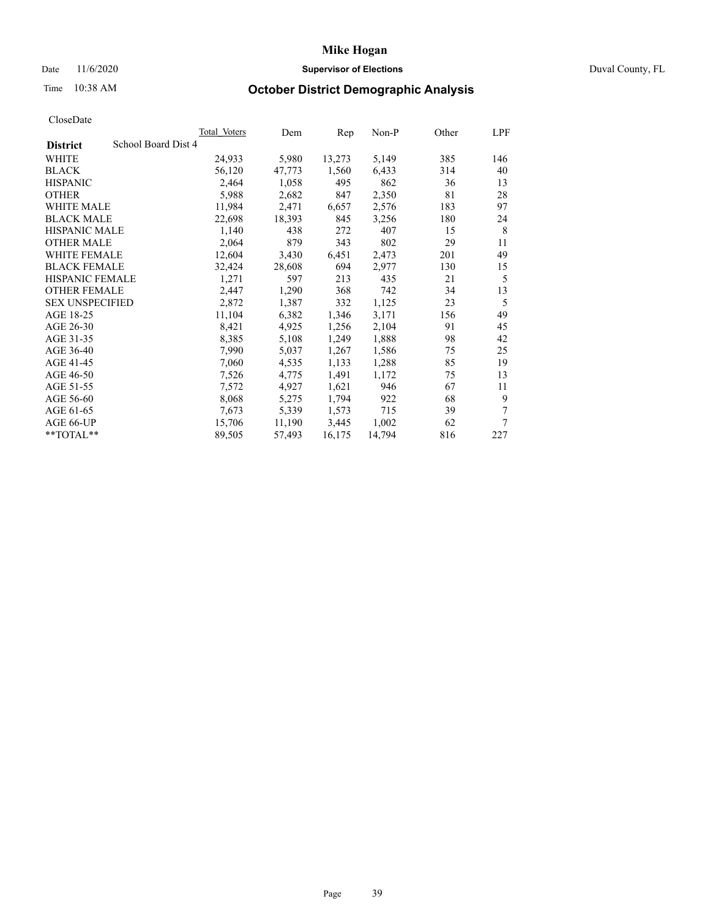CloseDate

| District | School Board Dist 4 | Total Voters | Dem | Rep | Non-P | Other | LPF |
|---|---|---|---|---|---|---|---|
| WHITE | | 24,933 | 5,980 | 13,273 | 5,149 | 385 | 146 |
| BLACK | | 56,120 | 47,773 | 1,560 | 6,433 | 314 | 40 |
| HISPANIC | | 2,464 | 1,058 | 495 | 862 | 36 | 13 |
| OTHER | | 5,988 | 2,682 | 847 | 2,350 | 81 | 28 |
| WHITE MALE | | 11,984 | 2,471 | 6,657 | 2,576 | 183 | 97 |
| BLACK MALE | | 22,698 | 18,393 | 845 | 3,256 | 180 | 24 |
| HISPANIC MALE | | 1,140 | 438 | 272 | 407 | 15 | 8 |
| OTHER MALE | | 2,064 | 879 | 343 | 802 | 29 | 11 |
| WHITE FEMALE | | 12,604 | 3,430 | 6,451 | 2,473 | 201 | 49 |
| BLACK FEMALE | | 32,424 | 28,608 | 694 | 2,977 | 130 | 15 |
| HISPANIC FEMALE | | 1,271 | 597 | 213 | 435 | 21 | 5 |
| OTHER FEMALE | | 2,447 | 1,290 | 368 | 742 | 34 | 13 |
| SEX UNSPECIFIED | | 2,872 | 1,387 | 332 | 1,125 | 23 | 5 |
| AGE 18-25 | | 11,104 | 6,382 | 1,346 | 3,171 | 156 | 49 |
| AGE 26-30 | | 8,421 | 4,925 | 1,256 | 2,104 | 91 | 45 |
| AGE 31-35 | | 8,385 | 5,108 | 1,249 | 1,888 | 98 | 42 |
| AGE 36-40 | | 7,990 | 5,037 | 1,267 | 1,586 | 75 | 25 |
| AGE 41-45 | | 7,060 | 4,535 | 1,133 | 1,288 | 85 | 19 |
| AGE 46-50 | | 7,526 | 4,775 | 1,491 | 1,172 | 75 | 13 |
| AGE 51-55 | | 7,572 | 4,927 | 1,621 | 946 | 67 | 11 |
| AGE 56-60 | | 8,068 | 5,275 | 1,794 | 922 | 68 | 9 |
| AGE 61-65 | | 7,673 | 5,339 | 1,573 | 715 | 39 | 7 |
| AGE 66-UP | | 15,706 | 11,190 | 3,445 | 1,002 | 62 | 7 |
| **TOTAL** | | 89,505 | 57,493 | 16,175 | 14,794 | 816 | 227 |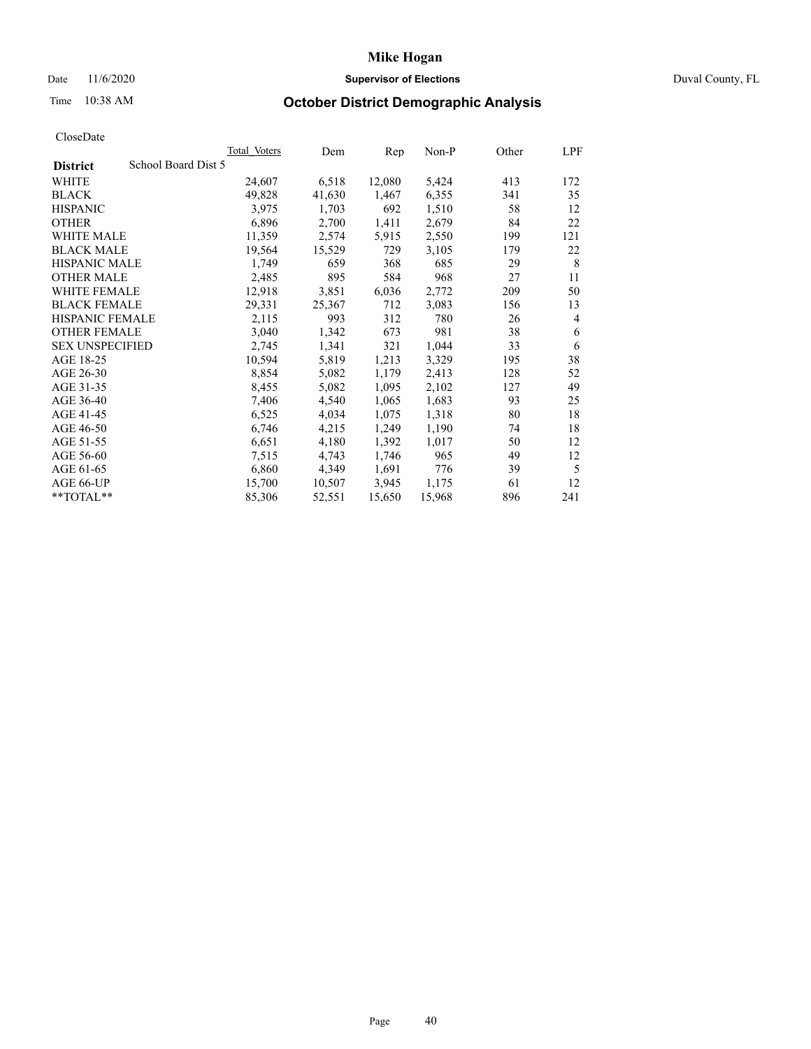# Mike Hogan

Date 11/6/2020 **Supervisor of Elections** Duval County, FL

Time 10:38 AM **October District Demographic Analysis**

CloseDate

| **District** School Board Dist 5 | Total Voters | Dem | Rep | Non-P | Other | LPF |
|---|---|---|---|---|---|---|
| WHITE | 24,607 | 6,518 | 12,080 | 5,424 | 413 | 172 |
| BLACK | 49,828 | 41,630 | 1,467 | 6,355 | 341 | 35 |
| HISPANIC | 3,975 | 1,703 | 692 | 1,510 | 58 | 12 |
| OTHER | 6,896 | 2,700 | 1,411 | 2,679 | 84 | 22 |
| WHITE MALE | 11,359 | 2,574 | 5,915 | 2,550 | 199 | 121 |
| BLACK MALE | 19,564 | 15,529 | 729 | 3,105 | 179 | 22 |
| HISPANIC MALE | 1,749 | 659 | 368 | 685 | 29 | 8 |
| OTHER MALE | 2,485 | 895 | 584 | 968 | 27 | 11 |
| WHITE FEMALE | 12,918 | 3,851 | 6,036 | 2,772 | 209 | 50 |
| BLACK FEMALE | 29,331 | 25,367 | 712 | 3,083 | 156 | 13 |
| HISPANIC FEMALE | 2,115 | 993 | 312 | 780 | 26 | 4 |
| OTHER FEMALE | 3,040 | 1,342 | 673 | 981 | 38 | 6 |
| SEX UNSPECIFIED | 2,745 | 1,341 | 321 | 1,044 | 33 | 6 |
| AGE 18-25 | 10,594 | 5,819 | 1,213 | 3,329 | 195 | 38 |
| AGE 26-30 | 8,854 | 5,082 | 1,179 | 2,413 | 128 | 52 |
| AGE 31-35 | 8,455 | 5,082 | 1,095 | 2,102 | 127 | 49 |
| AGE 36-40 | 7,406 | 4,540 | 1,065 | 1,683 | 93 | 25 |
| AGE 41-45 | 6,525 | 4,034 | 1,075 | 1,318 | 80 | 18 |
| AGE 46-50 | 6,746 | 4,215 | 1,249 | 1,190 | 74 | 18 |
| AGE 51-55 | 6,651 | 4,180 | 1,392 | 1,017 | 50 | 12 |
| AGE 56-60 | 7,515 | 4,743 | 1,746 | 965 | 49 | 12 |
| AGE 61-65 | 6,860 | 4,349 | 1,691 | 776 | 39 | 5 |
| AGE 66-UP | 15,700 | 10,507 | 3,945 | 1,175 | 61 | 12 |
| **TOTAL** | 85,306 | 52,551 | 15,650 | 15,968 | 896 | 241 |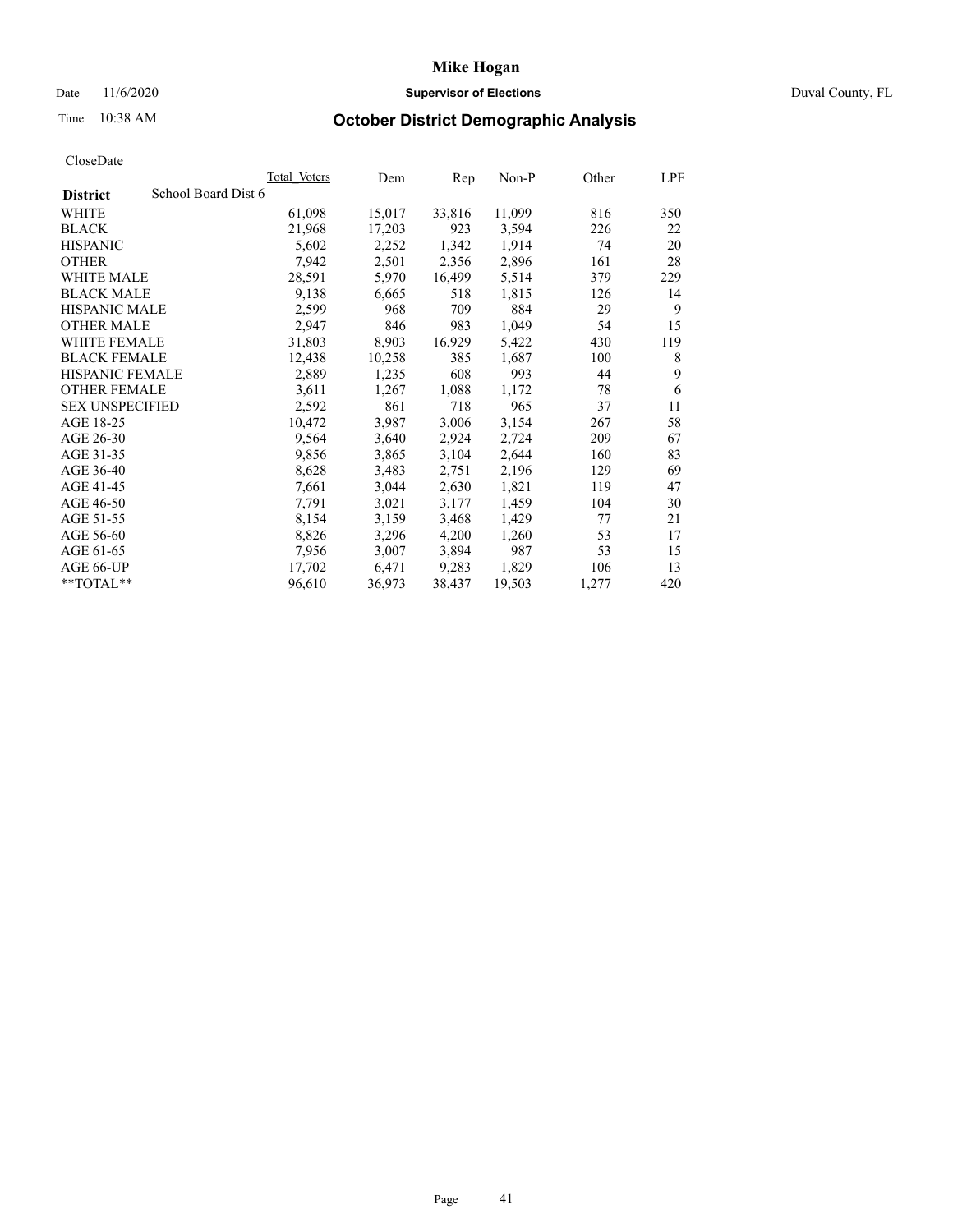# Mike Hogan

Date 11/6/2020 **Supervisor of Elections** Duval County, FL

Time 10:38 AM **October District Demographic Analysis**

CloseDate

| **District** School Board Dist 6 | Total Voters | Dem | Rep | Non-P | Other | LPF |
|---|---|---|---|---|---|---|
| WHITE | 61,098 | 15,017 | 33,816 | 11,099 | 816 | 350 |
| BLACK | 21,968 | 17,203 | 923 | 3,594 | 226 | 22 |
| HISPANIC | 5,602 | 2,252 | 1,342 | 1,914 | 74 | 20 |
| OTHER | 7,942 | 2,501 | 2,356 | 2,896 | 161 | 28 |
| WHITE MALE | 28,591 | 5,970 | 16,499 | 5,514 | 379 | 229 |
| BLACK MALE | 9,138 | 6,665 | 518 | 1,815 | 126 | 14 |
| HISPANIC MALE | 2,599 | 968 | 709 | 884 | 29 | 9 |
| OTHER MALE | 2,947 | 846 | 983 | 1,049 | 54 | 15 |
| WHITE FEMALE | 31,803 | 8,903 | 16,929 | 5,422 | 430 | 119 |
| BLACK FEMALE | 12,438 | 10,258 | 385 | 1,687 | 100 | 8 |
| HISPANIC FEMALE | 2,889 | 1,235 | 608 | 993 | 44 | 9 |
| OTHER FEMALE | 3,611 | 1,267 | 1,088 | 1,172 | 78 | 6 |
| SEX UNSPECIFIED | 2,592 | 861 | 718 | 965 | 37 | 11 |
| AGE 18-25 | 10,472 | 3,987 | 3,006 | 3,154 | 267 | 58 |
| AGE 26-30 | 9,564 | 3,640 | 2,924 | 2,724 | 209 | 67 |
| AGE 31-35 | 9,856 | 3,865 | 3,104 | 2,644 | 160 | 83 |
| AGE 36-40 | 8,628 | 3,483 | 2,751 | 2,196 | 129 | 69 |
| AGE 41-45 | 7,661 | 3,044 | 2,630 | 1,821 | 119 | 47 |
| AGE 46-50 | 7,791 | 3,021 | 3,177 | 1,459 | 104 | 30 |
| AGE 51-55 | 8,154 | 3,159 | 3,468 | 1,429 | 77 | 21 |
| AGE 56-60 | 8,826 | 3,296 | 4,200 | 1,260 | 53 | 17 |
| AGE 61-65 | 7,956 | 3,007 | 3,894 | 987 | 53 | 15 |
| AGE 66-UP | 17,702 | 6,471 | 9,283 | 1,829 | 106 | 13 |
| **TOTAL** | 96,610 | 36,973 | 38,437 | 19,503 | 1,277 | 420 |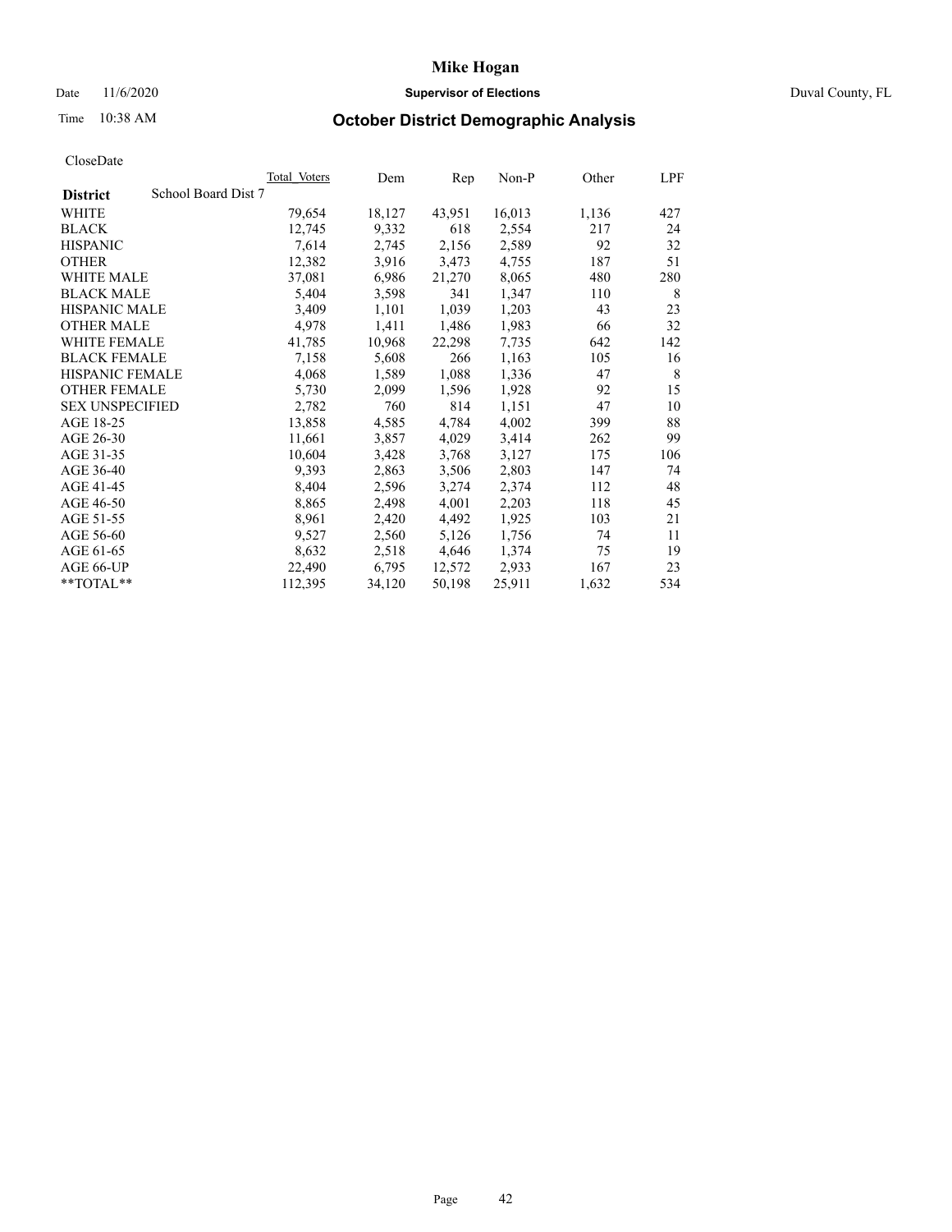# Mike Hogan

Date 11/6/2020 **Supervisor of Elections** Duval County, FL

Time 10:38 AM **October District Demographic Analysis**

CloseDate

| District | School Board Dist 7 | Total_Voters | Dem | Rep | Non-P | Other | LPF |
|---|---|---|---|---|---|---|---|
| WHITE | | 79,654 | 18,127 | 43,951 | 16,013 | 1,136 | 427 |
| BLACK | | 12,745 | 9,332 | 618 | 2,554 | 217 | 24 |
| HISPANIC | | 7,614 | 2,745 | 2,156 | 2,589 | 92 | 32 |
| OTHER | | 12,382 | 3,916 | 3,473 | 4,755 | 187 | 51 |
| WHITE MALE | | 37,081 | 6,986 | 21,270 | 8,065 | 480 | 280 |
| BLACK MALE | | 5,404 | 3,598 | 341 | 1,347 | 110 | 8 |
| HISPANIC MALE | | 3,409 | 1,101 | 1,039 | 1,203 | 43 | 23 |
| OTHER MALE | | 4,978 | 1,411 | 1,486 | 1,983 | 66 | 32 |
| WHITE FEMALE | | 41,785 | 10,968 | 22,298 | 7,735 | 642 | 142 |
| BLACK FEMALE | | 7,158 | 5,608 | 266 | 1,163 | 105 | 16 |
| HISPANIC FEMALE | | 4,068 | 1,589 | 1,088 | 1,336 | 47 | 8 |
| OTHER FEMALE | | 5,730 | 2,099 | 1,596 | 1,928 | 92 | 15 |
| SEX UNSPECIFIED | | 2,782 | 760 | 814 | 1,151 | 47 | 10 |
| AGE 18-25 | | 13,858 | 4,585 | 4,784 | 4,002 | 399 | 88 |
| AGE 26-30 | | 11,661 | 3,857 | 4,029 | 3,414 | 262 | 99 |
| AGE 31-35 | | 10,604 | 3,428 | 3,768 | 3,127 | 175 | 106 |
| AGE 36-40 | | 9,393 | 2,863 | 3,506 | 2,803 | 147 | 74 |
| AGE 41-45 | | 8,404 | 2,596 | 3,274 | 2,374 | 112 | 48 |
| AGE 46-50 | | 8,865 | 2,498 | 4,001 | 2,203 | 118 | 45 |
| AGE 51-55 | | 8,961 | 2,420 | 4,492 | 1,925 | 103 | 21 |
| AGE 56-60 | | 9,527 | 2,560 | 5,126 | 1,756 | 74 | 11 |
| AGE 61-65 | | 8,632 | 2,518 | 4,646 | 1,374 | 75 | 19 |
| AGE 66-UP | | 22,490 | 6,795 | 12,572 | 2,933 | 167 | 23 |
| **TOTAL** | | 112,395 | 34,120 | 50,198 | 25,911 | 1,632 | 534 |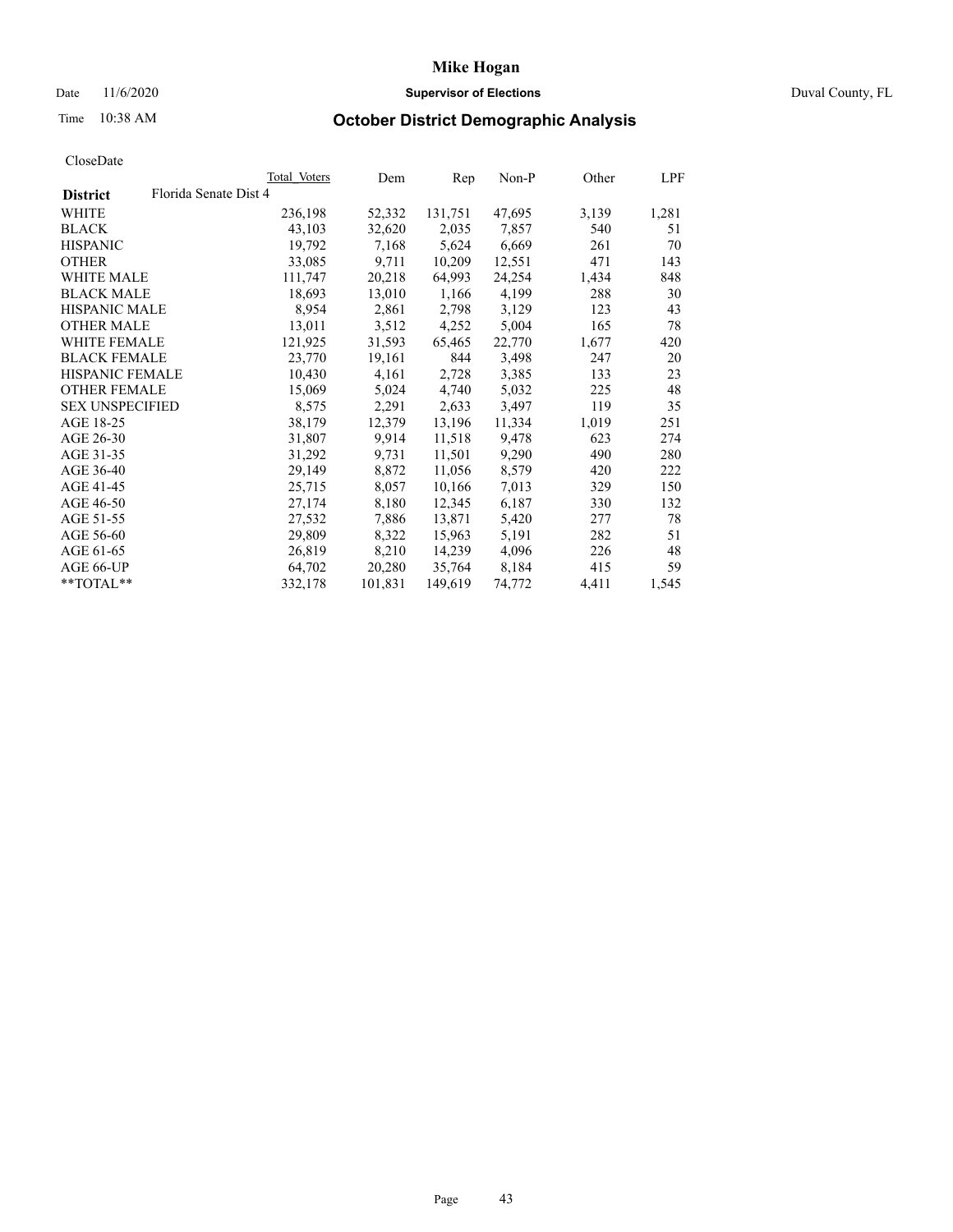# Mike Hogan

Date 11/6/2020 **Supervisor of Elections** Duval County, FL

Time 10:38 AM **October District Demographic Analysis**

CloseDate

| **District** Florida Senate Dist 4 | Total Voters | Dem | Rep | Non-P | Other | LPF |
|---|---|---|---|---|---|---|
| WHITE | 236,198 | 52,332 | 131,751 | 47,695 | 3,139 | 1,281 |
| BLACK | 43,103 | 32,620 | 2,035 | 7,857 | 540 | 51 |
| HISPANIC | 19,792 | 7,168 | 5,624 | 6,669 | 261 | 70 |
| OTHER | 33,085 | 9,711 | 10,209 | 12,551 | 471 | 143 |
| WHITE MALE | 111,747 | 20,218 | 64,993 | 24,254 | 1,434 | 848 |
| BLACK MALE | 18,693 | 13,010 | 1,166 | 4,199 | 288 | 30 |
| HISPANIC MALE | 8,954 | 2,861 | 2,798 | 3,129 | 123 | 43 |
| OTHER MALE | 13,011 | 3,512 | 4,252 | 5,004 | 165 | 78 |
| WHITE FEMALE | 121,925 | 31,593 | 65,465 | 22,770 | 1,677 | 420 |
| BLACK FEMALE | 23,770 | 19,161 | 844 | 3,498 | 247 | 20 |
| HISPANIC FEMALE | 10,430 | 4,161 | 2,728 | 3,385 | 133 | 23 |
| OTHER FEMALE | 15,069 | 5,024 | 4,740 | 5,032 | 225 | 48 |
| SEX UNSPECIFIED | 8,575 | 2,291 | 2,633 | 3,497 | 119 | 35 |
| AGE 18-25 | 38,179 | 12,379 | 13,196 | 11,334 | 1,019 | 251 |
| AGE 26-30 | 31,807 | 9,914 | 11,518 | 9,478 | 623 | 274 |
| AGE 31-35 | 31,292 | 9,731 | 11,501 | 9,290 | 490 | 280 |
| AGE 36-40 | 29,149 | 8,872 | 11,056 | 8,579 | 420 | 222 |
| AGE 41-45 | 25,715 | 8,057 | 10,166 | 7,013 | 329 | 150 |
| AGE 46-50 | 27,174 | 8,180 | 12,345 | 6,187 | 330 | 132 |
| AGE 51-55 | 27,532 | 7,886 | 13,871 | 5,420 | 277 | 78 |
| AGE 56-60 | 29,809 | 8,322 | 15,963 | 5,191 | 282 | 51 |
| AGE 61-65 | 26,819 | 8,210 | 14,239 | 4,096 | 226 | 48 |
| AGE 66-UP | 64,702 | 20,280 | 35,764 | 8,184 | 415 | 59 |
| **TOTAL** | 332,178 | 101,831 | 149,619 | 74,772 | 4,411 | 1,545 |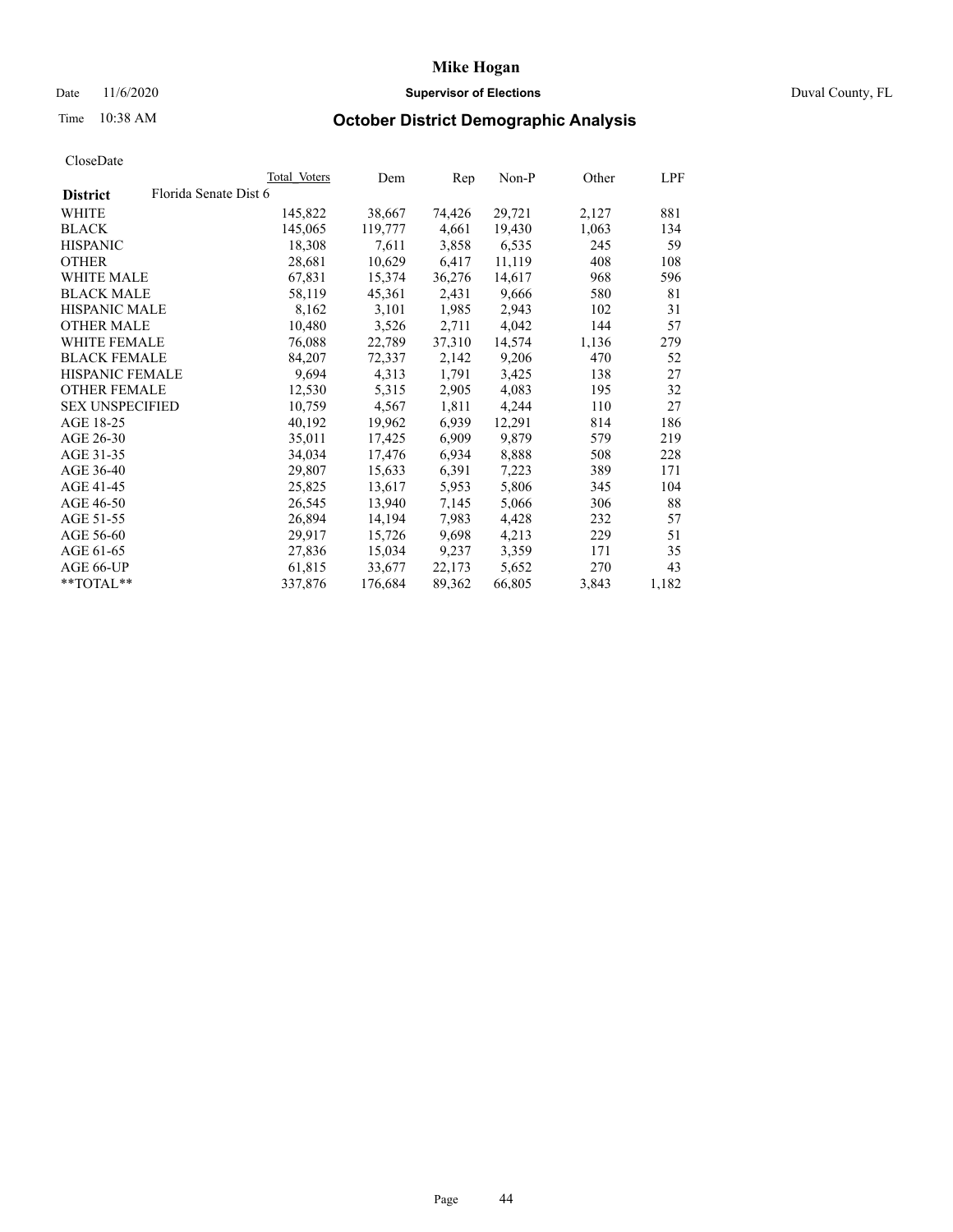# Mike Hogan

Date 11/6/2020 **Supervisor of Elections** Duval County, FL

Time 10:38 AM **October District Demographic Analysis**

CloseDate

| District | Florida Senate Dist 6 | Total Voters | Dem | Rep | Non-P | Other | LPF |
|---|---|---|---|---|---|---|---|
| WHITE | | 145,822 | 38,667 | 74,426 | 29,721 | 2,127 | 881 |
| BLACK | | 145,065 | 119,777 | 4,661 | 19,430 | 1,063 | 134 |
| HISPANIC | | 18,308 | 7,611 | 3,858 | 6,535 | 245 | 59 |
| OTHER | | 28,681 | 10,629 | 6,417 | 11,119 | 408 | 108 |
| WHITE MALE | | 67,831 | 15,374 | 36,276 | 14,617 | 968 | 596 |
| BLACK MALE | | 58,119 | 45,361 | 2,431 | 9,666 | 580 | 81 |
| HISPANIC MALE | | 8,162 | 3,101 | 1,985 | 2,943 | 102 | 31 |
| OTHER MALE | | 10,480 | 3,526 | 2,711 | 4,042 | 144 | 57 |
| WHITE FEMALE | | 76,088 | 22,789 | 37,310 | 14,574 | 1,136 | 279 |
| BLACK FEMALE | | 84,207 | 72,337 | 2,142 | 9,206 | 470 | 52 |
| HISPANIC FEMALE | | 9,694 | 4,313 | 1,791 | 3,425 | 138 | 27 |
| OTHER FEMALE | | 12,530 | 5,315 | 2,905 | 4,083 | 195 | 32 |
| SEX UNSPECIFIED | | 10,759 | 4,567 | 1,811 | 4,244 | 110 | 27 |
| AGE 18-25 | | 40,192 | 19,962 | 6,939 | 12,291 | 814 | 186 |
| AGE 26-30 | | 35,011 | 17,425 | 6,909 | 9,879 | 579 | 219 |
| AGE 31-35 | | 34,034 | 17,476 | 6,934 | 8,888 | 508 | 228 |
| AGE 36-40 | | 29,807 | 15,633 | 6,391 | 7,223 | 389 | 171 |
| AGE 41-45 | | 25,825 | 13,617 | 5,953 | 5,806 | 345 | 104 |
| AGE 46-50 | | 26,545 | 13,940 | 7,145 | 5,066 | 306 | 88 |
| AGE 51-55 | | 26,894 | 14,194 | 7,983 | 4,428 | 232 | 57 |
| AGE 56-60 | | 29,917 | 15,726 | 9,698 | 4,213 | 229 | 51 |
| AGE 61-65 | | 27,836 | 15,034 | 9,237 | 3,359 | 171 | 35 |
| AGE 66-UP | | 61,815 | 33,677 | 22,173 | 5,652 | 270 | 43 |
| **TOTAL** | | 337,876 | 176,684 | 89,362 | 66,805 | 3,843 | 1,182 |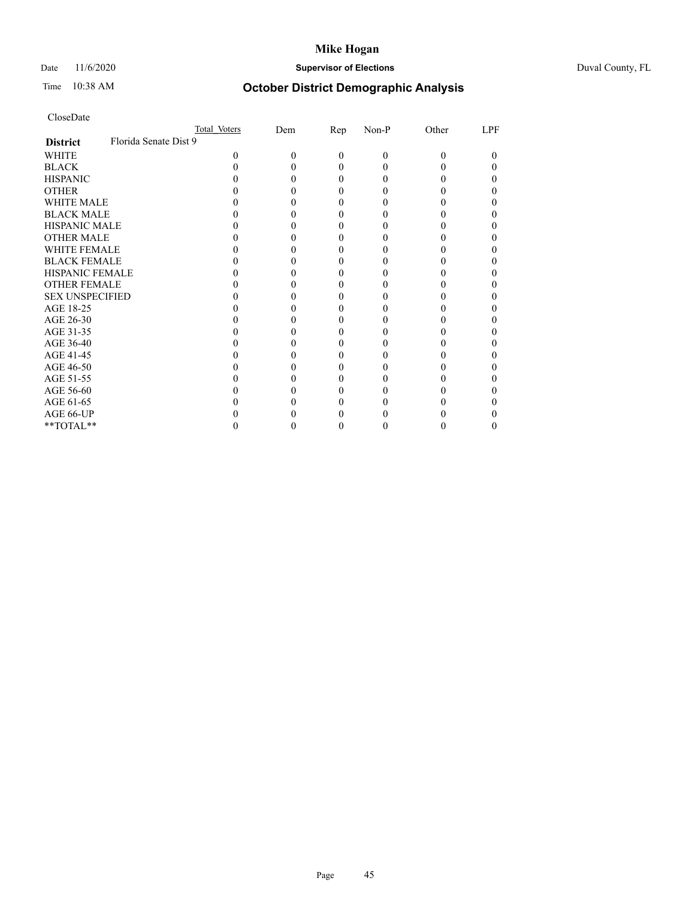# Mike Hogan

Date 11/6/2020 **Supervisor of Elections** Duval County, FL

Time 10:38 AM

## October District Demographic Analysis

CloseDate

| District: Florida Senate Dist 9 | Total Voters | Dem | Rep | Non-P | Other | LPF |
|---|---|---|---|---|---|---|
| WHITE | 0 | 0 | 0 | 0 | 0 | 0 |
| BLACK | 0 | 0 | 0 | 0 | 0 | 0 |
| HISPANIC | 0 | 0 | 0 | 0 | 0 | 0 |
| OTHER | 0 | 0 | 0 | 0 | 0 | 0 |
| WHITE MALE | 0 | 0 | 0 | 0 | 0 | 0 |
| BLACK MALE | 0 | 0 | 0 | 0 | 0 | 0 |
| HISPANIC MALE | 0 | 0 | 0 | 0 | 0 | 0 |
| OTHER MALE | 0 | 0 | 0 | 0 | 0 | 0 |
| WHITE FEMALE | 0 | 0 | 0 | 0 | 0 | 0 |
| BLACK FEMALE | 0 | 0 | 0 | 0 | 0 | 0 |
| HISPANIC FEMALE | 0 | 0 | 0 | 0 | 0 | 0 |
| OTHER FEMALE | 0 | 0 | 0 | 0 | 0 | 0 |
| SEX UNSPECIFIED | 0 | 0 | 0 | 0 | 0 | 0 |
| AGE 18-25 | 0 | 0 | 0 | 0 | 0 | 0 |
| AGE 26-30 | 0 | 0 | 0 | 0 | 0 | 0 |
| AGE 31-35 | 0 | 0 | 0 | 0 | 0 | 0 |
| AGE 36-40 | 0 | 0 | 0 | 0 | 0 | 0 |
| AGE 41-45 | 0 | 0 | 0 | 0 | 0 | 0 |
| AGE 46-50 | 0 | 0 | 0 | 0 | 0 | 0 |
| AGE 51-55 | 0 | 0 | 0 | 0 | 0 | 0 |
| AGE 56-60 | 0 | 0 | 0 | 0 | 0 | 0 |
| AGE 61-65 | 0 | 0 | 0 | 0 | 0 | 0 |
| AGE 66-UP | 0 | 0 | 0 | 0 | 0 | 0 |
| **TOTAL** | 0 | 0 | 0 | 0 | 0 | 0 |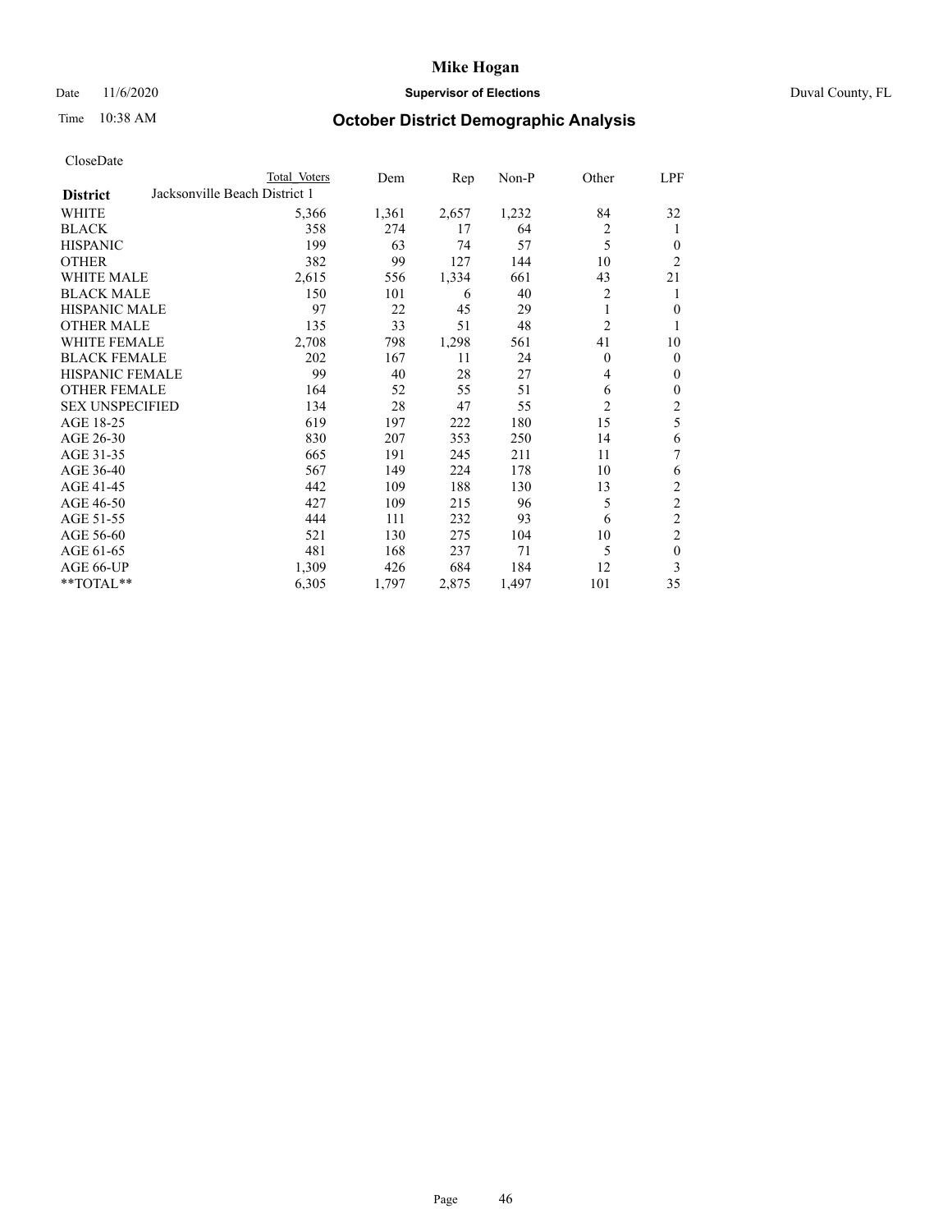# Mike Hogan

Date 11/6/2020 **Supervisor of Elections** Duval County, FL

Time 10:38 AM **October District Demographic Analysis**

CloseDate

| District | Total Voters | Dem | Rep | Non-P | Other | LPF |
|---|---|---|---|---|---|---|
| Jacksonville Beach District 1 | | | | | | |
| WHITE | 5,366 | 1,361 | 2,657 | 1,232 | 84 | 32 |
| BLACK | 358 | 274 | 17 | 64 | 2 | 1 |
| HISPANIC | 199 | 63 | 74 | 57 | 5 | 0 |
| OTHER | 382 | 99 | 127 | 144 | 10 | 2 |
| WHITE MALE | 2,615 | 556 | 1,334 | 661 | 43 | 21 |
| BLACK MALE | 150 | 101 | 6 | 40 | 2 | 1 |
| HISPANIC MALE | 97 | 22 | 45 | 29 | 1 | 0 |
| OTHER MALE | 135 | 33 | 51 | 48 | 2 | 1 |
| WHITE FEMALE | 2,708 | 798 | 1,298 | 561 | 41 | 10 |
| BLACK FEMALE | 202 | 167 | 11 | 24 | 0 | 0 |
| HISPANIC FEMALE | 99 | 40 | 28 | 27 | 4 | 0 |
| OTHER FEMALE | 164 | 52 | 55 | 51 | 6 | 0 |
| SEX UNSPECIFIED | 134 | 28 | 47 | 55 | 2 | 2 |
| AGE 18-25 | 619 | 197 | 222 | 180 | 15 | 5 |
| AGE 26-30 | 830 | 207 | 353 | 250 | 14 | 6 |
| AGE 31-35 | 665 | 191 | 245 | 211 | 11 | 7 |
| AGE 36-40 | 567 | 149 | 224 | 178 | 10 | 6 |
| AGE 41-45 | 442 | 109 | 188 | 130 | 13 | 2 |
| AGE 46-50 | 427 | 109 | 215 | 96 | 5 | 2 |
| AGE 51-55 | 444 | 111 | 232 | 93 | 6 | 2 |
| AGE 56-60 | 521 | 130 | 275 | 104 | 10 | 2 |
| AGE 61-65 | 481 | 168 | 237 | 71 | 5 | 0 |
| AGE 66-UP | 1,309 | 426 | 684 | 184 | 12 | 3 |
| **TOTAL** | 6,305 | 1,797 | 2,875 | 1,497 | 101 | 35 |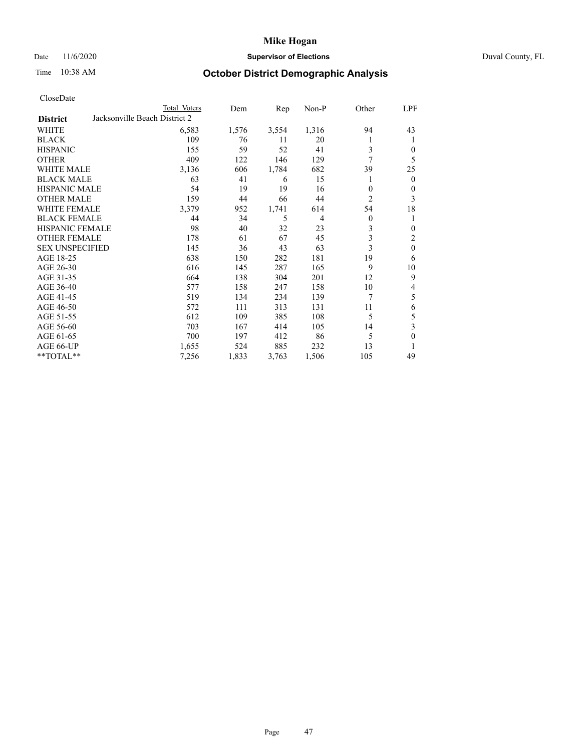# Mike Hogan

Date 11/6/2020 **Supervisor of Elections** Duval County, FL

Time 10:38 AM **October District Demographic Analysis**

CloseDate

| District | Total Voters | Dem | Rep | Non-P | Other | LPF |
|---|---|---|---|---|---|---|
| **Jacksonville Beach District 2** | | | | | | |
| WHITE | 6,583 | 1,576 | 3,554 | 1,316 | 94 | 43 |
| BLACK | 109 | 76 | 11 | 20 | 1 | 1 |
| HISPANIC | 155 | 59 | 52 | 41 | 3 | 0 |
| OTHER | 409 | 122 | 146 | 129 | 7 | 5 |
| WHITE MALE | 3,136 | 606 | 1,784 | 682 | 39 | 25 |
| BLACK MALE | 63 | 41 | 6 | 15 | 1 | 0 |
| HISPANIC MALE | 54 | 19 | 19 | 16 | 0 | 0 |
| OTHER MALE | 159 | 44 | 66 | 44 | 2 | 3 |
| WHITE FEMALE | 3,379 | 952 | 1,741 | 614 | 54 | 18 |
| BLACK FEMALE | 44 | 34 | 5 | 4 | 0 | 1 |
| HISPANIC FEMALE | 98 | 40 | 32 | 23 | 3 | 0 |
| OTHER FEMALE | 178 | 61 | 67 | 45 | 3 | 2 |
| SEX UNSPECIFIED | 145 | 36 | 43 | 63 | 3 | 0 |
| AGE 18-25 | 638 | 150 | 282 | 181 | 19 | 6 |
| AGE 26-30 | 616 | 145 | 287 | 165 | 9 | 10 |
| AGE 31-35 | 664 | 138 | 304 | 201 | 12 | 9 |
| AGE 36-40 | 577 | 158 | 247 | 158 | 10 | 4 |
| AGE 41-45 | 519 | 134 | 234 | 139 | 7 | 5 |
| AGE 46-50 | 572 | 111 | 313 | 131 | 11 | 6 |
| AGE 51-55 | 612 | 109 | 385 | 108 | 5 | 5 |
| AGE 56-60 | 703 | 167 | 414 | 105 | 14 | 3 |
| AGE 61-65 | 700 | 197 | 412 | 86 | 5 | 0 |
| AGE 66-UP | 1,655 | 524 | 885 | 232 | 13 | 1 |
| **TOTAL** | 7,256 | 1,833 | 3,763 | 1,506 | 105 | 49 |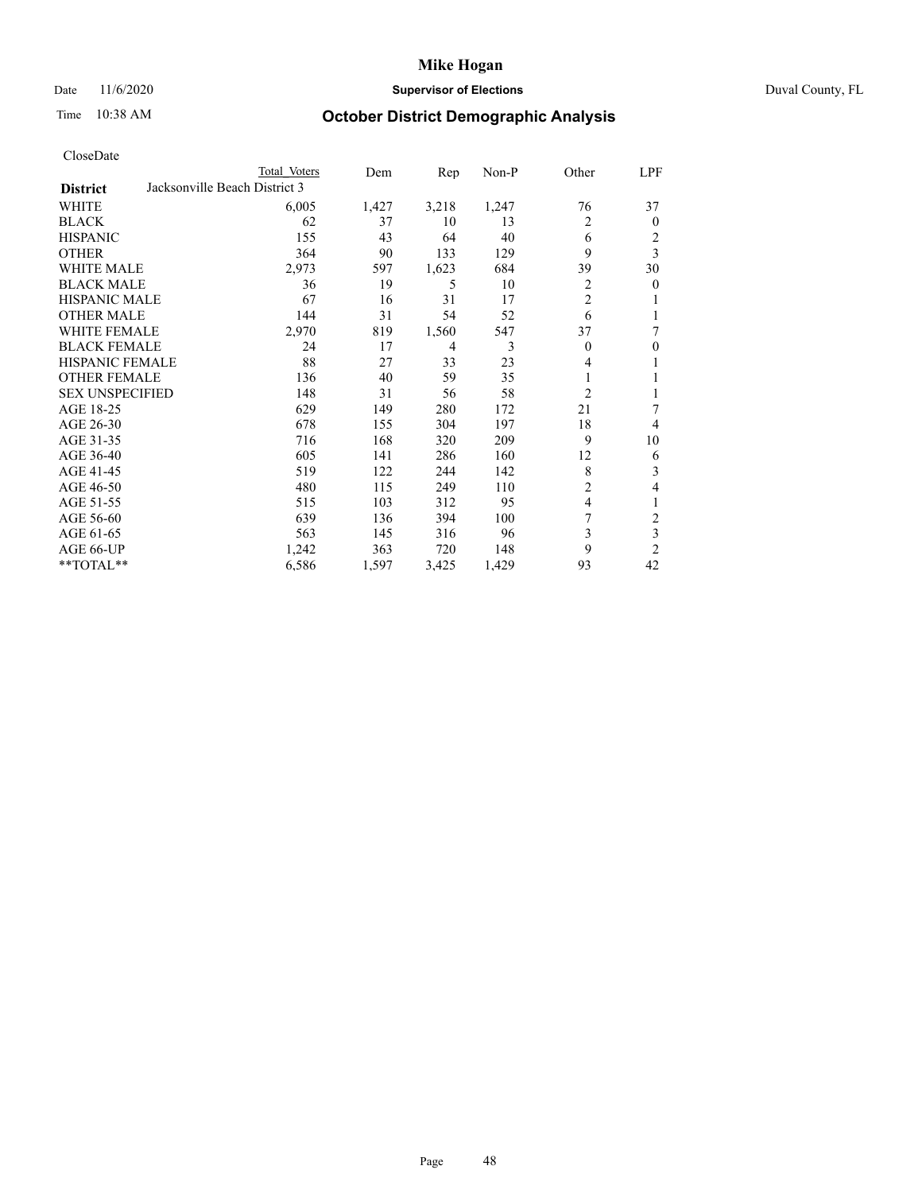# Mike Hogan

Date 11/6/2020 **Supervisor of Elections** Duval County, FL

Time 10:38 AM **October District Demographic Analysis**

CloseDate

| **District** | Total Voters | Dem | Rep | Non-P | Other | LPF |
|---|---|---|---|---|---|---|
| Jacksonville Beach District 3 | | | | | | |
| WHITE | 6,005 | 1,427 | 3,218 | 1,247 | 76 | 37 |
| BLACK | 62 | 37 | 10 | 13 | 2 | 0 |
| HISPANIC | 155 | 43 | 64 | 40 | 6 | 2 |
| OTHER | 364 | 90 | 133 | 129 | 9 | 3 |
| WHITE MALE | 2,973 | 597 | 1,623 | 684 | 39 | 30 |
| BLACK MALE | 36 | 19 | 5 | 10 | 2 | 0 |
| HISPANIC MALE | 67 | 16 | 31 | 17 | 2 | 1 |
| OTHER MALE | 144 | 31 | 54 | 52 | 6 | 1 |
| WHITE FEMALE | 2,970 | 819 | 1,560 | 547 | 37 | 7 |
| BLACK FEMALE | 24 | 17 | 4 | 3 | 0 | 0 |
| HISPANIC FEMALE | 88 | 27 | 33 | 23 | 4 | 1 |
| OTHER FEMALE | 136 | 40 | 59 | 35 | 1 | 1 |
| SEX UNSPECIFIED | 148 | 31 | 56 | 58 | 2 | 1 |
| AGE 18-25 | 629 | 149 | 280 | 172 | 21 | 7 |
| AGE 26-30 | 678 | 155 | 304 | 197 | 18 | 4 |
| AGE 31-35 | 716 | 168 | 320 | 209 | 9 | 10 |
| AGE 36-40 | 605 | 141 | 286 | 160 | 12 | 6 |
| AGE 41-45 | 519 | 122 | 244 | 142 | 8 | 3 |
| AGE 46-50 | 480 | 115 | 249 | 110 | 2 | 4 |
| AGE 51-55 | 515 | 103 | 312 | 95 | 4 | 1 |
| AGE 56-60 | 639 | 136 | 394 | 100 | 7 | 2 |
| AGE 61-65 | 563 | 145 | 316 | 96 | 3 | 3 |
| AGE 66-UP | 1,242 | 363 | 720 | 148 | 9 | 2 |
| **TOTAL** | 6,586 | 1,597 | 3,425 | 1,429 | 93 | 42 |